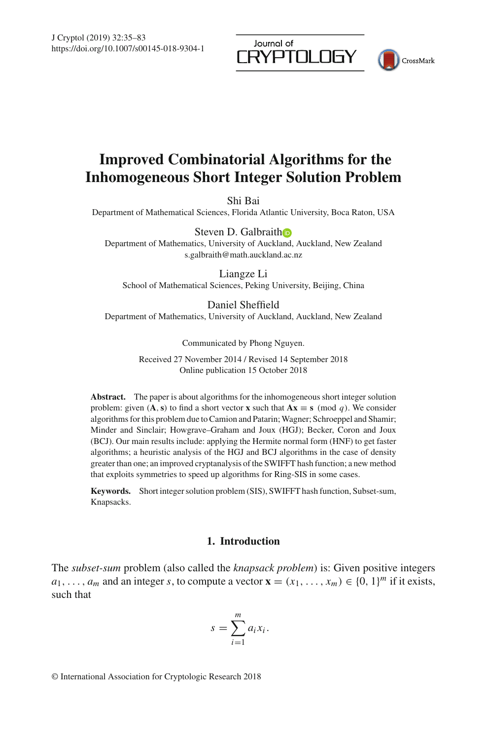# Improved Combinatorial Algorithms for the Inhomogeneous Short Integer Solution Problem

Shi Bai
Department of Mathematical Sciences, Florida Atlantic University, Boca Raton, USA

Steven D. Galbraith
Department of Mathematics, University of Auckland, Auckland, New Zealand
s.galbraith@math.auckland.ac.nz

Liangze Li
School of Mathematical Sciences, Peking University, Beijing, China

Daniel Sheffield
Department of Mathematics, University of Auckland, Auckland, New Zealand

Communicated by Phong Nguyen.

Received 27 November 2014 / Revised 14 September 2018
Online publication 15 October 2018

**Abstract.** The paper is about algorithms for the inhomogeneous short integer solution problem: given $(\mathbf{A}, \mathbf{s})$ to find a short vector $\mathbf{x}$ such that $\mathbf{A}\mathbf{x} \equiv \mathbf{s} \pmod{q}$. We consider algorithms for this problem due to Camion and Patarin; Wagner; Schroeppel and Shamir; Minder and Sinclair; Howgrave–Graham and Joux (HGJ); Becker, Coron and Joux (BCJ). Our main results include: applying the Hermite normal form (HNF) to get faster algorithms; a heuristic analysis of the HGJ and BCJ algorithms in the case of density greater than one; an improved cryptanalysis of the SWIFFT hash function; a new method that exploits symmetries to speed up algorithms for Ring-SIS in some cases.

**Keywords.** Short integer solution problem (SIS), SWIFFT hash function, Subset-sum, Knapsacks.

## 1. Introduction

The *subset-sum* problem (also called the *knapsack problem*) is: Given positive integers $a_1, \ldots, a_m$ and an integer $s$, to compute a vector $\mathbf{x} = (x_1, \ldots, x_m) \in \{0, 1\}^m$ if it exists, such that

$$s = \sum_{i=1}^{m} a_i x_i.$$

© International Association for Cryptologic Research 2018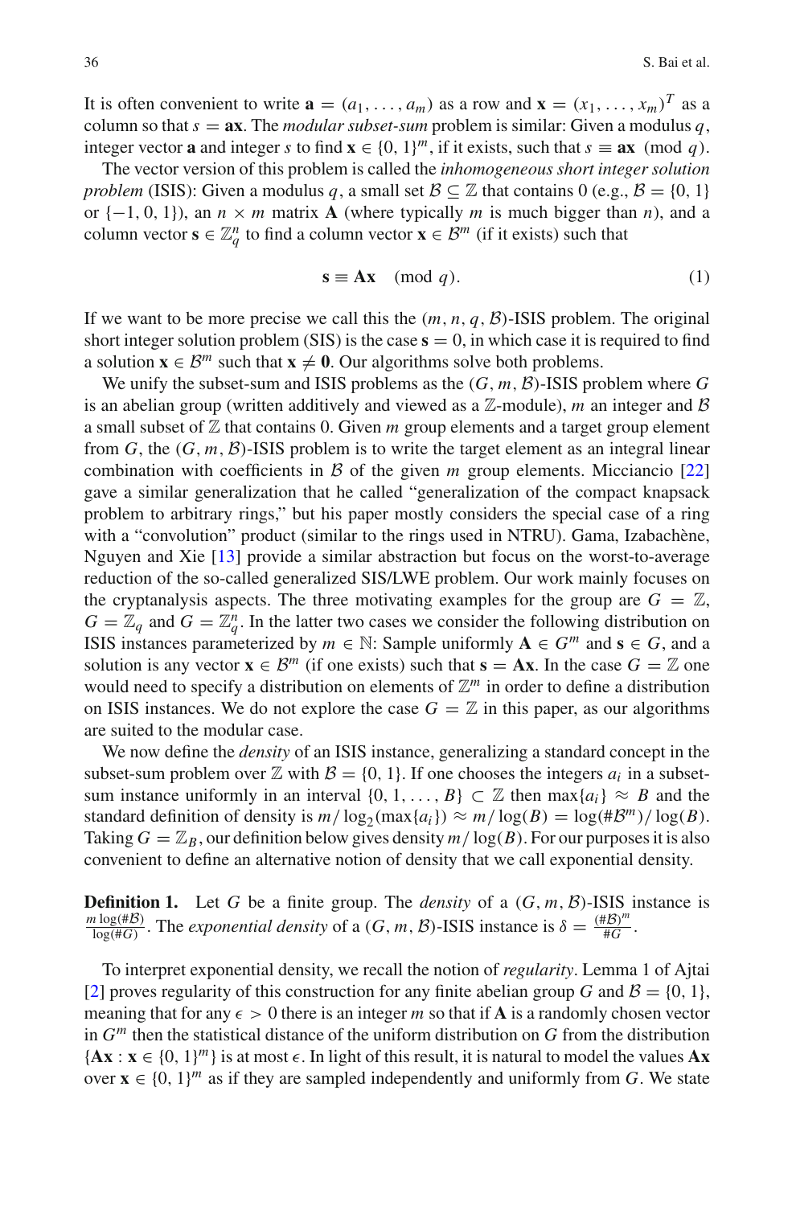It is often convenient to write $\mathbf{a} = (a_1, \ldots, a_m)$ as a row and $\mathbf{x} = (x_1, \ldots, x_m)^T$ as a column so that $s = \mathbf{ax}$. The *modular subset-sum* problem is similar: Given a modulus $q$, integer vector $\mathbf{a}$ and integer $s$ to find $\mathbf{x} \in \{0, 1\}^m$, if it exists, such that $s \equiv \mathbf{ax} \pmod{q}$.

The vector version of this problem is called the *inhomogeneous short integer solution problem* (ISIS): Given a modulus $q$, a small set $\mathcal{B} \subseteq \mathbb{Z}$ that contains 0 (e.g., $\mathcal{B} = \{0, 1\}$ or $\{-1, 0, 1\}$), an $n \times m$ matrix $\mathbf{A}$ (where typically $m$ is much bigger than $n$), and a column vector $\mathbf{s} \in \mathbb{Z}_q^n$ to find a column vector $\mathbf{x} \in \mathcal{B}^m$ (if it exists) such that

$$\mathbf{s} \equiv \mathbf{Ax} \pmod{q}. \tag{1}$$

If we want to be more precise we call this the $(m, n, q, \mathcal{B})$-ISIS problem. The original short integer solution problem (SIS) is the case $\mathbf{s} = 0$, in which case it is required to find a solution $\mathbf{x} \in \mathcal{B}^m$ such that $\mathbf{x} \neq \mathbf{0}$. Our algorithms solve both problems.

We unify the subset-sum and ISIS problems as the $(G, m, \mathcal{B})$-ISIS problem where $G$ is an abelian group (written additively and viewed as a $\mathbb{Z}$-module), $m$ an integer and $\mathcal{B}$ a small subset of $\mathbb{Z}$ that contains 0. Given $m$ group elements and a target group element from $G$, the $(G, m, \mathcal{B})$-ISIS problem is to write the target element as an integral linear combination with coefficients in $\mathcal{B}$ of the given $m$ group elements. Micciancio [22] gave a similar generalization that he called "generalization of the compact knapsack problem to arbitrary rings," but his paper mostly considers the special case of a ring with a "convolution" product (similar to the rings used in NTRU). Gama, Izabachène, Nguyen and Xie [13] provide a similar abstraction but focus on the worst-to-average reduction of the so-called generalized SIS/LWE problem. Our work mainly focuses on the cryptanalysis aspects. The three motivating examples for the group are $G = \mathbb{Z}$, $G = \mathbb{Z}_q$ and $G = \mathbb{Z}_q^n$. In the latter two cases we consider the following distribution on ISIS instances parameterized by $m \in \mathbb{N}$: Sample uniformly $\mathbf{A} \in G^m$ and $\mathbf{s} \in G$, and a solution is any vector $\mathbf{x} \in \mathcal{B}^m$ (if one exists) such that $\mathbf{s} = \mathbf{Ax}$. In the case $G = \mathbb{Z}$ one would need to specify a distribution on elements of $\mathbb{Z}^m$ in order to define a distribution on ISIS instances. We do not explore the case $G = \mathbb{Z}$ in this paper, as our algorithms are suited to the modular case.

We now define the *density* of an ISIS instance, generalizing a standard concept in the subset-sum problem over $\mathbb{Z}$ with $\mathcal{B} = \{0, 1\}$. If one chooses the integers $a_i$ in a subset-sum instance uniformly in an interval $\{0, 1, \ldots, B\} \subset \mathbb{Z}$ then $\max\{a_i\} \approx B$ and the standard definition of density is $m/\log_2(\max\{a_i\}) \approx m/\log(B) = \log(\#\mathcal{B}^m)/\log(B)$. Taking $G = \mathbb{Z}_B$, our definition below gives density $m/\log(B)$. For our purposes it is also convenient to define an alternative notion of density that we call exponential density.

**Definition 1.** Let $G$ be a finite group. The *density* of a $(G, m, \mathcal{B})$-ISIS instance is $\frac{m \log(\#\mathcal{B})}{\log(\#G)}$. The *exponential density* of a $(G, m, \mathcal{B})$-ISIS instance is $\delta = \frac{(\#\mathcal{B})^m}{\#G}$.

To interpret exponential density, we recall the notion of *regularity*. Lemma 1 of Ajtai [2] proves regularity of this construction for any finite abelian group $G$ and $\mathcal{B} = \{0, 1\}$, meaning that for any $\epsilon > 0$ there is an integer $m$ so that if $\mathbf{A}$ is a randomly chosen vector in $G^m$ then the statistical distance of the uniform distribution on $G$ from the distribution $\{\mathbf{Ax} : \mathbf{x} \in \{0, 1\}^m\}$ is at most $\epsilon$. In light of this result, it is natural to model the values $\mathbf{Ax}$ over $\mathbf{x} \in \{0, 1\}^m$ as if they are sampled independently and uniformly from $G$. We state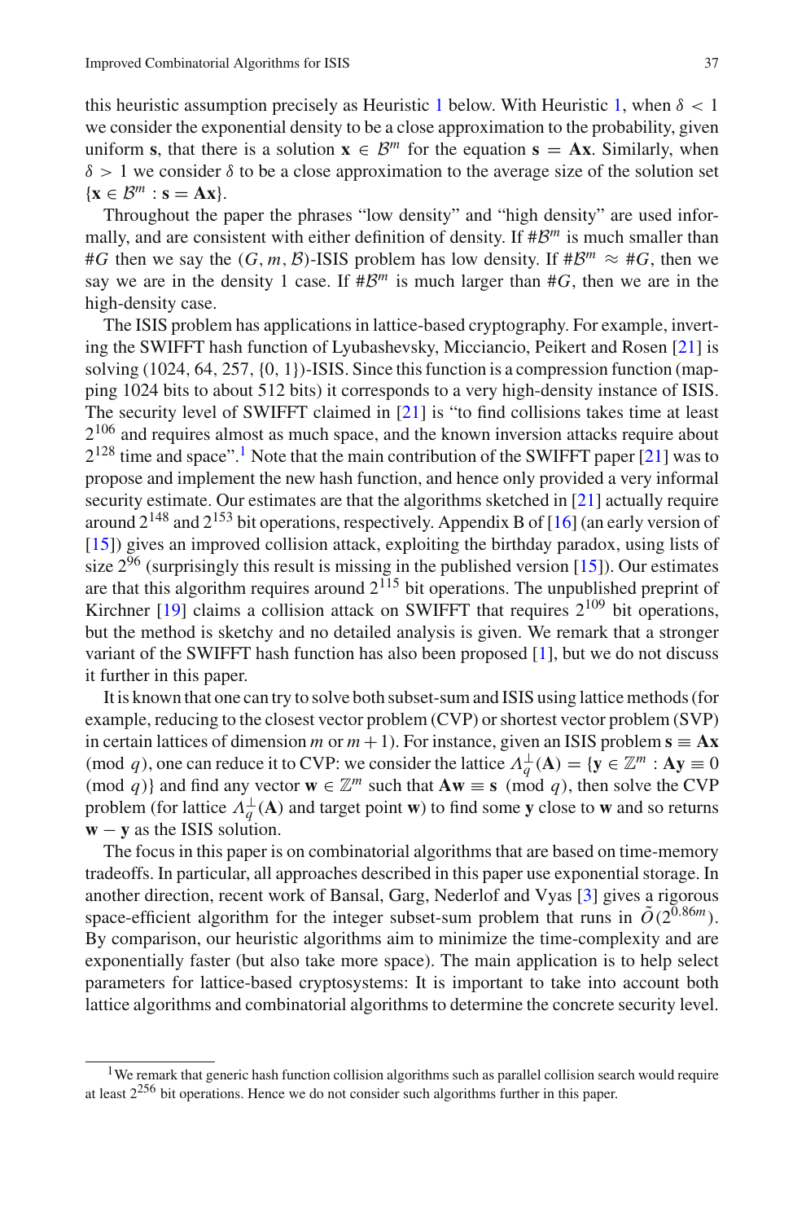this heuristic assumption precisely as Heuristic 1 below. With Heuristic 1, when $\delta < 1$ we consider the exponential density to be a close approximation to the probability, given uniform $\mathbf{s}$, that there is a solution $\mathbf{x} \in \mathcal{B}^m$ for the equation $\mathbf{s} = \mathbf{A}\mathbf{x}$. Similarly, when $\delta > 1$ we consider $\delta$ to be a close approximation to the average size of the solution set $\{\mathbf{x} \in \mathcal{B}^m : \mathbf{s} = \mathbf{A}\mathbf{x}\}$.

Throughout the paper the phrases "low density" and "high density" are used informally, and are consistent with either definition of density. If $\#\mathcal{B}^m$ is much smaller than $\#G$ then we say the $(G, m, \mathcal{B})$-ISIS problem has low density. If $\#\mathcal{B}^m \approx \#G$, then we say we are in the density 1 case. If $\#\mathcal{B}^m$ is much larger than $\#G$, then we are in the high-density case.

The ISIS problem has applications in lattice-based cryptography. For example, inverting the SWIFFT hash function of Lyubashevsky, Micciancio, Peikert and Rosen [21] is solving $(1024, 64, 257, \{0, 1\})$-ISIS. Since this function is a compression function (mapping 1024 bits to about 512 bits) it corresponds to a very high-density instance of ISIS. The security level of SWIFFT claimed in [21] is "to find collisions takes time at least $2^{106}$ and requires almost as much space, and the known inversion attacks require about $2^{128}$ time and space".[1] Note that the main contribution of the SWIFFT paper [21] was to propose and implement the new hash function, and hence only provided a very informal security estimate. Our estimates are that the algorithms sketched in [21] actually require around $2^{148}$ and $2^{153}$ bit operations, respectively. Appendix B of [16] (an early version of [15]) gives an improved collision attack, exploiting the birthday paradox, using lists of size $2^{96}$ (surprisingly this result is missing in the published version [15]). Our estimates are that this algorithm requires around $2^{115}$ bit operations. The unpublished preprint of Kirchner [19] claims a collision attack on SWIFFT that requires $2^{109}$ bit operations, but the method is sketchy and no detailed analysis is given. We remark that a stronger variant of the SWIFFT hash function has also been proposed [1], but we do not discuss it further in this paper.

It is known that one can try to solve both subset-sum and ISIS using lattice methods (for example, reducing to the closest vector problem (CVP) or shortest vector problem (SVP) in certain lattices of dimension $m$ or $m+1$). For instance, given an ISIS problem $\mathbf{s} \equiv \mathbf{A}\mathbf{x} \pmod{q}$, one can reduce it to CVP: we consider the lattice $\Lambda_q^{\perp}(\mathbf{A}) = \{\mathbf{y} \in \mathbb{Z}^m : \mathbf{A}\mathbf{y} \equiv 0 \pmod{q}\}$ and find any vector $\mathbf{w} \in \mathbb{Z}^m$ such that $\mathbf{A}\mathbf{w} \equiv \mathbf{s} \pmod{q}$, then solve the CVP problem (for lattice $\Lambda_q^{\perp}(\mathbf{A})$ and target point $\mathbf{w}$) to find some $\mathbf{y}$ close to $\mathbf{w}$ and so returns $\mathbf{w} - \mathbf{y}$ as the ISIS solution.

The focus in this paper is on combinatorial algorithms that are based on time-memory tradeoffs. In particular, all approaches described in this paper use exponential storage. In another direction, recent work of Bansal, Garg, Nederlof and Vyas [3] gives a rigorous space-efficient algorithm for the integer subset-sum problem that runs in $\tilde{O}(2^{0.86m})$. By comparison, our heuristic algorithms aim to minimize the time-complexity and are exponentially faster (but also take more space). The main application is to help select parameters for lattice-based cryptosystems: It is important to take into account both lattice algorithms and combinatorial algorithms to determine the concrete security level.

[1] We remark that generic hash function collision algorithms such as parallel collision search would require at least $2^{256}$ bit operations. Hence we do not consider such algorithms further in this paper.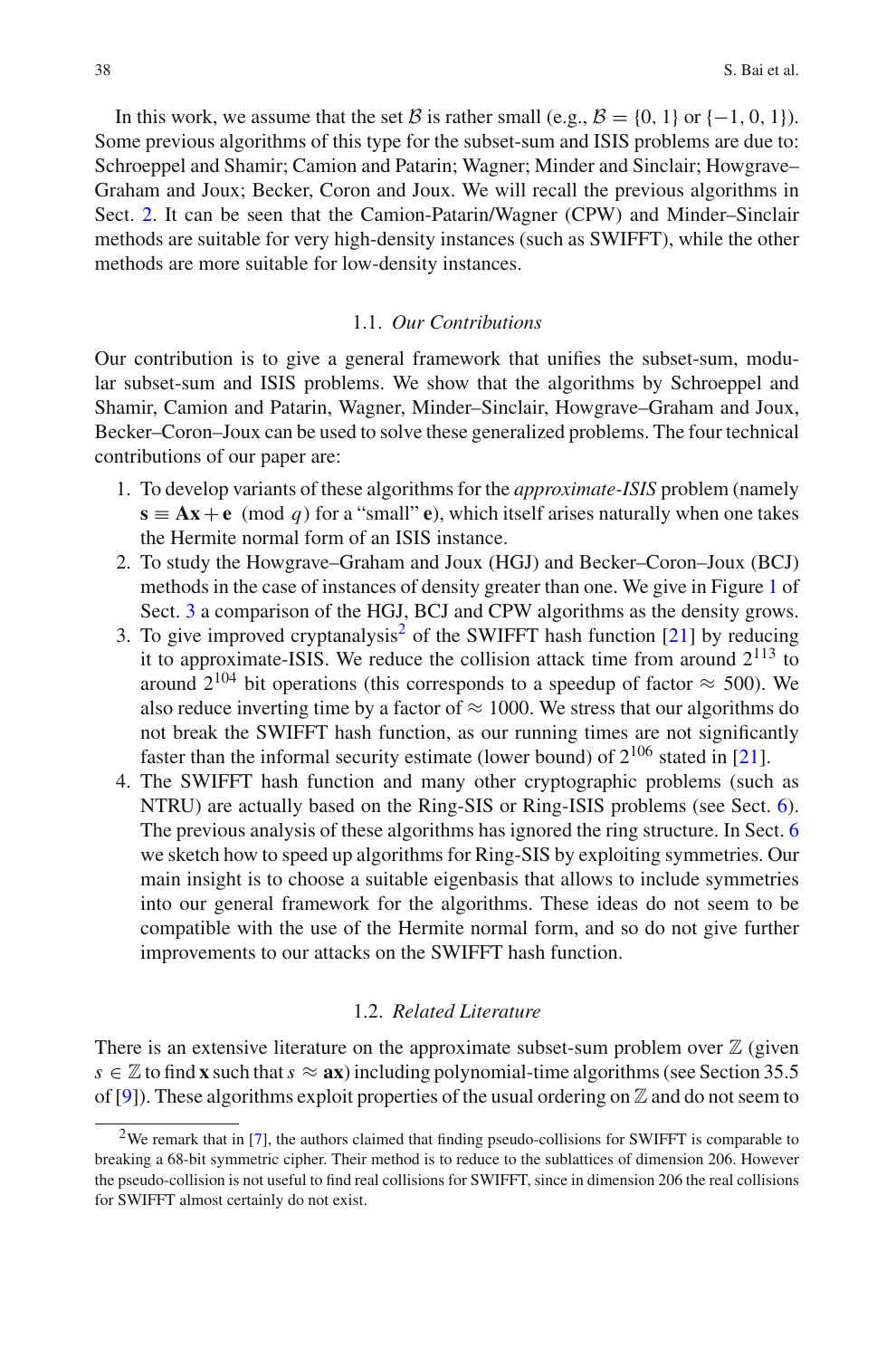In this work, we assume that the set $\mathcal{B}$ is rather small (e.g., $\mathcal{B} = \{0, 1\}$ or $\{-1, 0, 1\}$). Some previous algorithms of this type for the subset-sum and ISIS problems are due to: Schroeppel and Shamir; Camion and Patarin; Wagner; Minder and Sinclair; Howgrave–Graham and Joux; Becker, Coron and Joux. We will recall the previous algorithms in Sect. 2. It can be seen that the Camion-Patarin/Wagner (CPW) and Minder–Sinclair methods are suitable for very high-density instances (such as SWIFFT), while the other methods are more suitable for low-density instances.

### 1.1. *Our Contributions*

Our contribution is to give a general framework that unifies the subset-sum, modular subset-sum and ISIS problems. We show that the algorithms by Schroeppel and Shamir, Camion and Patarin, Wagner, Minder–Sinclair, Howgrave–Graham and Joux, Becker–Coron–Joux can be used to solve these generalized problems. The four technical contributions of our paper are:

1. To develop variants of these algorithms for the *approximate-ISIS* problem (namely $\mathbf{s} \equiv \mathbf{A}\mathbf{x} + \mathbf{e} \pmod{q}$ for a "small" $\mathbf{e}$), which itself arises naturally when one takes the Hermite normal form of an ISIS instance.
2. To study the Howgrave–Graham and Joux (HGJ) and Becker–Coron–Joux (BCJ) methods in the case of instances of density greater than one. We give in Figure 1 of Sect. 3 a comparison of the HGJ, BCJ and CPW algorithms as the density grows.
3. To give improved cryptanalysis[2] of the SWIFFT hash function [21] by reducing it to approximate-ISIS. We reduce the collision attack time from around $2^{113}$ to around $2^{104}$ bit operations (this corresponds to a speedup of factor $\approx 500$). We also reduce inverting time by a factor of $\approx 1000$. We stress that our algorithms do not break the SWIFFT hash function, as our running times are not significantly faster than the informal security estimate (lower bound) of $2^{106}$ stated in [21].
4. The SWIFFT hash function and many other cryptographic problems (such as NTRU) are actually based on the Ring-SIS or Ring-ISIS problems (see Sect. 6). The previous analysis of these algorithms has ignored the ring structure. In Sect. 6 we sketch how to speed up algorithms for Ring-SIS by exploiting symmetries. Our main insight is to choose a suitable eigenbasis that allows to include symmetries into our general framework for the algorithms. These ideas do not seem to be compatible with the use of the Hermite normal form, and so do not give further improvements to our attacks on the SWIFFT hash function.

### 1.2. *Related Literature*

There is an extensive literature on the approximate subset-sum problem over $\mathbb{Z}$ (given $s \in \mathbb{Z}$ to find $\mathbf{x}$ such that $s \approx \mathbf{a}\mathbf{x}$) including polynomial-time algorithms (see Section 35.5 of [9]). These algorithms exploit properties of the usual ordering on $\mathbb{Z}$ and do not seem to

[2] We remark that in [7], the authors claimed that finding pseudo-collisions for SWIFFT is comparable to breaking a 68-bit symmetric cipher. Their method is to reduce to the sublattices of dimension 206. However the pseudo-collision is not useful to find real collisions for SWIFFT, since in dimension 206 the real collisions for SWIFFT almost certainly do not exist.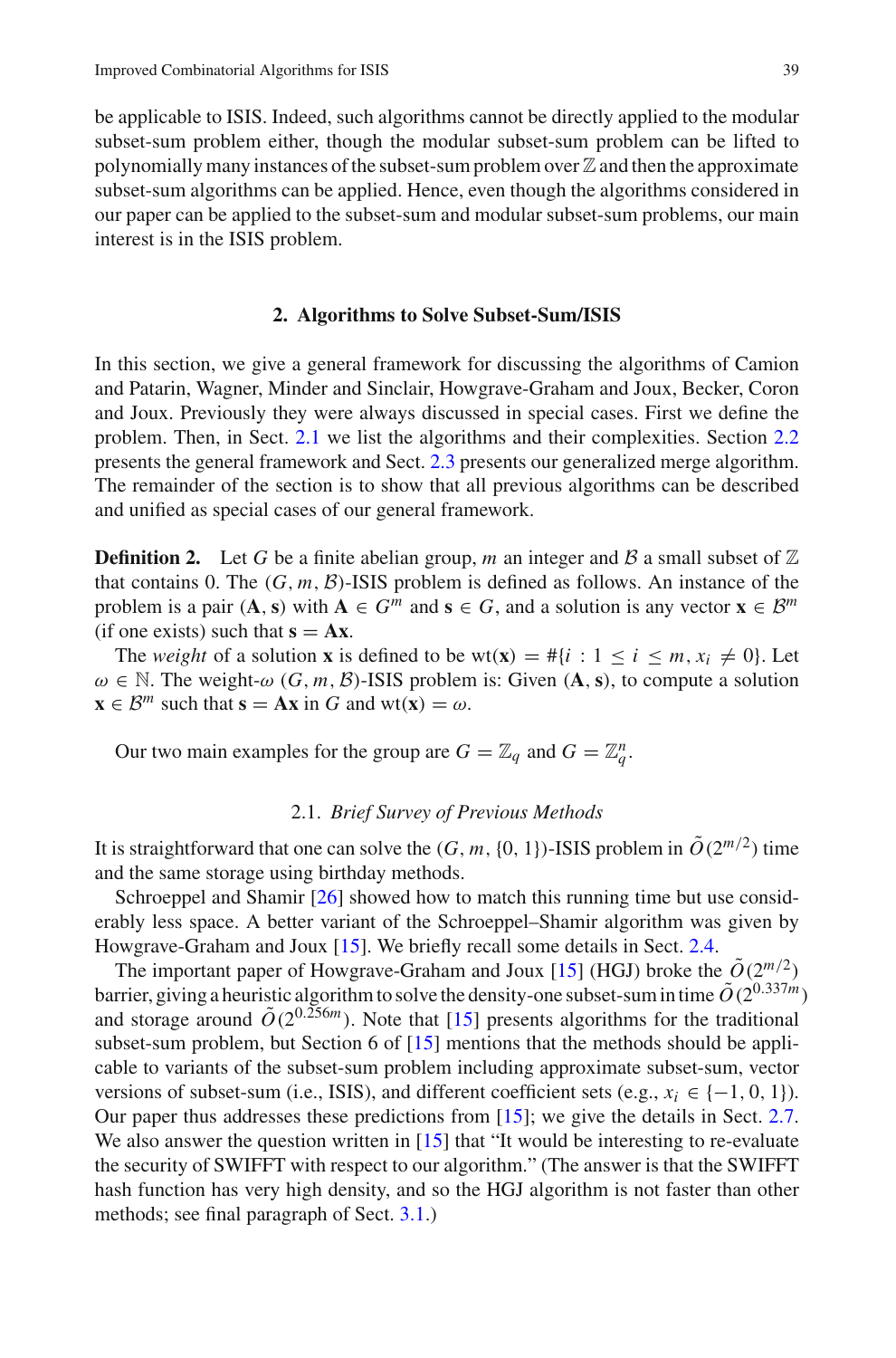be applicable to ISIS. Indeed, such algorithms cannot be directly applied to the modular subset-sum problem either, though the modular subset-sum problem can be lifted to polynomially many instances of the subset-sum problem over $\mathbb{Z}$ and then the approximate subset-sum algorithms can be applied. Hence, even though the algorithms considered in our paper can be applied to the subset-sum and modular subset-sum problems, our main interest is in the ISIS problem.

## 2. Algorithms to Solve Subset-Sum/ISIS

In this section, we give a general framework for discussing the algorithms of Camion and Patarin, Wagner, Minder and Sinclair, Howgrave-Graham and Joux, Becker, Coron and Joux. Previously they were always discussed in special cases. First we define the problem. Then, in Sect. 2.1 we list the algorithms and their complexities. Section 2.2 presents the general framework and Sect. 2.3 presents our generalized merge algorithm. The remainder of the section is to show that all previous algorithms can be described and unified as special cases of our general framework.

**Definition 2.** Let $G$ be a finite abelian group, $m$ an integer and $\mathcal{B}$ a small subset of $\mathbb{Z}$ that contains 0. The $(G, m, \mathcal{B})$-ISIS problem is defined as follows. An instance of the problem is a pair $(\mathbf{A}, \mathbf{s})$ with $\mathbf{A} \in G^m$ and $\mathbf{s} \in G$, and a solution is any vector $\mathbf{x} \in \mathcal{B}^m$ (if one exists) such that $\mathbf{s} = \mathbf{A}\mathbf{x}$.

The *weight* of a solution $\mathbf{x}$ is defined to be $\mathrm{wt}(\mathbf{x}) = \#\{i : 1 \le i \le m, x_i \neq 0\}$. Let $\omega \in \mathbb{N}$. The weight-$\omega$ $(G, m, \mathcal{B})$-ISIS problem is: Given $(\mathbf{A}, \mathbf{s})$, to compute a solution $\mathbf{x} \in \mathcal{B}^m$ such that $\mathbf{s} = \mathbf{A}\mathbf{x}$ in $G$ and $\mathrm{wt}(\mathbf{x}) = \omega$.

Our two main examples for the group are $G = \mathbb{Z}_q$ and $G = \mathbb{Z}_q^n$.

### 2.1. *Brief Survey of Previous Methods*

It is straightforward that one can solve the $(G, m, \{0, 1\})$-ISIS problem in $\tilde{O}(2^{m/2})$ time and the same storage using birthday methods.

Schroeppel and Shamir [26] showed how to match this running time but use considerably less space. A better variant of the Schroeppel–Shamir algorithm was given by Howgrave-Graham and Joux [15]. We briefly recall some details in Sect. 2.4.

The important paper of Howgrave-Graham and Joux [15] (HGJ) broke the $\tilde{O}(2^{m/2})$ barrier, giving a heuristic algorithm to solve the density-one subset-sum in time $\tilde{O}(2^{0.337m})$ and storage around $\tilde{O}(2^{0.256m})$. Note that [15] presents algorithms for the traditional subset-sum problem, but Section 6 of [15] mentions that the methods should be applicable to variants of the subset-sum problem including approximate subset-sum, vector versions of subset-sum (i.e., ISIS), and different coefficient sets (e.g., $x_i \in \{-1, 0, 1\}$). Our paper thus addresses these predictions from [15]; we give the details in Sect. 2.7. We also answer the question written in [15] that "It would be interesting to re-evaluate the security of SWIFFT with respect to our algorithm." (The answer is that the SWIFFT hash function has very high density, and so the HGJ algorithm is not faster than other methods; see final paragraph of Sect. 3.1.)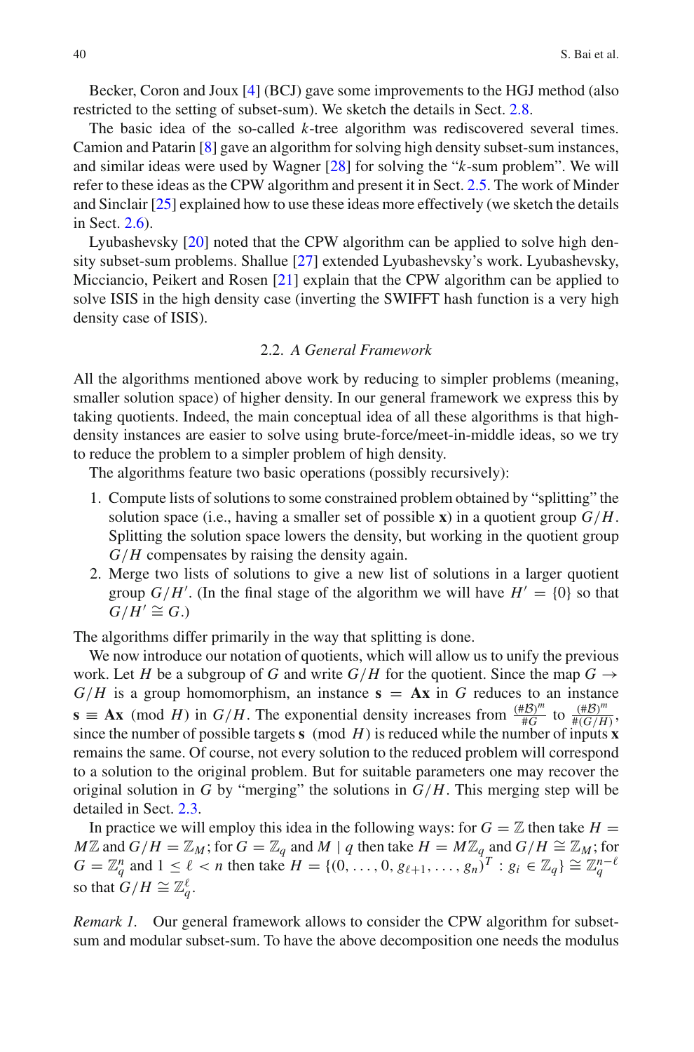Becker, Coron and Joux [4] (BCJ) gave some improvements to the HGJ method (also restricted to the setting of subset-sum). We sketch the details in Sect. 2.8.

The basic idea of the so-called $k$-tree algorithm was rediscovered several times. Camion and Patarin [8] gave an algorithm for solving high density subset-sum instances, and similar ideas were used by Wagner [28] for solving the "$k$-sum problem". We will refer to these ideas as the CPW algorithm and present it in Sect. 2.5. The work of Minder and Sinclair [25] explained how to use these ideas more effectively (we sketch the details in Sect. 2.6).

Lyubashevsky [20] noted that the CPW algorithm can be applied to solve high density subset-sum problems. Shallue [27] extended Lyubashevsky's work. Lyubashevsky, Micciancio, Peikert and Rosen [21] explain that the CPW algorithm can be applied to solve ISIS in the high density case (inverting the SWIFFT hash function is a very high density case of ISIS).

### 2.2. *A General Framework*

All the algorithms mentioned above work by reducing to simpler problems (meaning, smaller solution space) of higher density. In our general framework we express this by taking quotients. Indeed, the main conceptual idea of all these algorithms is that high-density instances are easier to solve using brute-force/meet-in-middle ideas, so we try to reduce the problem to a simpler problem of high density.

The algorithms feature two basic operations (possibly recursively):

1. Compute lists of solutions to some constrained problem obtained by "splitting" the solution space (i.e., having a smaller set of possible $\mathbf{x}$) in a quotient group $G/H$. Splitting the solution space lowers the density, but working in the quotient group $G/H$ compensates by raising the density again.
2. Merge two lists of solutions to give a new list of solutions in a larger quotient group $G/H'$. (In the final stage of the algorithm we will have $H' = \{0\}$ so that $G/H' \cong G$.)

The algorithms differ primarily in the way that splitting is done.

We now introduce our notation of quotients, which will allow us to unify the previous work. Let $H$ be a subgroup of $G$ and write $G/H$ for the quotient. Since the map $G \to G/H$ is a group homomorphism, an instance $\mathbf{s} = \mathbf{A}\mathbf{x}$ in $G$ reduces to an instance $\mathbf{s} \equiv \mathbf{A}\mathbf{x} \pmod{H}$ in $G/H$. The exponential density increases from $\frac{(\#\mathcal{B})^m}{\#G}$ to $\frac{(\#\mathcal{B})^m}{\#(G/H)}$, since the number of possible targets $\mathbf{s} \pmod{H}$ is reduced while the number of inputs $\mathbf{x}$ remains the same. Of course, not every solution to the reduced problem will correspond to a solution to the original problem. But for suitable parameters one may recover the original solution in $G$ by "merging" the solutions in $G/H$. This merging step will be detailed in Sect. 2.3.

In practice we will employ this idea in the following ways: for $G = \mathbb{Z}$ then take $H = M\mathbb{Z}$ and $G/H = \mathbb{Z}_M$; for $G = \mathbb{Z}_q$ and $M \mid q$ then take $H = M\mathbb{Z}_q$ and $G/H \cong \mathbb{Z}_M$; for $G = \mathbb{Z}_q^n$ and $1 \leq \ell < n$ then take $H = \{(0, \ldots, 0, g_{\ell+1}, \ldots, g_n)^T : g_i \in \mathbb{Z}_q\} \cong \mathbb{Z}_q^{n-\ell}$ so that $G/H \cong \mathbb{Z}_q^{\ell}$.

*Remark 1.* Our general framework allows to consider the CPW algorithm for subset-sum and modular subset-sum. To have the above decomposition one needs the modulus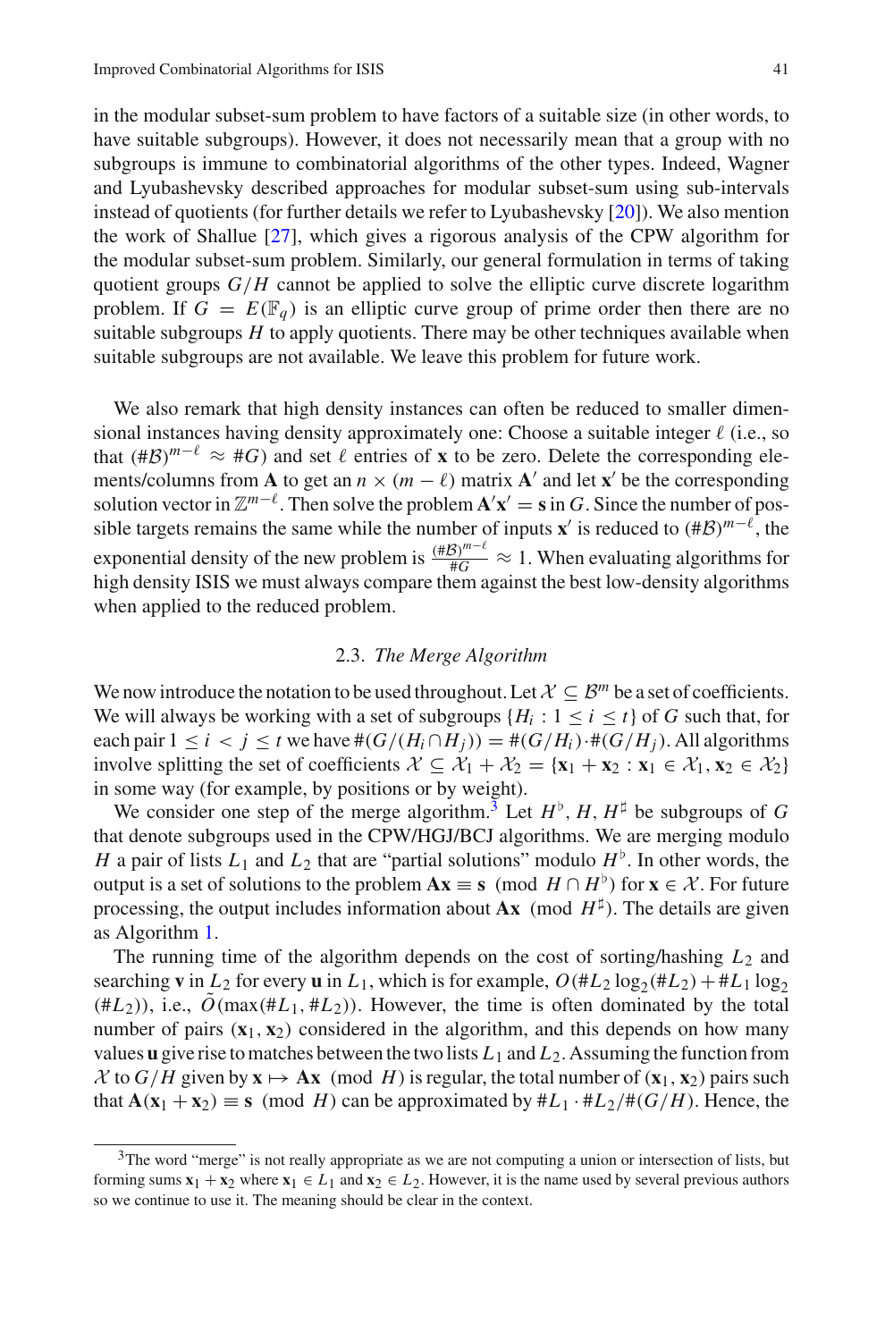in the modular subset-sum problem to have factors of a suitable size (in other words, to have suitable subgroups). However, it does not necessarily mean that a group with no subgroups is immune to combinatorial algorithms of the other types. Indeed, Wagner and Lyubashevsky described approaches for modular subset-sum using sub-intervals instead of quotients (for further details we refer to Lyubashevsky [20]). We also mention the work of Shallue [27], which gives a rigorous analysis of the CPW algorithm for the modular subset-sum problem. Similarly, our general formulation in terms of taking quotient groups $G/H$ cannot be applied to solve the elliptic curve discrete logarithm problem. If $G = E(\mathbb{F}_q)$ is an elliptic curve group of prime order then there are no suitable subgroups $H$ to apply quotients. There may be other techniques available when suitable subgroups are not available. We leave this problem for future work.

We also remark that high density instances can often be reduced to smaller dimensional instances having density approximately one: Choose a suitable integer $\ell$ (i.e., so that $(\#\mathcal{B})^{m-\ell} \approx \#G$) and set $\ell$ entries of $\mathbf{x}$ to be zero. Delete the corresponding elements/columns from $\mathbf{A}$ to get an $n \times (m-\ell)$ matrix $\mathbf{A}'$ and let $\mathbf{x}'$ be the corresponding solution vector in $\mathbb{Z}^{m-\ell}$. Then solve the problem $\mathbf{A}'\mathbf{x}' = \mathbf{s}$ in $G$. Since the number of possible targets remains the same while the number of inputs $\mathbf{x}'$ is reduced to $(\#\mathcal{B})^{m-\ell}$, the exponential density of the new problem is $\frac{(\#\mathcal{B})^{m-\ell}}{\#G} \approx 1$. When evaluating algorithms for high density ISIS we must always compare them against the best low-density algorithms when applied to the reduced problem.

### 2.3. *The Merge Algorithm*

We now introduce the notation to be used throughout. Let $\mathcal{X} \subseteq \mathcal{B}^m$ be a set of coefficients. We will always be working with a set of subgroups $\{H_i : 1 \le i \le t\}$ of $G$ such that, for each pair $1 \le i < j \le t$ we have $\#(G/(H_i \cap H_j)) = \#(G/H_i) \cdot \#(G/H_j)$. All algorithms involve splitting the set of coefficients $\mathcal{X} \subseteq \mathcal{X}_1 + \mathcal{X}_2 = \{\mathbf{x}_1 + \mathbf{x}_2 : \mathbf{x}_1 \in \mathcal{X}_1, \mathbf{x}_2 \in \mathcal{X}_2\}$ in some way (for example, by positions or by weight).

We consider one step of the merge algorithm.[3] Let $H^\flat$, $H$, $H^\sharp$ be subgroups of $G$ that denote subgroups used in the CPW/HGJ/BCJ algorithms. We are merging modulo $H$ a pair of lists $L_1$ and $L_2$ that are "partial solutions" modulo $H^\flat$. In other words, the output is a set of solutions to the problem $\mathbf{Ax} \equiv \mathbf{s} \pmod{H \cap H^\flat}$ for $\mathbf{x} \in \mathcal{X}$. For future processing, the output includes information about $\mathbf{Ax} \pmod{H^\sharp}$. The details are given as Algorithm 1.

The running time of the algorithm depends on the cost of sorting/hashing $L_2$ and searching $\mathbf{v}$ in $L_2$ for every $\mathbf{u}$ in $L_1$, which is for example, $O(\#L_2 \log_2(\#L_2) + \#L_1 \log_2(\#L_2))$, i.e., $\tilde{O}(\max(\#L_1, \#L_2))$. However, the time is often dominated by the total number of pairs $(\mathbf{x}_1, \mathbf{x}_2)$ considered in the algorithm, and this depends on how many values $\mathbf{u}$ give rise to matches between the two lists $L_1$ and $L_2$. Assuming the function from $\mathcal{X}$ to $G/H$ given by $\mathbf{x} \mapsto \mathbf{Ax} \pmod{H}$ is regular, the total number of $(\mathbf{x}_1, \mathbf{x}_2)$ pairs such that $\mathbf{A}(\mathbf{x}_1 + \mathbf{x}_2) \equiv \mathbf{s} \pmod{H}$ can be approximated by $\#L_1 \cdot \#L_2 / \#(G/H)$. Hence, the

---

[3] The word "merge" is not really appropriate as we are not computing a union or intersection of lists, but forming sums $\mathbf{x}_1 + \mathbf{x}_2$ where $\mathbf{x}_1 \in L_1$ and $\mathbf{x}_2 \in L_2$. However, it is the name used by several previous authors so we continue to use it. The meaning should be clear in the context.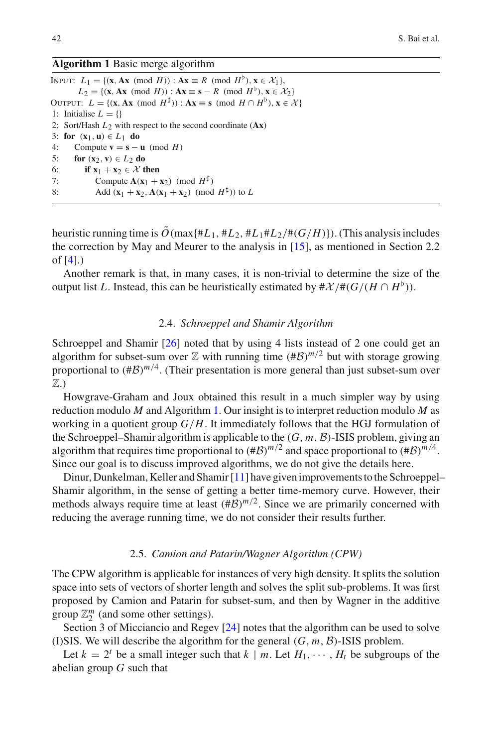**Algorithm 1** Basic merge algorithm

---

Input: $L_1 = \{(\mathbf{x}, \mathbf{A}\mathbf{x} \pmod{H}) : \mathbf{A}\mathbf{x} \equiv R \pmod{H^\flat}, \mathbf{x} \in \mathcal{X}_1\}$,
$L_2 = \{(\mathbf{x}, \mathbf{A}\mathbf{x} \pmod{H}) : \mathbf{A}\mathbf{x} \equiv \mathbf{s} - R \pmod{H^\flat}, \mathbf{x} \in \mathcal{X}_2\}$

Output: $L = \{(\mathbf{x}, \mathbf{A}\mathbf{x} \pmod{H^\sharp}) : \mathbf{A}\mathbf{x} \equiv \mathbf{s} \pmod{H \cap H^\flat}, \mathbf{x} \in \mathcal{X}\}$

1: Initialise $L = \{\}$
2: Sort/Hash $L_2$ with respect to the second coordinate ($\mathbf{A}\mathbf{x}$)
3: **for** $(\mathbf{x}_1, \mathbf{u}) \in L_1$ **do**
4: Compute $\mathbf{v} = \mathbf{s} - \mathbf{u} \pmod{H}$
5: **for** $(\mathbf{x}_2, \mathbf{v}) \in L_2$ **do**
6: **if** $\mathbf{x}_1 + \mathbf{x}_2 \in \mathcal{X}$ **then**
7: Compute $\mathbf{A}(\mathbf{x}_1 + \mathbf{x}_2) \pmod{H^\sharp}$
8: Add $(\mathbf{x}_1 + \mathbf{x}_2, \mathbf{A}(\mathbf{x}_1 + \mathbf{x}_2) \pmod{H^\sharp})$ to $L$

---

heuristic running time is $\tilde{O}(\max\{\#L_1, \#L_2, \#L_1\#L_2/\#(G/H)\})$. (This analysis includes the correction by May and Meurer to the analysis in [15], as mentioned in Section 2.2 of [4].)

Another remark is that, in many cases, it is non-trivial to determine the size of the output list $L$. Instead, this can be heuristically estimated by $\#\mathcal{X}/\#(G/(H \cap H^\flat))$.

### 2.4. *Schroeppel and Shamir Algorithm*

Schroeppel and Shamir [26] noted that by using 4 lists instead of 2 one could get an algorithm for subset-sum over $\mathbb{Z}$ with running time $(\#\mathcal{B})^{m/2}$ but with storage growing proportional to $(\#\mathcal{B})^{m/4}$. (Their presentation is more general than just subset-sum over $\mathbb{Z}$.)

Howgrave-Graham and Joux obtained this result in a much simpler way by using reduction modulo $M$ and Algorithm 1. Our insight is to interpret reduction modulo $M$ as working in a quotient group $G/H$. It immediately follows that the HGJ formulation of the Schroeppel–Shamir algorithm is applicable to the $(G, m, \mathcal{B})$-ISIS problem, giving an algorithm that requires time proportional to $(\#\mathcal{B})^{m/2}$ and space proportional to $(\#\mathcal{B})^{m/4}$. Since our goal is to discuss improved algorithms, we do not give the details here.

Dinur, Dunkelman, Keller and Shamir [11] have given improvements to the Schroeppel–Shamir algorithm, in the sense of getting a better time-memory curve. However, their methods always require time at least $(\#\mathcal{B})^{m/2}$. Since we are primarily concerned with reducing the average running time, we do not consider their results further.

### 2.5. *Camion and Patarin/Wagner Algorithm (CPW)*

The CPW algorithm is applicable for instances of very high density. It splits the solution space into sets of vectors of shorter length and solves the split sub-problems. It was first proposed by Camion and Patarin for subset-sum, and then by Wagner in the additive group $\mathbb{Z}_2^m$ (and some other settings).

Section 3 of Micciancio and Regev [24] notes that the algorithm can be used to solve (I)SIS. We will describe the algorithm for the general $(G, m, \mathcal{B})$-ISIS problem.

Let $k = 2^t$ be a small integer such that $k \mid m$. Let $H_1, \cdots, H_t$ be subgroups of the abelian group $G$ such that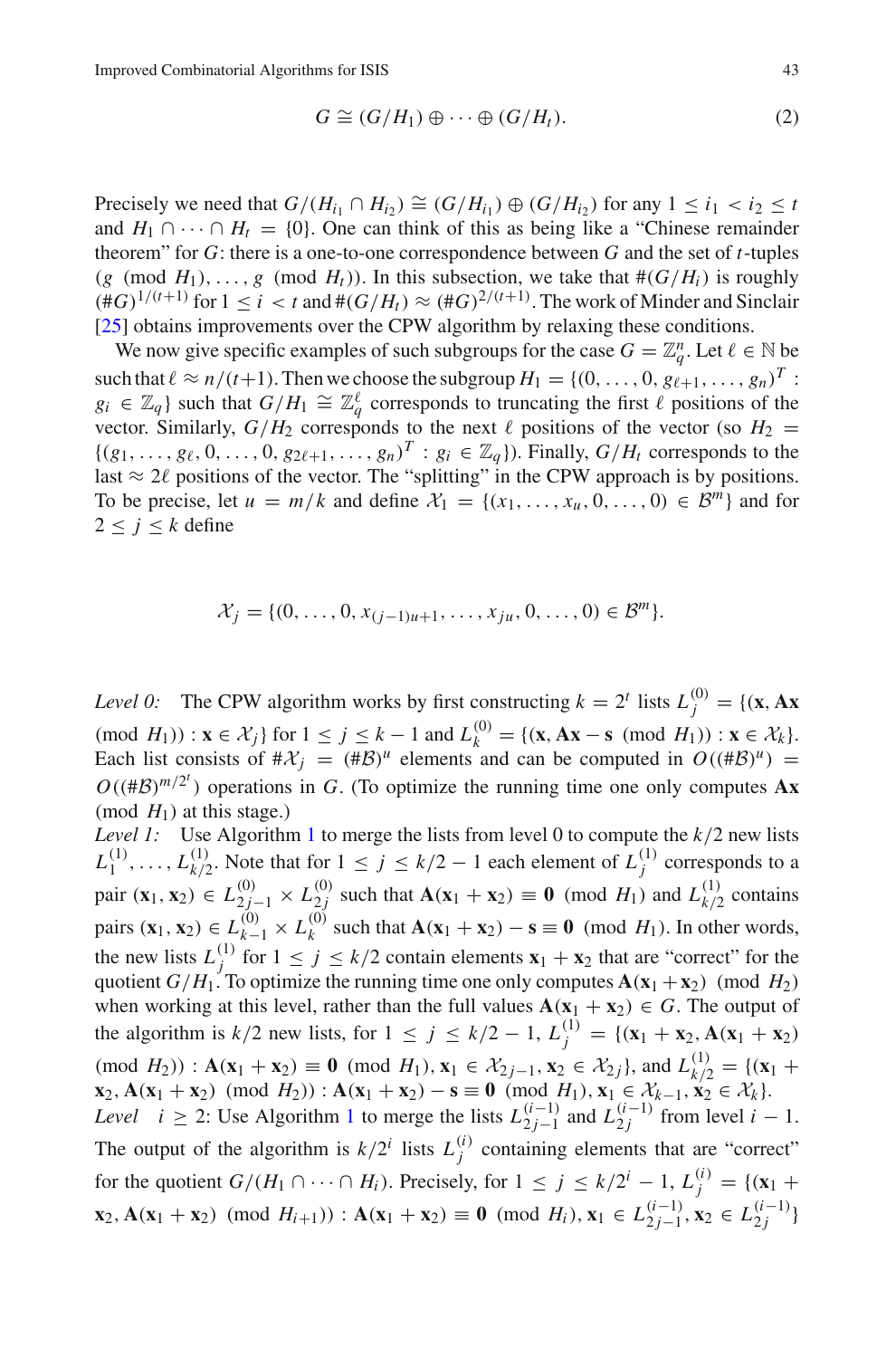$$G \cong (G/H_1) \oplus \cdots \oplus (G/H_t). \tag{2}$$

Precisely we need that $G/(H_{i_1} \cap H_{i_2}) \cong (G/H_{i_1}) \oplus (G/H_{i_2})$ for any $1 \le i_1 < i_2 \le t$ and $H_1 \cap \cdots \cap H_t = \{0\}$. One can think of this as being like a "Chinese remainder theorem" for $G$: there is a one-to-one correspondence between $G$ and the set of $t$-tuples $(g \pmod{H_1}, \ldots, g \pmod{H_t})$. In this subsection, we take that $\#(G/H_i)$ is roughly $(\#G)^{1/(t+1)}$ for $1 \le i < t$ and $\#(G/H_t) \approx (\#G)^{2/(t+1)}$. The work of Minder and Sinclair [25] obtains improvements over the CPW algorithm by relaxing these conditions.

We now give specific examples of such subgroups for the case $G = \mathbb{Z}_q^n$. Let $\ell \in \mathbb{N}$ be such that $\ell \approx n/(t+1)$. Then we choose the subgroup $H_1 = \{(0, \ldots, 0, g_{\ell+1}, \ldots, g_n)^T : g_i \in \mathbb{Z}_q\}$ such that $G/H_1 \cong \mathbb{Z}_q^\ell$ corresponds to truncating the first $\ell$ positions of the vector. Similarly, $G/H_2$ corresponds to the next $\ell$ positions of the vector (so $H_2 = \{(g_1, \ldots, g_\ell, 0, \ldots, 0, g_{2\ell+1}, \ldots, g_n)^T : g_i \in \mathbb{Z}_q\}$). Finally, $G/H_t$ corresponds to the last $\approx 2\ell$ positions of the vector. The "splitting" in the CPW approach is by positions. To be precise, let $u = m/k$ and define $\mathcal{X}_1 = \{(x_1, \ldots, x_u, 0, \ldots, 0) \in \mathcal{B}^m\}$ and for $2 \le j \le k$ define

$$\mathcal{X}_j = \{(0, \ldots, 0, x_{(j-1)u+1}, \ldots, x_{ju}, 0, \ldots, 0) \in \mathcal{B}^m\}.$$

*Level 0:* The CPW algorithm works by first constructing $k = 2^t$ lists $L_j^{(0)} = \{(\mathbf{x}, \mathbf{Ax} \pmod{H_1}) : \mathbf{x} \in \mathcal{X}_j\}$ for $1 \le j \le k-1$ and $L_k^{(0)} = \{(\mathbf{x}, \mathbf{Ax} - \mathbf{s} \pmod{H_1}) : \mathbf{x} \in \mathcal{X}_k\}$. Each list consists of $\#\mathcal{X}_j = (\#\mathcal{B})^u$ elements and can be computed in $O((\#\mathcal{B})^u) = O((\#\mathcal{B})^{m/2^t})$ operations in $G$. (To optimize the running time one only computes $\mathbf{Ax} \pmod{H_1}$ at this stage.)

*Level 1:* Use Algorithm 1 to merge the lists from level 0 to compute the $k/2$ new lists $L_1^{(1)}, \ldots, L_{k/2}^{(1)}$. Note that for $1 \le j \le k/2 - 1$ each element of $L_j^{(1)}$ corresponds to a pair $(\mathbf{x}_1, \mathbf{x}_2) \in L_{2j-1}^{(0)} \times L_{2j}^{(0)}$ such that $\mathbf{A}(\mathbf{x}_1 + \mathbf{x}_2) \equiv \mathbf{0} \pmod{H_1}$ and $L_{k/2}^{(1)}$ contains pairs $(\mathbf{x}_1, \mathbf{x}_2) \in L_{k-1}^{(0)} \times L_k^{(0)}$ such that $\mathbf{A}(\mathbf{x}_1 + \mathbf{x}_2) - \mathbf{s} \equiv \mathbf{0} \pmod{H_1}$. In other words, the new lists $L_j^{(1)}$ for $1 \le j \le k/2$ contain elements $\mathbf{x}_1 + \mathbf{x}_2$ that are "correct" for the quotient $G/H_1$. To optimize the running time one only computes $\mathbf{A}(\mathbf{x}_1 + \mathbf{x}_2) \pmod{H_2}$ when working at this level, rather than the full values $\mathbf{A}(\mathbf{x}_1 + \mathbf{x}_2) \in G$. The output of the algorithm is $k/2$ new lists, for $1 \le j \le k/2 - 1$, $L_j^{(1)} = \{(\mathbf{x}_1 + \mathbf{x}_2, \mathbf{A}(\mathbf{x}_1 + \mathbf{x}_2) \pmod{H_2}) : \mathbf{A}(\mathbf{x}_1 + \mathbf{x}_2) \equiv \mathbf{0} \pmod{H_1}, \mathbf{x}_1 \in \mathcal{X}_{2j-1}, \mathbf{x}_2 \in \mathcal{X}_{2j}\}$, and $L_{k/2}^{(1)} = \{(\mathbf{x}_1 + \mathbf{x}_2, \mathbf{A}(\mathbf{x}_1 + \mathbf{x}_2) \pmod{H_2}) : \mathbf{A}(\mathbf{x}_1 + \mathbf{x}_2) - \mathbf{s} \equiv \mathbf{0} \pmod{H_1}, \mathbf{x}_1 \in \mathcal{X}_{k-1}, \mathbf{x}_2 \in \mathcal{X}_k\}$.

*Level* $i \ge 2$: Use Algorithm 1 to merge the lists $L_{2j-1}^{(i-1)}$ and $L_{2j}^{(i-1)}$ from level $i-1$. The output of the algorithm is $k/2^i$ lists $L_j^{(i)}$ containing elements that are "correct" for the quotient $G/(H_1 \cap \cdots \cap H_i)$. Precisely, for $1 \le j \le k/2^i - 1$, $L_j^{(i)} = \{(\mathbf{x}_1 + \mathbf{x}_2, \mathbf{A}(\mathbf{x}_1 + \mathbf{x}_2) \pmod{H_{i+1}}) : \mathbf{A}(\mathbf{x}_1 + \mathbf{x}_2) \equiv \mathbf{0} \pmod{H_i}, \mathbf{x}_1 \in L_{2j-1}^{(i-1)}, \mathbf{x}_2 \in L_{2j}^{(i-1)}\}$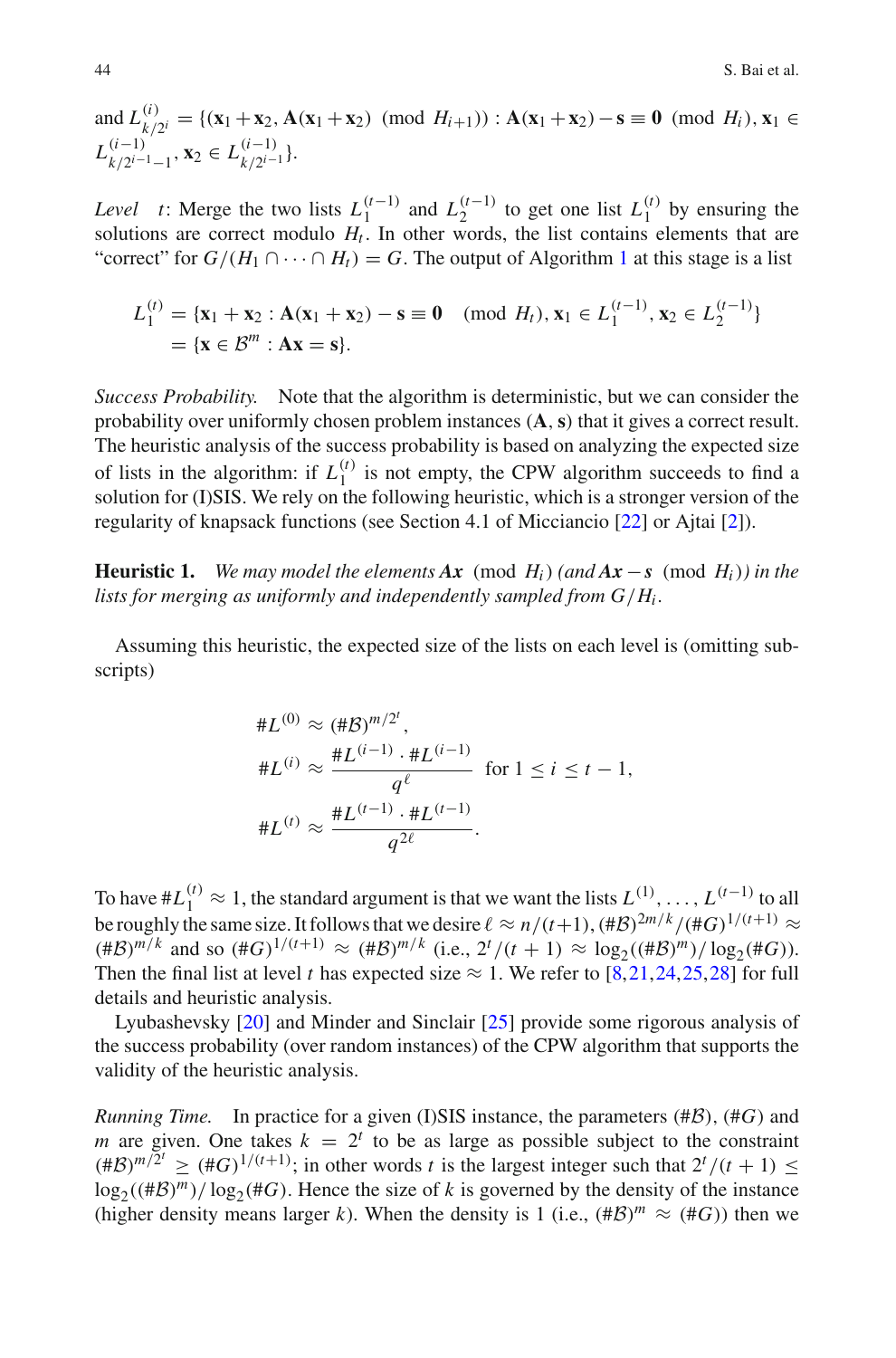and $L^{(i)}_{k/2^i} = \{(\mathbf{x}_1 + \mathbf{x}_2, \mathbf{A}(\mathbf{x}_1 + \mathbf{x}_2) \pmod{H_{i+1}}) : \mathbf{A}(\mathbf{x}_1 + \mathbf{x}_2) - \mathbf{s} \equiv \mathbf{0} \pmod{H_i}, \mathbf{x}_1 \in L^{(i-1)}_{k/2^{i-1}-1}, \mathbf{x}_2 \in L^{(i-1)}_{k/2^{i-1}}\}$.

*Level* $t$: Merge the two lists $L^{(t-1)}_1$ and $L^{(t-1)}_2$ to get one list $L^{(t)}_1$ by ensuring the solutions are correct modulo $H_t$. In other words, the list contains elements that are "correct" for $G/(H_1 \cap \cdots \cap H_t) = G$. The output of Algorithm 1 at this stage is a list

$$
\begin{aligned}
L^{(t)}_1 &= \{\mathbf{x}_1 + \mathbf{x}_2 : \mathbf{A}(\mathbf{x}_1 + \mathbf{x}_2) - \mathbf{s} \equiv \mathbf{0} \pmod{H_t}, \mathbf{x}_1 \in L^{(t-1)}_1, \mathbf{x}_2 \in L^{(t-1)}_2\} \\
&= \{\mathbf{x} \in \mathcal{B}^m : \mathbf{A}\mathbf{x} = \mathbf{s}\}.
\end{aligned}
$$

*Success Probability.* Note that the algorithm is deterministic, but we can consider the probability over uniformly chosen problem instances $(\mathbf{A}, \mathbf{s})$ that it gives a correct result. The heuristic analysis of the success probability is based on analyzing the expected size of lists in the algorithm: if $L^{(t)}_1$ is not empty, the CPW algorithm succeeds to find a solution for (I)SIS. We rely on the following heuristic, which is a stronger version of the regularity of knapsack functions (see Section 4.1 of Micciancio [22] or Ajtai [2]).

**Heuristic 1.** *We may model the elements $\boldsymbol{A}\boldsymbol{x} \pmod{H_i}$ (and $\boldsymbol{A}\boldsymbol{x} - \boldsymbol{s} \pmod{H_i}$) in the lists for merging as uniformly and independently sampled from $G/H_i$.*

Assuming this heuristic, the expected size of the lists on each level is (omitting subscripts)

$$
\begin{aligned}
\#L^{(0)} &\approx (\#\mathcal{B})^{m/2^t}, \\
\#L^{(i)} &\approx \frac{\#L^{(i-1)} \cdot \#L^{(i-1)}}{q^\ell} \quad \text{for } 1 \le i \le t-1, \\
\#L^{(t)} &\approx \frac{\#L^{(t-1)} \cdot \#L^{(t-1)}}{q^{2\ell}}.
\end{aligned}
$$

To have $\#L^{(t)}_1 \approx 1$, the standard argument is that we want the lists $L^{(1)}, \ldots, L^{(t-1)}$ to all be roughly the same size. It follows that we desire $\ell \approx n/(t+1)$, $(\#\mathcal{B})^{2m/k}/(\#G)^{1/(t+1)} \approx (\#\mathcal{B})^{m/k}$ and so $(\#G)^{1/(t+1)} \approx (\#\mathcal{B})^{m/k}$ (i.e., $2^t/(t+1) \approx \log_2((\#\mathcal{B})^m)/\log_2(\#G)$). Then the final list at level $t$ has expected size $\approx 1$. We refer to [8,21,24,25,28] for full details and heuristic analysis.

Lyubashevsky [20] and Minder and Sinclair [25] provide some rigorous analysis of the success probability (over random instances) of the CPW algorithm that supports the validity of the heuristic analysis.

*Running Time.* In practice for a given (I)SIS instance, the parameters $(\#\mathcal{B})$, $(\#G)$ and $m$ are given. One takes $k = 2^t$ to be as large as possible subject to the constraint $(\#\mathcal{B})^{m/2^t} \ge (\#G)^{1/(t+1)}$; in other words $t$ is the largest integer such that $2^t/(t+1) \le \log_2((\#\mathcal{B})^m)/\log_2(\#G)$. Hence the size of $k$ is governed by the density of the instance (higher density means larger $k$). When the density is 1 (i.e., $(\#\mathcal{B})^m \approx (\#G)$) then we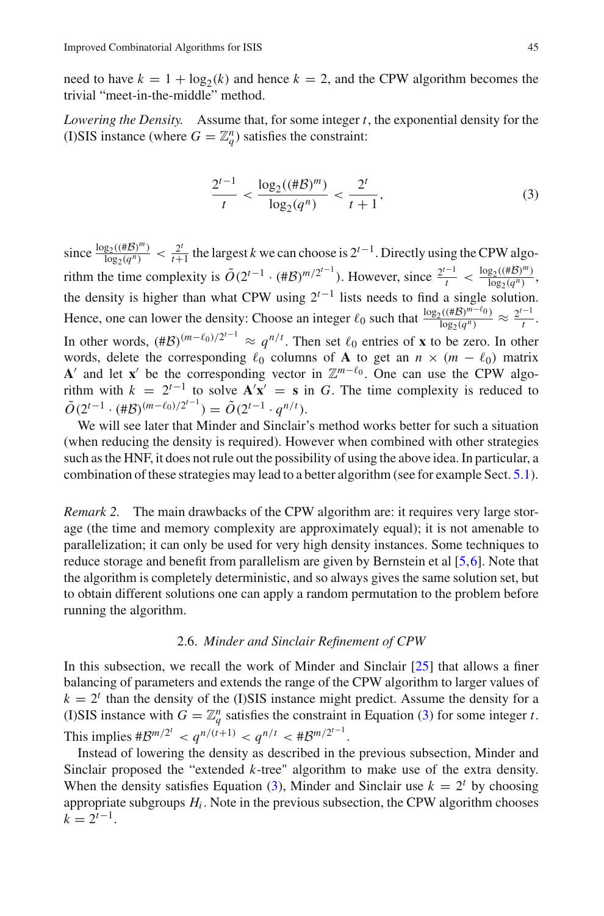need to have $k = 1 + \log_2(k)$ and hence $k = 2$, and the CPW algorithm becomes the trivial "meet-in-the-middle" method.

*Lowering the Density.* Assume that, for some integer $t$, the exponential density for the (I)SIS instance (where $G = \mathbb{Z}_q^n$) satisfies the constraint:

$$\frac{2^{t-1}}{t} < \frac{\log_2((\#\mathcal{B})^m)}{\log_2(q^n)} < \frac{2^t}{t+1}, \tag{3}$$

since $\frac{\log_2((\#\mathcal{B})^m)}{\log_2(q^n)} < \frac{2^t}{t+1}$ the largest $k$ we can choose is $2^{t-1}$. Directly using the CPW algorithm the time complexity is $\tilde{O}(2^{t-1} \cdot (\#\mathcal{B})^{m/2^{t-1}})$. However, since $\frac{2^{t-1}}{t} < \frac{\log_2((\#\mathcal{B})^m)}{\log_2(q^n)}$, the density is higher than what CPW using $2^{t-1}$ lists needs to find a single solution. Hence, one can lower the density: Choose an integer $\ell_0$ such that $\frac{\log_2((\#\mathcal{B})^{m-\ell_0})}{\log_2(q^n)} \approx \frac{2^{t-1}}{t}$. In other words, $(\#\mathcal{B})^{(m-\ell_0)/2^{t-1}} \approx q^{n/t}$. Then set $\ell_0$ entries of $\mathbf{x}$ to be zero. In other words, delete the corresponding $\ell_0$ columns of $\mathbf{A}$ to get an $n \times (m - \ell_0)$ matrix $\mathbf{A}'$ and let $\mathbf{x}'$ be the corresponding vector in $\mathbb{Z}^{m-\ell_0}$. One can use the CPW algorithm with $k = 2^{t-1}$ to solve $\mathbf{A}'\mathbf{x}' = \mathbf{s}$ in $G$. The time complexity is reduced to $\tilde{O}(2^{t-1} \cdot (\#\mathcal{B})^{(m-\ell_0)/2^{t-1}}) = \tilde{O}(2^{t-1} \cdot q^{n/t})$.

We will see later that Minder and Sinclair's method works better for such a situation (when reducing the density is required). However when combined with other strategies such as the HNF, it does not rule out the possibility of using the above idea. In particular, a combination of these strategies may lead to a better algorithm (see for example Sect. 5.1).

*Remark 2.* The main drawbacks of the CPW algorithm are: it requires very large storage (the time and memory complexity are approximately equal); it is not amenable to parallelization; it can only be used for very high density instances. Some techniques to reduce storage and benefit from parallelism are given by Bernstein et al [5,6]. Note that the algorithm is completely deterministic, and so always gives the same solution set, but to obtain different solutions one can apply a random permutation to the problem before running the algorithm.

### 2.6. *Minder and Sinclair Refinement of CPW*

In this subsection, we recall the work of Minder and Sinclair [25] that allows a finer balancing of parameters and extends the range of the CPW algorithm to larger values of $k = 2^t$ than the density of the (I)SIS instance might predict. Assume the density for a (I)SIS instance with $G = \mathbb{Z}_q^n$ satisfies the constraint in Equation (3) for some integer $t$. This implies $\#\mathcal{B}^{m/2^t} < q^{n/(t+1)} < q^{n/t} < \#\mathcal{B}^{m/2^{t-1}}$.

Instead of lowering the density as described in the previous subsection, Minder and Sinclair proposed the "extended $k$-tree" algorithm to make use of the extra density. When the density satisfies Equation (3), Minder and Sinclair use $k = 2^t$ by choosing appropriate subgroups $H_i$. Note in the previous subsection, the CPW algorithm chooses $k = 2^{t-1}$.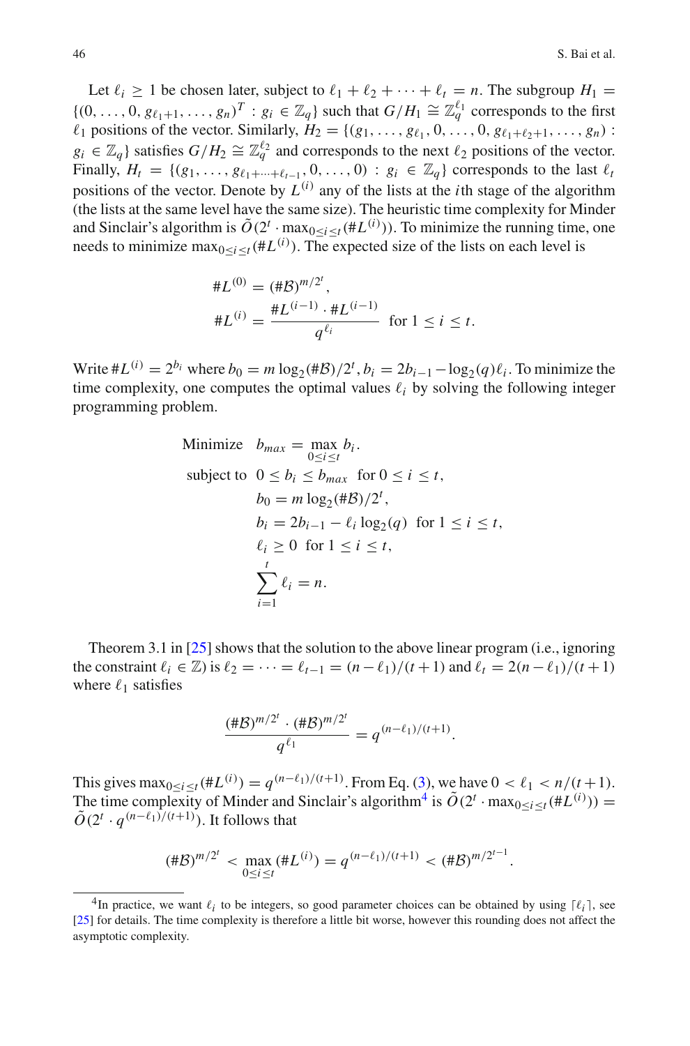Let $\ell_i \geq 1$ be chosen later, subject to $\ell_1 + \ell_2 + \cdots + \ell_t = n$. The subgroup $H_1 = \{(0, \ldots, 0, g_{\ell_1+1}, \ldots, g_n)^T : g_i \in \mathbb{Z}_q\}$ such that $G/H_1 \cong \mathbb{Z}_q^{\ell_1}$ corresponds to the first $\ell_1$ positions of the vector. Similarly, $H_2 = \{(g_1, \ldots, g_{\ell_1}, 0, \ldots, 0, g_{\ell_1+\ell_2+1}, \ldots, g_n) : g_i \in \mathbb{Z}_q\}$ satisfies $G/H_2 \cong \mathbb{Z}_q^{\ell_2}$ and corresponds to the next $\ell_2$ positions of the vector. Finally, $H_t = \{(g_1, \ldots, g_{\ell_1+\cdots+\ell_{t-1}}, 0, \ldots, 0) : g_i \in \mathbb{Z}_q\}$ corresponds to the last $\ell_t$ positions of the vector. Denote by $L^{(i)}$ any of the lists at the $i$th stage of the algorithm (the lists at the same level have the same size). The heuristic time complexity for Minder and Sinclair's algorithm is $\tilde{O}(2^t \cdot \max_{0 \leq i \leq t}(\#L^{(i)}))$. To minimize the running time, one needs to minimize $\max_{0 \leq i \leq t}(\#L^{(i)})$. The expected size of the lists on each level is

$$\#L^{(0)} = (\#\mathcal{B})^{m/2^t},$$

$$\#L^{(i)} = \frac{\#L^{(i-1)} \cdot \#L^{(i-1)}}{q^{\ell_i}} \quad \text{for } 1 \leq i \leq t.$$

Write $\#L^{(i)} = 2^{b_i}$ where $b_0 = m \log_2(\#\mathcal{B})/2^t$, $b_i = 2b_{i-1} - \log_2(q)\ell_i$. To minimize the time complexity, one computes the optimal values $\ell_i$ by solving the following integer programming problem.

$$\begin{aligned}
\text{Minimize} \quad & b_{max} = \max_{0 \leq i \leq t} b_i. \\
\text{subject to} \quad & 0 \leq b_i \leq b_{max} \quad \text{for } 0 \leq i \leq t, \\
& b_0 = m \log_2(\#\mathcal{B})/2^t, \\
& b_i = 2b_{i-1} - \ell_i \log_2(q) \quad \text{for } 1 \leq i \leq t, \\
& \ell_i \geq 0 \quad \text{for } 1 \leq i \leq t, \\
& \sum_{i=1}^{t} \ell_i = n.
\end{aligned}$$

Theorem 3.1 in [25] shows that the solution to the above linear program (i.e., ignoring the constraint $\ell_i \in \mathbb{Z}$) is $\ell_2 = \cdots = \ell_{t-1} = (n - \ell_1)/(t + 1)$ and $\ell_t = 2(n - \ell_1)/(t + 1)$ where $\ell_1$ satisfies

$$\frac{(\#\mathcal{B})^{m/2^t} \cdot (\#\mathcal{B})^{m/2^t}}{q^{\ell_1}} = q^{(n-\ell_1)/(t+1)}.$$

This gives $\max_{0 \leq i \leq t}(\#L^{(i)}) = q^{(n-\ell_1)/(t+1)}$. From Eq. (3), we have $0 < \ell_1 < n/(t+1)$. The time complexity of Minder and Sinclair's algorithm[4] is $\tilde{O}(2^t \cdot \max_{0 \leq i \leq t}(\#L^{(i)})) = \tilde{O}(2^t \cdot q^{(n-\ell_1)/(t+1)})$. It follows that

$$(\#\mathcal{B})^{m/2^t} < \max_{0 \leq i \leq t}(\#L^{(i)}) = q^{(n-\ell_1)/(t+1)} < (\#\mathcal{B})^{m/2^{t-1}}.$$

---

[4] In practice, we want $\ell_i$ to be integers, so good parameter choices can be obtained by using $\lceil \ell_i \rceil$, see [25] for details. The time complexity is therefore a little bit worse, however this rounding does not affect the asymptotic complexity.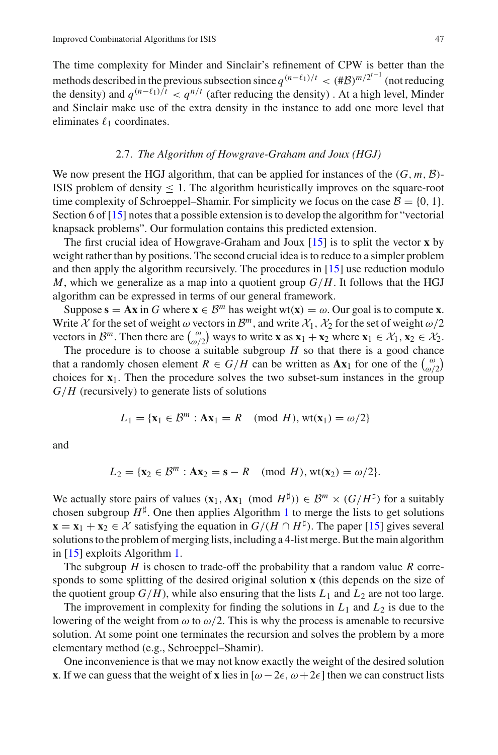The time complexity for Minder and Sinclair's refinement of CPW is better than the methods described in the previous subsection since $q^{(n-\ell_1)/t} < (\#\mathcal{B})^{m/2^{t-1}}$ (not reducing the density) and $q^{(n-\ell_1)/t} < q^{n/t}$ (after reducing the density) . At a high level, Minder and Sinclair make use of the extra density in the instance to add one more level that eliminates $\ell_1$ coordinates.

### 2.7. *The Algorithm of Howgrave-Graham and Joux (HGJ)*

We now present the HGJ algorithm, that can be applied for instances of the $(G, m, \mathcal{B})$-ISIS problem of density $\leq 1$. The algorithm heuristically improves on the square-root time complexity of Schroeppel–Shamir. For simplicity we focus on the case $\mathcal{B} = \{0, 1\}$. Section 6 of [15] notes that a possible extension is to develop the algorithm for "vectorial knapsack problems". Our formulation contains this predicted extension.

The first crucial idea of Howgrave-Graham and Joux [15] is to split the vector $\mathbf{x}$ by weight rather than by positions. The second crucial idea is to reduce to a simpler problem and then apply the algorithm recursively. The procedures in [15] use reduction modulo $M$, which we generalize as a map into a quotient group $G/H$. It follows that the HGJ algorithm can be expressed in terms of our general framework.

Suppose $\mathbf{s} = \mathbf{A}\mathbf{x}$ in $G$ where $\mathbf{x} \in \mathcal{B}^m$ has weight $\mathrm{wt}(\mathbf{x}) = \omega$. Our goal is to compute $\mathbf{x}$. Write $\mathcal{X}$ for the set of weight $\omega$ vectors in $\mathcal{B}^m$, and write $\mathcal{X}_1$, $\mathcal{X}_2$ for the set of weight $\omega/2$ vectors in $\mathcal{B}^m$. Then there are $\binom{\omega}{\omega/2}$ ways to write $\mathbf{x}$ as $\mathbf{x}_1 + \mathbf{x}_2$ where $\mathbf{x}_1 \in \mathcal{X}_1, \mathbf{x}_2 \in \mathcal{X}_2$.

The procedure is to choose a suitable subgroup $H$ so that there is a good chance that a randomly chosen element $R \in G/H$ can be written as $\mathbf{A}\mathbf{x}_1$ for one of the $\binom{\omega}{\omega/2}$ choices for $\mathbf{x}_1$. Then the procedure solves the two subset-sum instances in the group $G/H$ (recursively) to generate lists of solutions

$$L_1 = \{\mathbf{x}_1 \in \mathcal{B}^m : \mathbf{A}\mathbf{x}_1 = R \pmod{H}, \mathrm{wt}(\mathbf{x}_1) = \omega/2\}$$

and

$$L_2 = \{\mathbf{x}_2 \in \mathcal{B}^m : \mathbf{A}\mathbf{x}_2 = \mathbf{s} - R \pmod{H}, \mathrm{wt}(\mathbf{x}_2) = \omega/2\}.$$

We actually store pairs of values $(\mathbf{x}_1, \mathbf{A}\mathbf{x}_1 \pmod{H^\sharp}) \in \mathcal{B}^m \times (G/H^\sharp)$ for a suitably chosen subgroup $H^\sharp$. One then applies Algorithm 1 to merge the lists to get solutions $\mathbf{x} = \mathbf{x}_1 + \mathbf{x}_2 \in \mathcal{X}$ satisfying the equation in $G/(H \cap H^\sharp)$. The paper [15] gives several solutions to the problem of merging lists, including a 4-list merge. But the main algorithm in [15] exploits Algorithm 1.

The subgroup $H$ is chosen to trade-off the probability that a random value $R$ corresponds to some splitting of the desired original solution $\mathbf{x}$ (this depends on the size of the quotient group $G/H$), while also ensuring that the lists $L_1$ and $L_2$ are not too large.

The improvement in complexity for finding the solutions in $L_1$ and $L_2$ is due to the lowering of the weight from $\omega$ to $\omega/2$. This is why the process is amenable to recursive solution. At some point one terminates the recursion and solves the problem by a more elementary method (e.g., Schroeppel–Shamir).

One inconvenience is that we may not know exactly the weight of the desired solution $\mathbf{x}$. If we can guess that the weight of $\mathbf{x}$ lies in $[\omega - 2\epsilon, \omega + 2\epsilon]$ then we can construct lists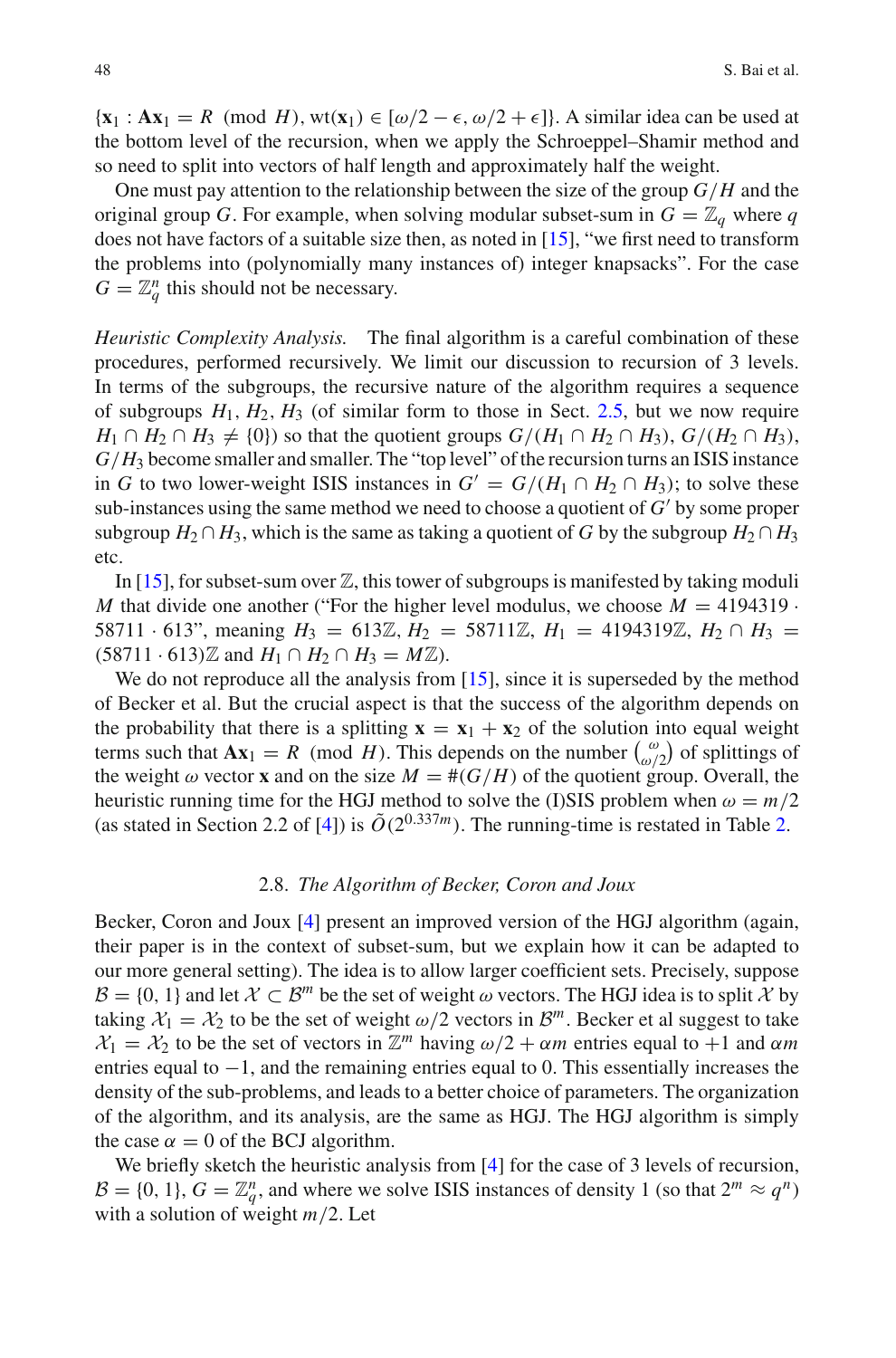$\{\mathbf{x}_1 : \mathbf{A}\mathbf{x}_1 = R \pmod{H}, \text{wt}(\mathbf{x}_1) \in [\omega/2 - \epsilon, \omega/2 + \epsilon]\}$. A similar idea can be used at the bottom level of the recursion, when we apply the Schroeppel–Shamir method and so need to split into vectors of half length and approximately half the weight.

One must pay attention to the relationship between the size of the group $G/H$ and the original group $G$. For example, when solving modular subset-sum in $G = \mathbb{Z}_q$ where $q$ does not have factors of a suitable size then, as noted in [15], "we first need to transform the problems into (polynomially many instances of) integer knapsacks". For the case $G = \mathbb{Z}_q^n$ this should not be necessary.

*Heuristic Complexity Analysis.* The final algorithm is a careful combination of these procedures, performed recursively. We limit our discussion to recursion of 3 levels. In terms of the subgroups, the recursive nature of the algorithm requires a sequence of subgroups $H_1, H_2, H_3$ (of similar form to those in Sect. 2.5, but we now require $H_1 \cap H_2 \cap H_3 \neq \{0\}$) so that the quotient groups $G/(H_1 \cap H_2 \cap H_3)$, $G/(H_2 \cap H_3)$, $G/H_3$ become smaller and smaller. The "top level" of the recursion turns an ISIS instance in $G$ to two lower-weight ISIS instances in $G' = G/(H_1 \cap H_2 \cap H_3)$; to solve these sub-instances using the same method we need to choose a quotient of $G'$ by some proper subgroup $H_2 \cap H_3$, which is the same as taking a quotient of $G$ by the subgroup $H_2 \cap H_3$ etc.

In [15], for subset-sum over $\mathbb{Z}$, this tower of subgroups is manifested by taking moduli $M$ that divide one another ("For the higher level modulus, we choose $M = 4194319 \cdot 58711 \cdot 613$", meaning $H_3 = 613\mathbb{Z}$, $H_2 = 58711\mathbb{Z}$, $H_1 = 4194319\mathbb{Z}$, $H_2 \cap H_3 = (58711 \cdot 613)\mathbb{Z}$ and $H_1 \cap H_2 \cap H_3 = M\mathbb{Z}$).

We do not reproduce all the analysis from [15], since it is superseded by the method of Becker et al. But the crucial aspect is that the success of the algorithm depends on the probability that there is a splitting $\mathbf{x} = \mathbf{x}_1 + \mathbf{x}_2$ of the solution into equal weight terms such that $\mathbf{A}\mathbf{x}_1 = R \pmod{H}$. This depends on the number $\binom{\omega}{\omega/2}$ of splittings of the weight $\omega$ vector $\mathbf{x}$ and on the size $M = \#(G/H)$ of the quotient group. Overall, the heuristic running time for the HGJ method to solve the (I)SIS problem when $\omega = m/2$ (as stated in Section 2.2 of [4]) is $\tilde{O}(2^{0.337m})$. The running-time is restated in Table 2.

### 2.8. *The Algorithm of Becker, Coron and Joux*

Becker, Coron and Joux [4] present an improved version of the HGJ algorithm (again, their paper is in the context of subset-sum, but we explain how it can be adapted to our more general setting). The idea is to allow larger coefficient sets. Precisely, suppose $\mathcal{B} = \{0, 1\}$ and let $\mathcal{X} \subset \mathcal{B}^m$ be the set of weight $\omega$ vectors. The HGJ idea is to split $\mathcal{X}$ by taking $\mathcal{X}_1 = \mathcal{X}_2$ to be the set of weight $\omega/2$ vectors in $\mathcal{B}^m$. Becker et al suggest to take $\mathcal{X}_1 = \mathcal{X}_2$ to be the set of vectors in $\mathbb{Z}^m$ having $\omega/2 + \alpha m$ entries equal to $+1$ and $\alpha m$ entries equal to $-1$, and the remaining entries equal to 0. This essentially increases the density of the sub-problems, and leads to a better choice of parameters. The organization of the algorithm, and its analysis, are the same as HGJ. The HGJ algorithm is simply the case $\alpha = 0$ of the BCJ algorithm.

We briefly sketch the heuristic analysis from [4] for the case of 3 levels of recursion, $\mathcal{B} = \{0, 1\}$, $G = \mathbb{Z}_q^n$, and where we solve ISIS instances of density 1 (so that $2^m \approx q^n$) with a solution of weight $m/2$. Let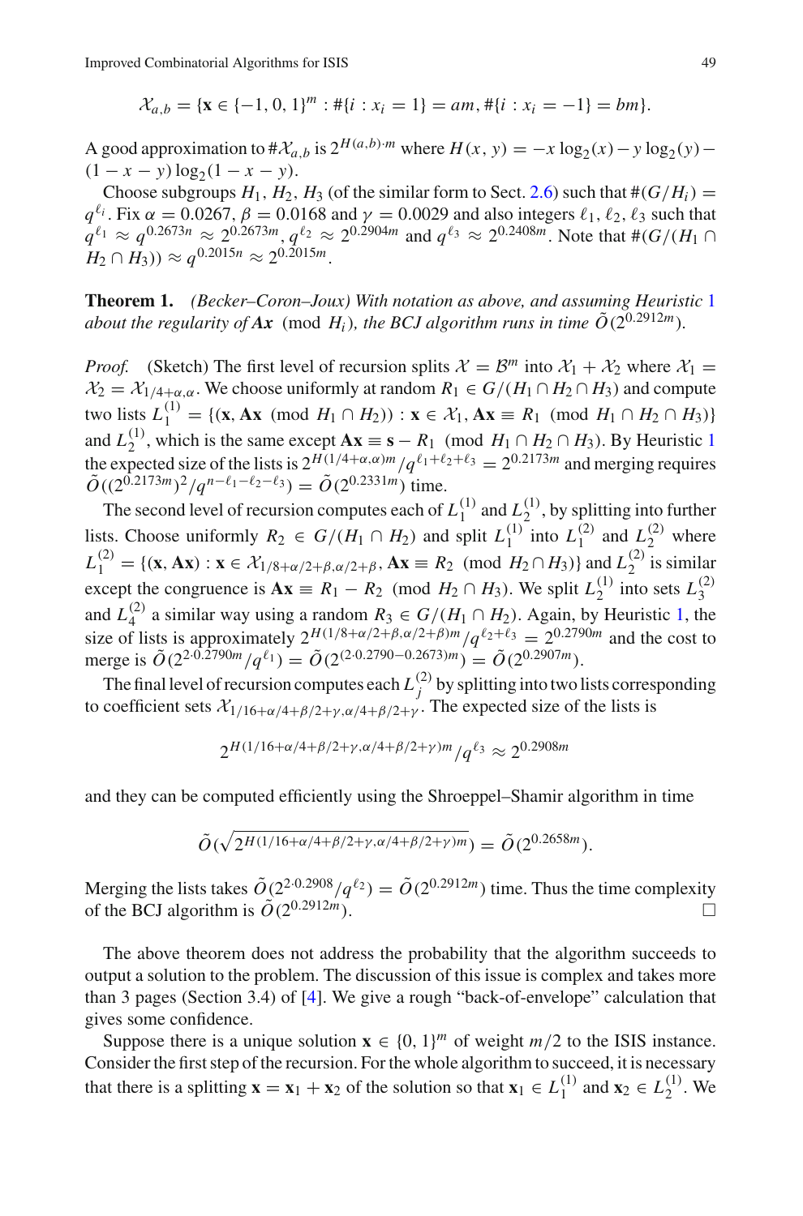$$\mathcal{X}_{a,b} = \{\mathbf{x} \in \{-1, 0, 1\}^m : \#\{i : x_i = 1\} = am, \#\{i : x_i = -1\} = bm\}.$$

A good approximation to $\#\mathcal{X}_{a,b}$ is $2^{H(a,b)\cdot m}$ where $H(x, y) = -x \log_2(x) - y \log_2(y) - (1 - x - y) \log_2(1 - x - y)$.

Choose subgroups $H_1, H_2, H_3$ (of the similar form to Sect. 2.6) such that $\#(G/H_i) = q^{\ell_i}$. Fix $\alpha = 0.0267$, $\beta = 0.0168$ and $\gamma = 0.0029$ and also integers $\ell_1, \ell_2, \ell_3$ such that $q^{\ell_1} \approx q^{0.2673n} \approx 2^{0.2673m}$, $q^{\ell_2} \approx 2^{0.2904m}$ and $q^{\ell_3} \approx 2^{0.2408m}$. Note that $\#(G/(H_1 \cap H_2 \cap H_3)) \approx q^{0.2015n} \approx 2^{0.2015m}$.

**Theorem 1.** *(Becker–Coron–Joux) With notation as above, and assuming Heuristic 1 about the regularity of* $\mathbf{Ax} \pmod{H_i}$*, the BCJ algorithm runs in time* $\tilde{O}(2^{0.2912m})$.

*Proof.* (Sketch) The first level of recursion splits $\mathcal{X} = \mathcal{B}^m$ into $\mathcal{X}_1 + \mathcal{X}_2$ where $\mathcal{X}_1 = \mathcal{X}_2 = \mathcal{X}_{1/4+\alpha,\alpha}$. We choose uniformly at random $R_1 \in G/(H_1 \cap H_2 \cap H_3)$ and compute two lists $L_1^{(1)} = \{(\mathbf{x}, \mathbf{Ax} \pmod{H_1 \cap H_2}) : \mathbf{x} \in \mathcal{X}_1, \mathbf{Ax} \equiv R_1 \pmod{H_1 \cap H_2 \cap H_3}\}$ and $L_2^{(1)}$, which is the same except $\mathbf{Ax} \equiv \mathbf{s} - R_1 \pmod{H_1 \cap H_2 \cap H_3}$. By Heuristic 1 the expected size of the lists is $2^{H(1/4+\alpha,\alpha)m}/q^{\ell_1+\ell_2+\ell_3} = 2^{0.2173m}$ and merging requires $\tilde{O}((2^{0.2173m})^2/q^{n-\ell_1-\ell_2-\ell_3}) = \tilde{O}(2^{0.2331m})$ time.

The second level of recursion computes each of $L_1^{(1)}$ and $L_2^{(1)}$, by splitting into further lists. Choose uniformly $R_2 \in G/(H_1 \cap H_2)$ and split $L_1^{(1)}$ into $L_1^{(2)}$ and $L_2^{(2)}$ where $L_1^{(2)} = \{(\mathbf{x}, \mathbf{Ax}) : \mathbf{x} \in \mathcal{X}_{1/8+\alpha/2+\beta,\alpha/2+\beta}, \mathbf{Ax} \equiv R_2 \pmod{H_2 \cap H_3}\}$ and $L_2^{(2)}$ is similar except the congruence is $\mathbf{Ax} \equiv R_1 - R_2 \pmod{H_2 \cap H_3}$. We split $L_2^{(1)}$ into sets $L_3^{(2)}$ and $L_4^{(2)}$ a similar way using a random $R_3 \in G/(H_1 \cap H_2)$. Again, by Heuristic 1, the size of lists is approximately $2^{H(1/8+\alpha/2+\beta,\alpha/2+\beta)m}/q^{\ell_2+\ell_3} = 2^{0.2790m}$ and the cost to merge is $\tilde{O}(2^{2\cdot 0.2790m}/q^{\ell_1}) = \tilde{O}(2^{(2\cdot 0.2790-0.2673)m}) = \tilde{O}(2^{0.2907m})$.

The final level of recursion computes each $L_j^{(2)}$ by splitting into two lists corresponding to coefficient sets $\mathcal{X}_{1/16+\alpha/4+\beta/2+\gamma,\alpha/4+\beta/2+\gamma}$. The expected size of the lists is

$$2^{H(1/16+\alpha/4+\beta/2+\gamma,\alpha/4+\beta/2+\gamma)m}/q^{\ell_3} \approx 2^{0.2908m}$$

and they can be computed efficiently using the Shroeppel–Shamir algorithm in time

$$\tilde{O}(\sqrt{2^{H(1/16+\alpha/4+\beta/2+\gamma,\alpha/4+\beta/2+\gamma)m}}) = \tilde{O}(2^{0.2658m}).$$

Merging the lists takes $\tilde{O}(2^{2\cdot 0.2908}/q^{\ell_2}) = \tilde{O}(2^{0.2912m})$ time. Thus the time complexity of the BCJ algorithm is $\tilde{O}(2^{0.2912m})$. □

The above theorem does not address the probability that the algorithm succeeds to output a solution to the problem. The discussion of this issue is complex and takes more than 3 pages (Section 3.4) of [4]. We give a rough "back-of-envelope" calculation that gives some confidence.

Suppose there is a unique solution $\mathbf{x} \in \{0, 1\}^m$ of weight $m/2$ to the ISIS instance. Consider the first step of the recursion. For the whole algorithm to succeed, it is necessary that there is a splitting $\mathbf{x} = \mathbf{x}_1 + \mathbf{x}_2$ of the solution so that $\mathbf{x}_1 \in L_1^{(1)}$ and $\mathbf{x}_2 \in L_2^{(1)}$. We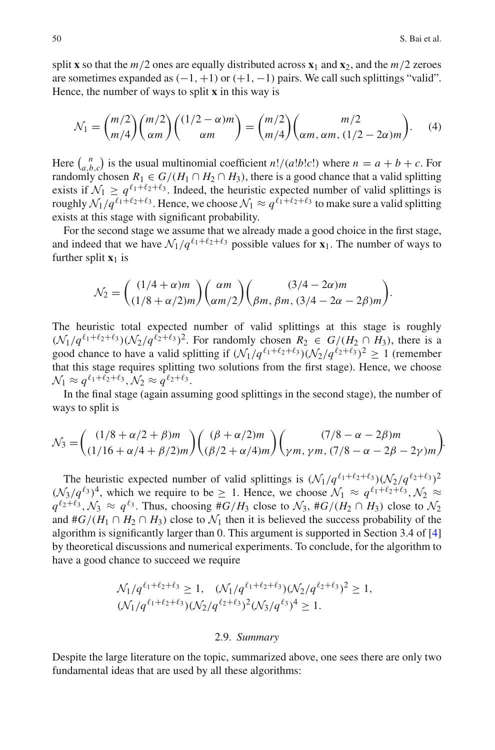split $\mathbf{x}$ so that the $m/2$ ones are equally distributed across $\mathbf{x}_1$ and $\mathbf{x}_2$, and the $m/2$ zeroes are sometimes expanded as $(-1, +1)$ or $(+1, -1)$ pairs. We call such splittings "valid". Hence, the number of ways to split $\mathbf{x}$ in this way is

$$\mathcal{N}_1 = \binom{m/2}{m/4}\binom{m/2}{\alpha m}\binom{(1/2-\alpha)m}{\alpha m} = \binom{m/2}{m/4}\binom{m/2}{\alpha m, \alpha m, (1/2-2\alpha)m}. \quad (4)$$

Here $\binom{n}{a,b,c}$ is the usual multinomial coefficient $n!/(a!b!c!)$ where $n = a+b+c$. For randomly chosen $R_1 \in G/(H_1 \cap H_2 \cap H_3)$, there is a good chance that a valid splitting exists if $\mathcal{N}_1 \geq q^{\ell_1+\ell_2+\ell_3}$. Indeed, the heuristic expected number of valid splittings is roughly $\mathcal{N}_1/q^{\ell_1+\ell_2+\ell_3}$. Hence, we choose $\mathcal{N}_1 \approx q^{\ell_1+\ell_2+\ell_3}$ to make sure a valid splitting exists at this stage with significant probability.

For the second stage we assume that we already made a good choice in the first stage, and indeed that we have $\mathcal{N}_1/q^{\ell_1+\ell_2+\ell_3}$ possible values for $\mathbf{x}_1$. The number of ways to further split $\mathbf{x}_1$ is

$$\mathcal{N}_2 = \binom{(1/4+\alpha)m}{(1/8+\alpha/2)m}\binom{\alpha m}{\alpha m/2}\binom{(3/4-2\alpha)m}{\beta m, \beta m, (3/4-2\alpha-2\beta)m}.$$

The heuristic total expected number of valid splittings at this stage is roughly $(\mathcal{N}_1/q^{\ell_1+\ell_2+\ell_3})(\mathcal{N}_2/q^{\ell_2+\ell_3})^2$. For randomly chosen $R_2 \in G/(H_2 \cap H_3)$, there is a good chance to have a valid splitting if $(\mathcal{N}_1/q^{\ell_1+\ell_2+\ell_3})(\mathcal{N}_2/q^{\ell_2+\ell_3})^2 \geq 1$ (remember that this stage requires splitting two solutions from the first stage). Hence, we choose $\mathcal{N}_1 \approx q^{\ell_1+\ell_2+\ell_3}, \mathcal{N}_2 \approx q^{\ell_2+\ell_3}$.

In the final stage (again assuming good splittings in the second stage), the number of ways to split is

$$\mathcal{N}_3 = \binom{(1/8+\alpha/2+\beta)m}{(1/16+\alpha/4+\beta/2)m}\binom{(\beta+\alpha/2)m}{(\beta/2+\alpha/4)m}\binom{(7/8-\alpha-2\beta)m}{\gamma m, \gamma m, (7/8-\alpha-2\beta-2\gamma)m}.$$

The heuristic expected number of valid splittings is $(\mathcal{N}_1/q^{\ell_1+\ell_2+\ell_3})(\mathcal{N}_2/q^{\ell_2+\ell_3})^2(\mathcal{N}_3/q^{\ell_3})^4$, which we require to be $\geq 1$. Hence, we choose $\mathcal{N}_1 \approx q^{\ell_1+\ell_2+\ell_3}, \mathcal{N}_2 \approx q^{\ell_2+\ell_3}, \mathcal{N}_3 \approx q^{\ell_3}$. Thus, choosing $\#G/H_3$ close to $\mathcal{N}_3$, $\#G/(H_2 \cap H_3)$ close to $\mathcal{N}_2$ and $\#G/(H_1 \cap H_2 \cap H_3)$ close to $\mathcal{N}_1$ then it is believed the success probability of the algorithm is significantly larger than 0. This argument is supported in Section 3.4 of [4] by theoretical discussions and numerical experiments. To conclude, for the algorithm to have a good chance to succeed we require

$$\mathcal{N}_1/q^{\ell_1+\ell_2+\ell_3} \geq 1, \quad (\mathcal{N}_1/q^{\ell_1+\ell_2+\ell_3})(\mathcal{N}_2/q^{\ell_2+\ell_3})^2 \geq 1,$$
$$(\mathcal{N}_1/q^{\ell_1+\ell_2+\ell_3})(\mathcal{N}_2/q^{\ell_2+\ell_3})^2(\mathcal{N}_3/q^{\ell_3})^4 \geq 1.$$

## 2.9. *Summary*

Despite the large literature on the topic, summarized above, one sees there are only two fundamental ideas that are used by all these algorithms: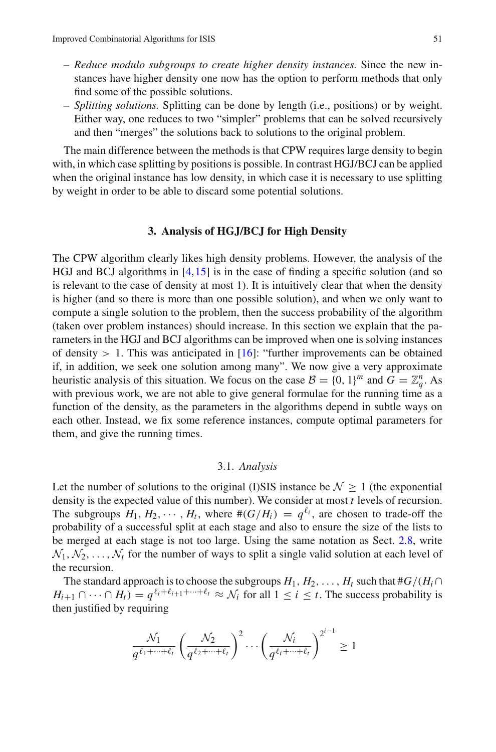- *Reduce modulo subgroups to create higher density instances.* Since the new instances have higher density one now has the option to perform methods that only find some of the possible solutions.
- *Splitting solutions.* Splitting can be done by length (i.e., positions) or by weight. Either way, one reduces to two "simpler" problems that can be solved recursively and then "merges" the solutions back to solutions to the original problem.

The main difference between the methods is that CPW requires large density to begin with, in which case splitting by positions is possible. In contrast HGJ/BCJ can be applied when the original instance has low density, in which case it is necessary to use splitting by weight in order to be able to discard some potential solutions.

## 3. Analysis of HGJ/BCJ for High Density

The CPW algorithm clearly likes high density problems. However, the analysis of the HGJ and BCJ algorithms in [4,15] is in the case of finding a specific solution (and so is relevant to the case of density at most 1). It is intuitively clear that when the density is higher (and so there is more than one possible solution), and when we only want to compute a single solution to the problem, then the success probability of the algorithm (taken over problem instances) should increase. In this section we explain that the parameters in the HGJ and BCJ algorithms can be improved when one is solving instances of density $> 1$. This was anticipated in [16]: "further improvements can be obtained if, in addition, we seek one solution among many". We now give a very approximate heuristic analysis of this situation. We focus on the case $\mathcal{B} = \{0, 1\}^m$ and $G = \mathbb{Z}_q^n$. As with previous work, we are not able to give general formulae for the running time as a function of the density, as the parameters in the algorithms depend in subtle ways on each other. Instead, we fix some reference instances, compute optimal parameters for them, and give the running times.

### 3.1. *Analysis*

Let the number of solutions to the original (I)SIS instance be $\mathcal{N} \geq 1$ (the exponential density is the expected value of this number). We consider at most $t$ levels of recursion. The subgroups $H_1, H_2, \cdots, H_t$, where $\#(G/H_i) = q^{\ell_i}$, are chosen to trade-off the probability of a successful split at each stage and also to ensure the size of the lists to be merged at each stage is not too large. Using the same notation as Sect. 2.8, write $\mathcal{N}_1, \mathcal{N}_2, \ldots, \mathcal{N}_t$ for the number of ways to split a single valid solution at each level of the recursion.

The standard approach is to choose the subgroups $H_1, H_2, \ldots, H_t$ such that $\#G/(H_i \cap H_{i+1} \cap \cdots \cap H_t) = q^{\ell_i + \ell_{i+1} + \cdots + \ell_t} \approx \mathcal{N}_i$ for all $1 \leq i \leq t$. The success probability is then justified by requiring

$$\frac{\mathcal{N}_1}{q^{\ell_1 + \cdots + \ell_t}} \left( \frac{\mathcal{N}_2}{q^{\ell_2 + \cdots + \ell_t}} \right)^2 \cdots \left( \frac{\mathcal{N}_i}{q^{\ell_i + \cdots + \ell_t}} \right)^{2^{i-1}} \geq 1$$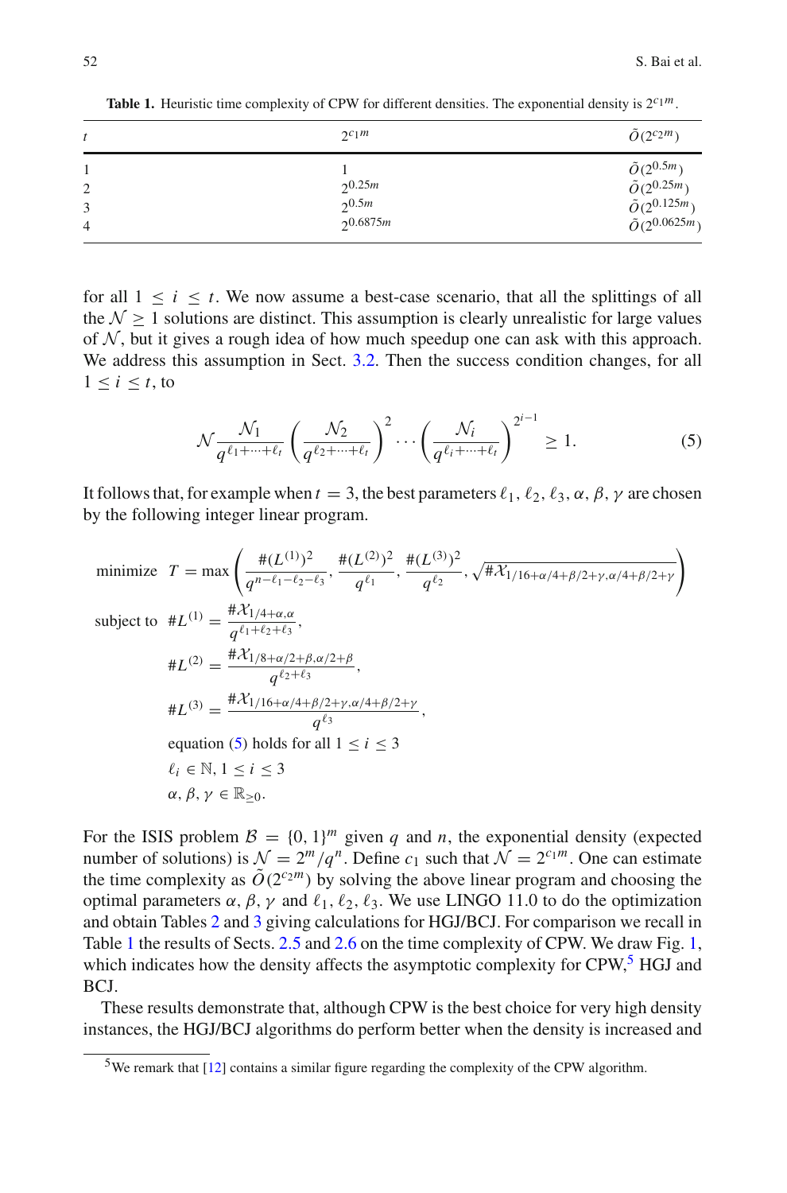**Table 1.** Heuristic time complexity of CPW for different densities. The exponential density is $2^{c_1 m}$.

| $t$ | $2^{c_1 m}$ | $\tilde{O}(2^{c_2 m})$ |
|---|---|---|
| 1 | 1 | $\tilde{O}(2^{0.5m})$ |
| 2 | $2^{0.25m}$ | $\tilde{O}(2^{0.25m})$ |
| 3 | $2^{0.5m}$ | $\tilde{O}(2^{0.125m})$ |
| 4 | $2^{0.6875m}$ | $\tilde{O}(2^{0.0625m})$ |

for all $1 \leq i \leq t$. We now assume a best-case scenario, that all the splittings of all the $\mathcal{N} \geq 1$ solutions are distinct. This assumption is clearly unrealistic for large values of $\mathcal{N}$, but it gives a rough idea of how much speedup one can ask with this approach. We address this assumption in Sect. 3.2. Then the success condition changes, for all $1 \leq i \leq t$, to

$$\mathcal{N} \frac{\mathcal{N}_1}{q^{\ell_1 + \cdots + \ell_t}} \left( \frac{\mathcal{N}_2}{q^{\ell_2 + \cdots + \ell_t}} \right)^2 \cdots \left( \frac{\mathcal{N}_i}{q^{\ell_i + \cdots + \ell_t}} \right)^{2^{i-1}} \geq 1. \tag{5}$$

It follows that, for example when $t = 3$, the best parameters $\ell_1, \ell_2, \ell_3, \alpha, \beta, \gamma$ are chosen by the following integer linear program.

$$\begin{aligned}
\text{minimize } \ & T = \max\left( \frac{\#(L^{(1)})^2}{q^{n-\ell_1-\ell_2-\ell_3}}, \frac{\#(L^{(2)})^2}{q^{\ell_1}}, \frac{\#(L^{(3)})^2}{q^{\ell_2}}, \sqrt{\#\mathcal{X}_{1/16+\alpha/4+\beta/2+\gamma, \alpha/4+\beta/2+\gamma}} \right) \\
\text{subject to } \ & \#L^{(1)} = \frac{\#\mathcal{X}_{1/4+\alpha, \alpha}}{q^{\ell_1+\ell_2+\ell_3}}, \\
& \#L^{(2)} = \frac{\#\mathcal{X}_{1/8+\alpha/2+\beta, \alpha/2+\beta}}{q^{\ell_2+\ell_3}}, \\
& \#L^{(3)} = \frac{\#\mathcal{X}_{1/16+\alpha/4+\beta/2+\gamma, \alpha/4+\beta/2+\gamma}}{q^{\ell_3}}, \\
& \text{equation (5) holds for all } 1 \leq i \leq 3 \\
& \ell_i \in \mathbb{N}, 1 \leq i \leq 3 \\
& \alpha, \beta, \gamma \in \mathbb{R}_{\geq 0}.
\end{aligned}$$

For the ISIS problem $\mathcal{B} = \{0, 1\}^m$ given $q$ and $n$, the exponential density (expected number of solutions) is $\mathcal{N} = 2^m/q^n$. Define $c_1$ such that $\mathcal{N} = 2^{c_1 m}$. One can estimate the time complexity as $\tilde{O}(2^{c_2 m})$ by solving the above linear program and choosing the optimal parameters $\alpha, \beta, \gamma$ and $\ell_1, \ell_2, \ell_3$. We use LINGO 11.0 to do the optimization and obtain Tables 2 and 3 giving calculations for HGJ/BCJ. For comparison we recall in Table 1 the results of Sects. 2.5 and 2.6 on the time complexity of CPW. We draw Fig. 1, which indicates how the density affects the asymptotic complexity for CPW,[5] HGJ and BCJ.

These results demonstrate that, although CPW is the best choice for very high density instances, the HGJ/BCJ algorithms do perform better when the density is increased and

[5] We remark that [12] contains a similar figure regarding the complexity of the CPW algorithm.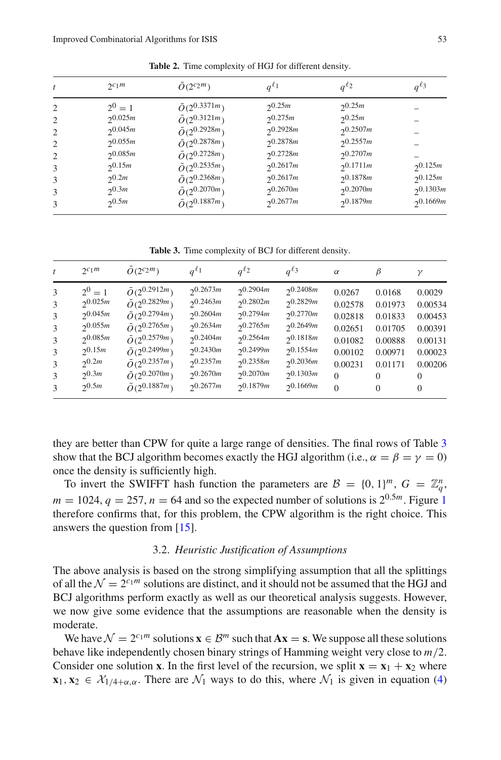**Table 2.** Time complexity of HGJ for different density.

| $t$ | $2^{c_1 m}$ | $\tilde{O}(2^{c_2 m})$ | $q^{\ell_1}$ | $q^{\ell_2}$ | $q^{\ell_3}$ |
|---|---|---|---|---|---|
| 2 | $2^0 = 1$ | $\tilde{O}(2^{0.3371m})$ | $2^{0.25m}$ | $2^{0.25m}$ | – |
| 2 | $2^{0.025m}$ | $\tilde{O}(2^{0.3121m})$ | $2^{0.275m}$ | $2^{0.25m}$ | – |
| 2 | $2^{0.045m}$ | $\tilde{O}(2^{0.2928m})$ | $2^{0.2928m}$ | $2^{0.2507m}$ | – |
| 2 | $2^{0.055m}$ | $\tilde{O}(2^{0.2878m})$ | $2^{0.2878m}$ | $2^{0.2557m}$ | – |
| 2 | $2^{0.085m}$ | $\tilde{O}(2^{0.2728m})$ | $2^{0.2728m}$ | $2^{0.2707m}$ | – |
| 3 | $2^{0.15m}$ | $\tilde{O}(2^{0.2535m})$ | $2^{0.2617m}$ | $2^{0.1711m}$ | $2^{0.125m}$ |
| 3 | $2^{0.2m}$ | $\tilde{O}(2^{0.2368m})$ | $2^{0.2617m}$ | $2^{0.1878m}$ | $2^{0.125m}$ |
| 3 | $2^{0.3m}$ | $\tilde{O}(2^{0.2070m})$ | $2^{0.2670m}$ | $2^{0.2070m}$ | $2^{0.1303m}$ |
| 3 | $2^{0.5m}$ | $\tilde{O}(2^{0.1887m})$ | $2^{0.2677m}$ | $2^{0.1879m}$ | $2^{0.1669m}$ |

**Table 3.** Time complexity of BCJ for different density.

| $t$ | $2^{c_1 m}$ | $\tilde{O}(2^{c_2 m})$ | $q^{\ell_1}$ | $q^{\ell_2}$ | $q^{\ell_3}$ | $\alpha$ | $\beta$ | $\gamma$ |
|---|---|---|---|---|---|---|---|---|
| 3 | $2^0 = 1$ | $\tilde{O}(2^{0.2912m})$ | $2^{0.2673m}$ | $2^{0.2904m}$ | $2^{0.2408m}$ | 0.0267 | 0.0168 | 0.0029 |
| 3 | $2^{0.025m}$ | $\tilde{O}(2^{0.2829m})$ | $2^{0.2463m}$ | $2^{0.2802m}$ | $2^{0.2829m}$ | 0.02578 | 0.01973 | 0.00534 |
| 3 | $2^{0.045m}$ | $\tilde{O}(2^{0.2794m})$ | $2^{0.2604m}$ | $2^{0.2794m}$ | $2^{0.2770m}$ | 0.02818 | 0.01833 | 0.00453 |
| 3 | $2^{0.055m}$ | $\tilde{O}(2^{0.2765m})$ | $2^{0.2634m}$ | $2^{0.2765m}$ | $2^{0.2649m}$ | 0.02651 | 0.01705 | 0.00391 |
| 3 | $2^{0.085m}$ | $\tilde{O}(2^{0.2579m})$ | $2^{0.2404m}$ | $2^{0.2564m}$ | $2^{0.1818m}$ | 0.01082 | 0.00888 | 0.00131 |
| 3 | $2^{0.15m}$ | $\tilde{O}(2^{0.2499m})$ | $2^{0.2430m}$ | $2^{0.2499m}$ | $2^{0.1554m}$ | 0.00102 | 0.00971 | 0.00023 |
| 3 | $2^{0.2m}$ | $\tilde{O}(2^{0.2357m})$ | $2^{0.2357m}$ | $2^{0.2358m}$ | $2^{0.2036m}$ | 0.00231 | 0.01171 | 0.00206 |
| 3 | $2^{0.3m}$ | $\tilde{O}(2^{0.2070m})$ | $2^{0.2670m}$ | $2^{0.2070m}$ | $2^{0.1303m}$ | 0 | 0 | 0 |
| 3 | $2^{0.5m}$ | $\tilde{O}(2^{0.1887m})$ | $2^{0.2677m}$ | $2^{0.1879m}$ | $2^{0.1669m}$ | 0 | 0 | 0 |

they are better than CPW for quite a large range of densities. The final rows of Table 3 show that the BCJ algorithm becomes exactly the HGJ algorithm (i.e., $\alpha = \beta = \gamma = 0$) once the density is sufficiently high.

To invert the SWIFFT hash function the parameters are $\mathcal{B} = \{0, 1\}^m$, $G = \mathbb{Z}_q^n$, $m = 1024$, $q = 257$, $n = 64$ and so the expected number of solutions is $2^{0.5m}$. Figure 1 therefore confirms that, for this problem, the CPW algorithm is the right choice. This answers the question from [15].

### 3.2. *Heuristic Justification of Assumptions*

The above analysis is based on the strong simplifying assumption that all the splittings of all the $\mathcal{N} = 2^{c_1 m}$ solutions are distinct, and it should not be assumed that the HGJ and BCJ algorithms perform exactly as well as our theoretical analysis suggests. However, we now give some evidence that the assumptions are reasonable when the density is moderate.

We have $\mathcal{N} = 2^{c_1 m}$ solutions $\mathbf{x} \in \mathcal{B}^m$ such that $\mathbf{Ax} = \mathbf{s}$. We suppose all these solutions behave like independently chosen binary strings of Hamming weight very close to $m/2$. Consider one solution $\mathbf{x}$. In the first level of the recursion, we split $\mathbf{x} = \mathbf{x}_1 + \mathbf{x}_2$ where $\mathbf{x}_1, \mathbf{x}_2 \in \mathcal{X}_{1/4+\alpha,\alpha}$. There are $\mathcal{N}_1$ ways to do this, where $\mathcal{N}_1$ is given in equation (4)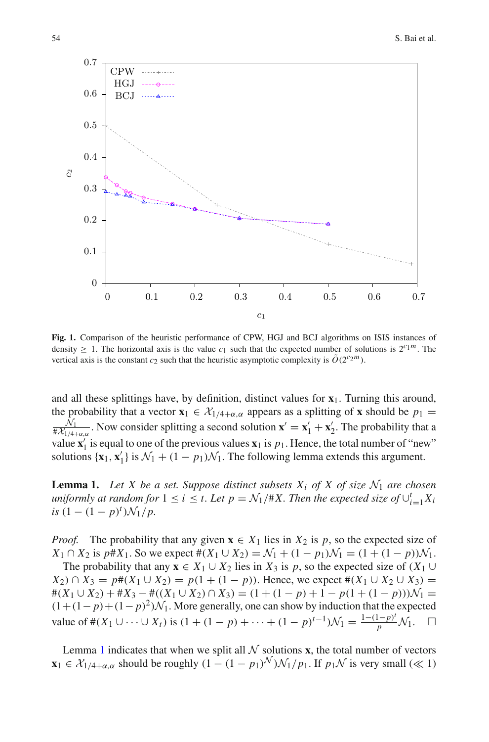**Fig. 1.** Comparison of the heuristic performance of CPW, HGJ and BCJ algorithms on ISIS instances of density $\geq 1$. The horizontal axis is the value $c_1$ such that the expected number of solutions is $2^{c_1 m}$. The vertical axis is the constant $c_2$ such that the heuristic asymptotic complexity is $\tilde{O}(2^{c_2 m})$.

and all these splittings have, by definition, distinct values for $\mathbf{x}_1$. Turning this around, the probability that a vector $\mathbf{x}_1 \in \mathcal{X}_{1/4+\alpha,\alpha}$ appears as a splitting of $\mathbf{x}$ should be $p_1 = \frac{\mathcal{N}_1}{\#\mathcal{X}_{1/4+\alpha,\alpha}}$. Now consider splitting a second solution $\mathbf{x}' = \mathbf{x}_1' + \mathbf{x}_2'$. The probability that a value $\mathbf{x}_1'$ is equal to one of the previous values $\mathbf{x}_1$ is $p_1$. Hence, the total number of "new" solutions $\{\mathbf{x}_1, \mathbf{x}_1'\}$ is $\mathcal{N}_1 + (1 - p_1)\mathcal{N}_1$. The following lemma extends this argument.

**Lemma 1.** *Let $X$ be a set. Suppose distinct subsets $X_i$ of $X$ of size $\mathcal{N}_1$ are chosen uniformly at random for $1 \leq i \leq t$. Let $p = \mathcal{N}_1/\#X$. Then the expected size of $\cup_{i=1}^{t} X_i$ is $(1 - (1 - p)^t)\mathcal{N}_1/p$.*

*Proof.* The probability that any given $\mathbf{x} \in X_1$ lies in $X_2$ is $p$, so the expected size of $X_1 \cap X_2$ is $p\#X_1$. So we expect $\#(X_1 \cup X_2) = \mathcal{N}_1 + (1 - p_1)\mathcal{N}_1 = (1 + (1 - p))\mathcal{N}_1$.

The probability that any $\mathbf{x} \in X_1 \cup X_2$ lies in $X_3$ is $p$, so the expected size of $(X_1 \cup X_2) \cap X_3 = p\#(X_1 \cup X_2) = p(1 + (1 - p))$. Hence, we expect $\#(X_1 \cup X_2 \cup X_3) = \#(X_1 \cup X_2) + \#X_3 - \#((X_1 \cup X_2) \cap X_3) = (1 + (1 - p) + 1 - p(1 + (1 - p)))\mathcal{N}_1 = (1 + (1 - p) + (1 - p)^2)\mathcal{N}_1$. More generally, one can show by induction that the expected value of $\#(X_1 \cup \cdots \cup X_t)$ is $(1 + (1 - p) + \cdots + (1 - p)^{t-1})\mathcal{N}_1 = \frac{1-(1-p)^t}{p}\mathcal{N}_1$. $\square$

Lemma 1 indicates that when we split all $\mathcal{N}$ solutions $\mathbf{x}$, the total number of vectors $\mathbf{x}_1 \in \mathcal{X}_{1/4+\alpha,\alpha}$ should be roughly $(1 - (1 - p_1)^{\mathcal{N}})\mathcal{N}_1/p_1$. If $p_1\mathcal{N}$ is very small ($\ll 1$)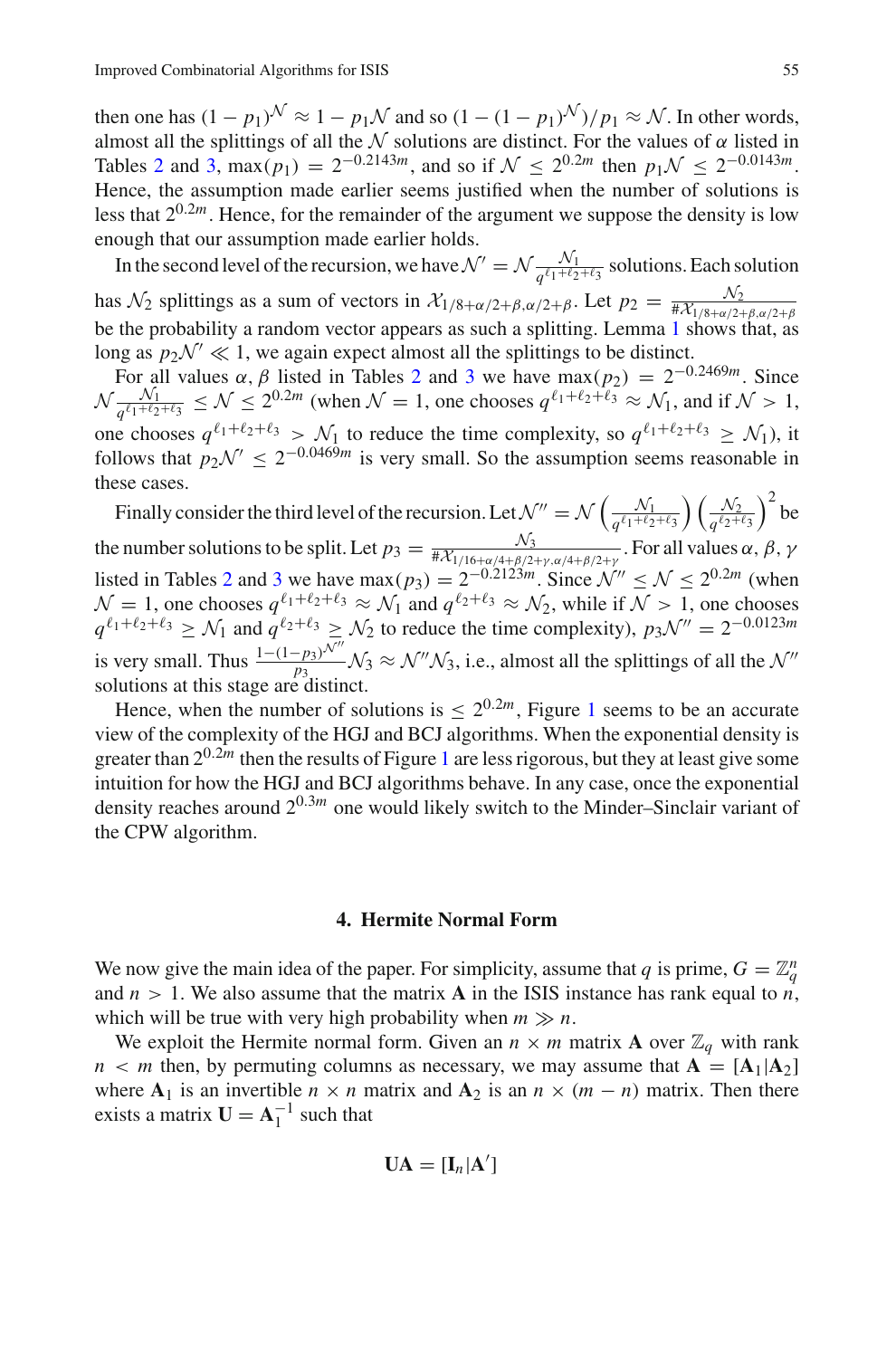then one has $(1-p_1)^{\mathcal{N}} \approx 1 - p_1\mathcal{N}$ and so $(1-(1-p_1)^{\mathcal{N}})/p_1 \approx \mathcal{N}$. In other words, almost all the splittings of all the $\mathcal{N}$ solutions are distinct. For the values of $\alpha$ listed in Tables 2 and 3, $\max(p_1) = 2^{-0.2143m}$, and so if $\mathcal{N} \le 2^{0.2m}$ then $p_1\mathcal{N} \le 2^{-0.0143m}$. Hence, the assumption made earlier seems justified when the number of solutions is less that $2^{0.2m}$. Hence, for the remainder of the argument we suppose the density is low enough that our assumption made earlier holds.

In the second level of the recursion, we have $\mathcal{N}' = \mathcal{N}\frac{\mathcal{N}_1}{q^{\ell_1+\ell_2+\ell_3}}$ solutions. Each solution has $\mathcal{N}_2$ splittings as a sum of vectors in $\mathcal{X}_{1/8+\alpha/2+\beta,\alpha/2+\beta}$. Let $p_2 = \frac{\mathcal{N}_2}{\#\mathcal{X}_{1/8+\alpha/2+\beta,\alpha/2+\beta}}$ be the probability a random vector appears as such a splitting. Lemma 1 shows that, as long as $p_2\mathcal{N}' \ll 1$, we again expect almost all the splittings to be distinct.

For all values $\alpha, \beta$ listed in Tables 2 and 3 we have $\max(p_2) = 2^{-0.2469m}$. Since $\mathcal{N}\frac{\mathcal{N}_1}{q^{\ell_1+\ell_2+\ell_3}} \le \mathcal{N} \le 2^{0.2m}$ (when $\mathcal{N} = 1$, one chooses $q^{\ell_1+\ell_2+\ell_3} \approx \mathcal{N}_1$, and if $\mathcal{N} > 1$, one chooses $q^{\ell_1+\ell_2+\ell_3} > \mathcal{N}_1$ to reduce the time complexity, so $q^{\ell_1+\ell_2+\ell_3} \ge \mathcal{N}_1$), it follows that $p_2\mathcal{N}' \le 2^{-0.0469m}$ is very small. So the assumption seems reasonable in these cases.

Finally consider the third level of the recursion. Let $\mathcal{N}'' = \mathcal{N}\left(\frac{\mathcal{N}_1}{q^{\ell_1+\ell_2+\ell_3}}\right)\left(\frac{\mathcal{N}_2}{q^{\ell_2+\ell_3}}\right)^2$ be the number solutions to be split. Let $p_3 = \frac{\mathcal{N}_3}{\#\mathcal{X}_{1/16+\alpha/4+\beta/2+\gamma,\alpha/4+\beta/2+\gamma}}$. For all values $\alpha, \beta, \gamma$ listed in Tables 2 and 3 we have $\max(p_3) = 2^{-0.2123m}$. Since $\mathcal{N}'' \le \mathcal{N} \le 2^{0.2m}$ (when $\mathcal{N} = 1$, one chooses $q^{\ell_1+\ell_2+\ell_3} \approx \mathcal{N}_1$ and $q^{\ell_2+\ell_3} \approx \mathcal{N}_2$, while if $\mathcal{N} > 1$, one chooses $q^{\ell_1+\ell_2+\ell_3} \ge \mathcal{N}_1$ and $q^{\ell_2+\ell_3} \ge \mathcal{N}_2$ to reduce the time complexity), $p_3\mathcal{N}'' = 2^{-0.0123m}$ is very small. Thus $\frac{1-(1-p_3)^{\mathcal{N}''}}{p_3}\mathcal{N}_3 \approx \mathcal{N}''\mathcal{N}_3$, i.e., almost all the splittings of all the $\mathcal{N}''$ solutions at this stage are distinct.

Hence, when the number of solutions is $\le 2^{0.2m}$, Figure 1 seems to be an accurate view of the complexity of the HGJ and BCJ algorithms. When the exponential density is greater than $2^{0.2m}$ then the results of Figure 1 are less rigorous, but they at least give some intuition for how the HGJ and BCJ algorithms behave. In any case, once the exponential density reaches around $2^{0.3m}$ one would likely switch to the Minder–Sinclair variant of the CPW algorithm.

## 4. Hermite Normal Form

We now give the main idea of the paper. For simplicity, assume that $q$ is prime, $G = \mathbb{Z}_q^n$ and $n > 1$. We also assume that the matrix $\mathbf{A}$ in the ISIS instance has rank equal to $n$, which will be true with very high probability when $m \gg n$.

We exploit the Hermite normal form. Given an $n \times m$ matrix $\mathbf{A}$ over $\mathbb{Z}_q$ with rank $n < m$ then, by permuting columns as necessary, we may assume that $\mathbf{A} = [\mathbf{A}_1|\mathbf{A}_2]$ where $\mathbf{A}_1$ is an invertible $n \times n$ matrix and $\mathbf{A}_2$ is an $n \times (m-n)$ matrix. Then there exists a matrix $\mathbf{U} = \mathbf{A}_1^{-1}$ such that

$$\mathbf{U}\mathbf{A} = [\mathbf{I}_n|\mathbf{A}']$$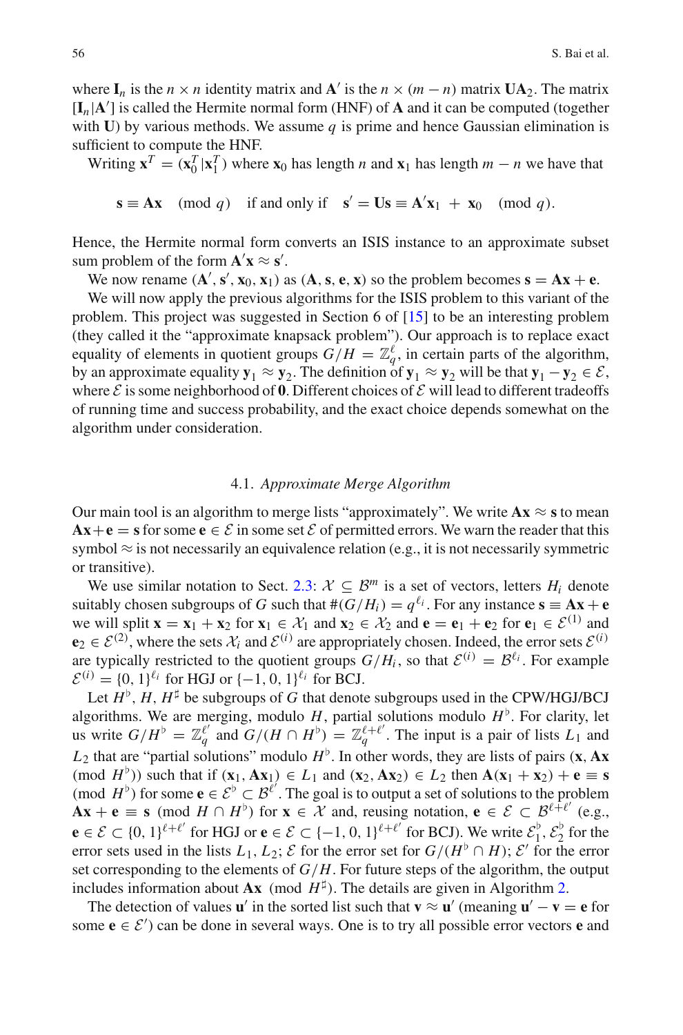where $\mathbf{I}_n$ is the $n \times n$ identity matrix and $\mathbf{A}'$ is the $n \times (m-n)$ matrix $\mathbf{U}\mathbf{A}_2$. The matrix $[\mathbf{I}_n|\mathbf{A}']$ is called the Hermite normal form (HNF) of $\mathbf{A}$ and it can be computed (together with $\mathbf{U}$) by various methods. We assume $q$ is prime and hence Gaussian elimination is sufficient to compute the HNF.

Writing $\mathbf{x}^T = (\mathbf{x}_0^T|\mathbf{x}_1^T)$ where $\mathbf{x}_0$ has length $n$ and $\mathbf{x}_1$ has length $m-n$ we have that

$$\mathbf{s} \equiv \mathbf{A}\mathbf{x} \pmod{q} \quad \text{if and only if} \quad \mathbf{s}' = \mathbf{U}\mathbf{s} \equiv \mathbf{A}'\mathbf{x}_1 + \mathbf{x}_0 \pmod{q}.$$

Hence, the Hermite normal form converts an ISIS instance to an approximate subset sum problem of the form $\mathbf{A}'\mathbf{x} \approx \mathbf{s}'$.

We now rename $(\mathbf{A}', \mathbf{s}', \mathbf{x}_0, \mathbf{x}_1)$ as $(\mathbf{A}, \mathbf{s}, \mathbf{e}, \mathbf{x})$ so the problem becomes $\mathbf{s} = \mathbf{A}\mathbf{x} + \mathbf{e}$.

We will now apply the previous algorithms for the ISIS problem to this variant of the problem. This project was suggested in Section 6 of [15] to be an interesting problem (they called it the "approximate knapsack problem"). Our approach is to replace exact equality of elements in quotient groups $G/H = \mathbb{Z}_q^{\ell}$, in certain parts of the algorithm, by an approximate equality $\mathbf{y}_1 \approx \mathbf{y}_2$. The definition of $\mathbf{y}_1 \approx \mathbf{y}_2$ will be that $\mathbf{y}_1 - \mathbf{y}_2 \in \mathcal{E}$, where $\mathcal{E}$ is some neighborhood of $\mathbf{0}$. Different choices of $\mathcal{E}$ will lead to different tradeoffs of running time and success probability, and the exact choice depends somewhat on the algorithm under consideration.

### 4.1. *Approximate Merge Algorithm*

Our main tool is an algorithm to merge lists "approximately". We write $\mathbf{A}\mathbf{x} \approx \mathbf{s}$ to mean $\mathbf{A}\mathbf{x} + \mathbf{e} = \mathbf{s}$ for some $\mathbf{e} \in \mathcal{E}$ in some set $\mathcal{E}$ of permitted errors. We warn the reader that this symbol $\approx$ is not necessarily an equivalence relation (e.g., it is not necessarily symmetric or transitive).

We use similar notation to Sect. 2.3: $\mathcal{X} \subseteq \mathcal{B}^m$ is a set of vectors, letters $H_i$ denote suitably chosen subgroups of $G$ such that $\#(G/H_i) = q^{\ell_i}$. For any instance $\mathbf{s} \equiv \mathbf{A}\mathbf{x} + \mathbf{e}$ we will split $\mathbf{x} = \mathbf{x}_1 + \mathbf{x}_2$ for $\mathbf{x}_1 \in \mathcal{X}_1$ and $\mathbf{x}_2 \in \mathcal{X}_2$ and $\mathbf{e} = \mathbf{e}_1 + \mathbf{e}_2$ for $\mathbf{e}_1 \in \mathcal{E}^{(1)}$ and $\mathbf{e}_2 \in \mathcal{E}^{(2)}$, where the sets $\mathcal{X}_i$ and $\mathcal{E}^{(i)}$ are appropriately chosen. Indeed, the error sets $\mathcal{E}^{(i)}$ are typically restricted to the quotient groups $G/H_i$, so that $\mathcal{E}^{(i)} = \mathcal{B}^{\ell_i}$. For example $\mathcal{E}^{(i)} = \{0, 1\}^{\ell_i}$ for HGJ or $\{-1, 0, 1\}^{\ell_i}$ for BCJ.

Let $H^\flat$, $H$, $H^\sharp$ be subgroups of $G$ that denote subgroups used in the CPW/HGJ/BCJ algorithms. We are merging, modulo $H$, partial solutions modulo $H^\flat$. For clarity, let us write $G/H^\flat = \mathbb{Z}_q^{\ell'}$ and $G/(H \cap H^\flat) = \mathbb{Z}_q^{\ell+\ell'}$. The input is a pair of lists $L_1$ and $L_2$ that are "partial solutions" modulo $H^\flat$. In other words, they are lists of pairs $(\mathbf{x}, \mathbf{A}\mathbf{x} \pmod{H^\flat})$ such that if $(\mathbf{x}_1, \mathbf{A}\mathbf{x}_1) \in L_1$ and $(\mathbf{x}_2, \mathbf{A}\mathbf{x}_2) \in L_2$ then $\mathbf{A}(\mathbf{x}_1 + \mathbf{x}_2) + \mathbf{e} \equiv \mathbf{s} \pmod{H^\flat}$ for some $\mathbf{e} \in \mathcal{E}^\flat \subset \mathcal{B}^{\ell'}$. The goal is to output a set of solutions to the problem $\mathbf{A}\mathbf{x} + \mathbf{e} \equiv \mathbf{s} \pmod{H \cap H^\flat}$ for $\mathbf{x} \in \mathcal{X}$ and, reusing notation, $\mathbf{e} \in \mathcal{E} \subset \mathcal{B}^{\ell+\ell'}$ (e.g., $\mathbf{e} \in \mathcal{E} \subset \{0,1\}^{\ell+\ell'}$ for HGJ or $\mathbf{e} \in \mathcal{E} \subset \{-1, 0, 1\}^{\ell+\ell'}$ for BCJ). We write $\mathcal{E}_1^\flat, \mathcal{E}_2^\flat$ for the error sets used in the lists $L_1, L_2$; $\mathcal{E}$ for the error set for $G/(H^\flat \cap H)$; $\mathcal{E}'$ for the error set corresponding to the elements of $G/H$. For future steps of the algorithm, the output includes information about $\mathbf{A}\mathbf{x} \pmod{H^\sharp}$. The details are given in Algorithm 2.

The detection of values $\mathbf{u}'$ in the sorted list such that $\mathbf{v} \approx \mathbf{u}'$ (meaning $\mathbf{u}' - \mathbf{v} = \mathbf{e}$ for some $\mathbf{e} \in \mathcal{E}'$) can be done in several ways. One is to try all possible error vectors $\mathbf{e}$ and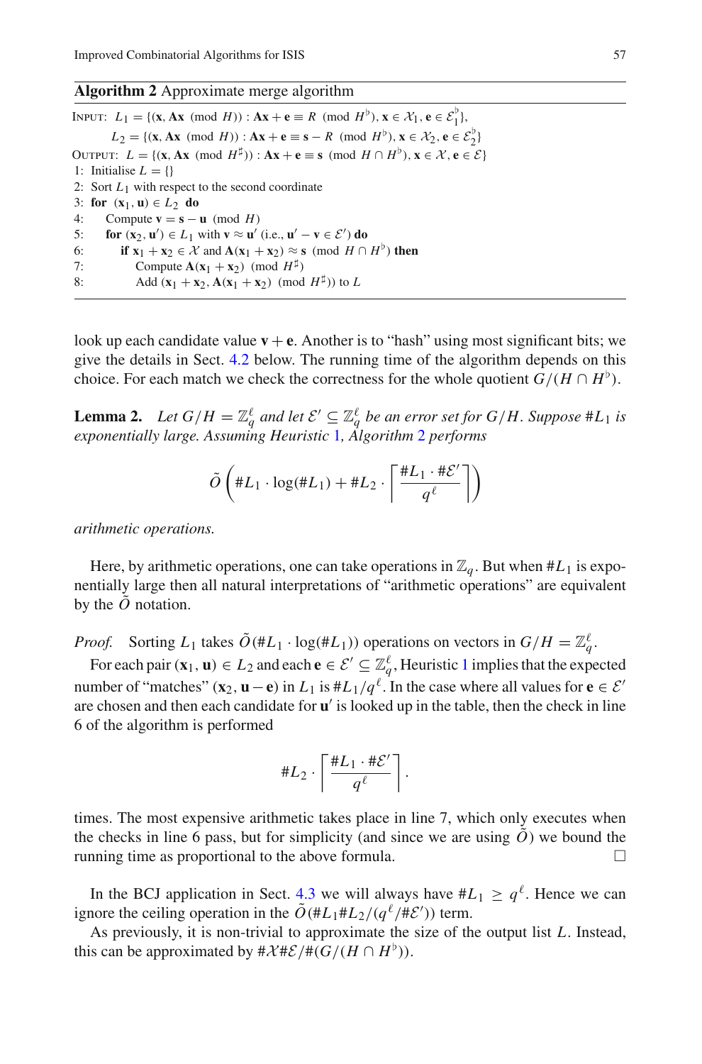**Algorithm 2** Approximate merge algorithm

```
INPUT:  L_1 = {(x, Ax (mod H)) : Ax + e ≡ R (mod H^♭), x ∈ X_1, e ∈ E_1^♭},
        L_2 = {(x, Ax (mod H)) : Ax + e ≡ s − R (mod H^♭), x ∈ X_2, e ∈ E_2^♭}
OUTPUT: L = {(x, Ax (mod H^♯)) : Ax + e ≡ s (mod H ∩ H^♭), x ∈ X, e ∈ E}
1: Initialise L = {}
2: Sort L_1 with respect to the second coordinate
3: for (x_1, u) ∈ L_2 do
4:     Compute v = s − u (mod H)
5:     for (x_2, u') ∈ L_1 with v ≈ u' (i.e., u' − v ∈ E') do
6:         if x_1 + x_2 ∈ X and A(x_1 + x_2) ≈ s (mod H ∩ H^♭) then
7:             Compute A(x_1 + x_2) (mod H^♯)
8:             Add (x_1 + x_2, A(x_1 + x_2) (mod H^♯)) to L
```

look up each candidate value $\mathbf{v} + \mathbf{e}$. Another is to "hash" using most significant bits; we give the details in Sect. 4.2 below. The running time of the algorithm depends on this choice. For each match we check the correctness for the whole quotient $G/(H \cap H^\flat)$.

**Lemma 2.** *Let $G/H = \mathbb{Z}_q^\ell$ and let $\mathcal{E}' \subseteq \mathbb{Z}_q^\ell$ be an error set for $G/H$. Suppose $\#L_1$ is exponentially large. Assuming Heuristic 1, Algorithm 2 performs*

$$\tilde{O}\left(\#L_1 \cdot \log(\#L_1) + \#L_2 \cdot \left\lceil \frac{\#L_1 \cdot \#\mathcal{E}'}{q^\ell} \right\rceil\right)$$

*arithmetic operations.*

Here, by arithmetic operations, one can take operations in $\mathbb{Z}_q$. But when $\#L_1$ is exponentially large then all natural interpretations of "arithmetic operations" are equivalent by the $\tilde{O}$ notation.

*Proof.* Sorting $L_1$ takes $\tilde{O}(\#L_1 \cdot \log(\#L_1))$ operations on vectors in $G/H = \mathbb{Z}_q^\ell$.

For each pair $(\mathbf{x}_1, \mathbf{u}) \in L_2$ and each $\mathbf{e} \in \mathcal{E}' \subseteq \mathbb{Z}_q^\ell$, Heuristic 1 implies that the expected number of "matches" $(\mathbf{x}_2, \mathbf{u} - \mathbf{e})$ in $L_1$ is $\#L_1/q^\ell$. In the case where all values for $\mathbf{e} \in \mathcal{E}'$ are chosen and then each candidate for $\mathbf{u}'$ is looked up in the table, then the check in line 6 of the algorithm is performed

$$\#L_2 \cdot \left\lceil \frac{\#L_1 \cdot \#\mathcal{E}'}{q^\ell} \right\rceil.$$

times. The most expensive arithmetic takes place in line 7, which only executes when the checks in line 6 pass, but for simplicity (and since we are using $\tilde{O}$) we bound the running time as proportional to the above formula. □

In the BCJ application in Sect. 4.3 we will always have $\#L_1 \geq q^\ell$. Hence we can ignore the ceiling operation in the $\tilde{O}(\#L_1 \#L_2/(q^\ell/\#\mathcal{E}'))$ term.

As previously, it is non-trivial to approximate the size of the output list $L$. Instead, this can be approximated by $\#\mathcal{X}\#\mathcal{E}/\#(G/(H \cap H^\flat))$.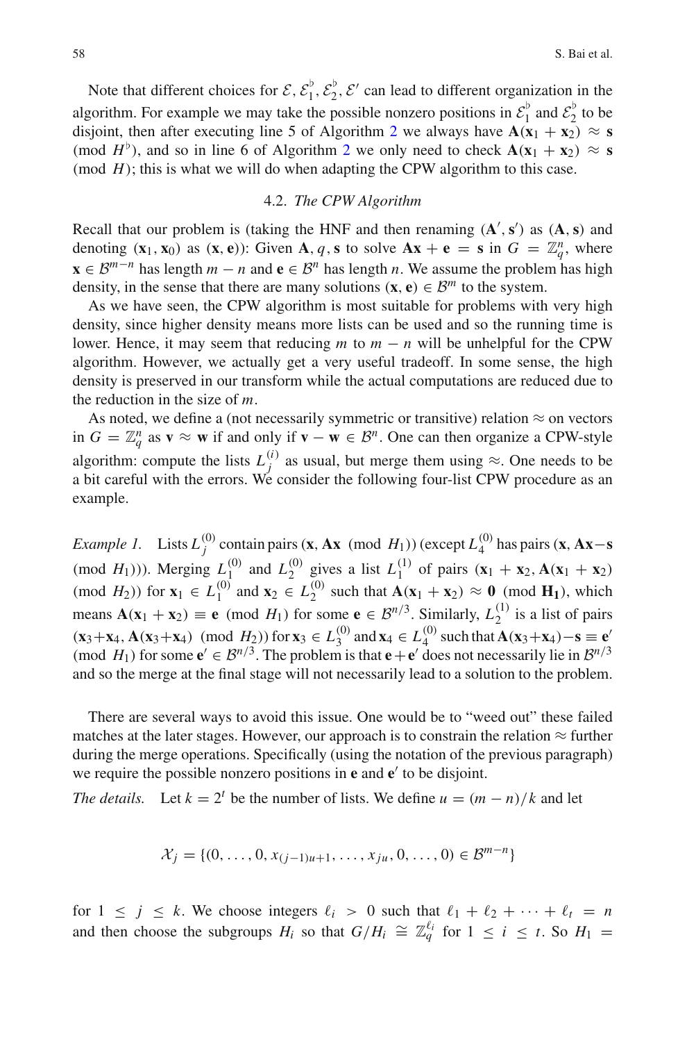Note that different choices for $\mathcal{E}, \mathcal{E}_1^\flat, \mathcal{E}_2^\flat, \mathcal{E}'$ can lead to different organization in the algorithm. For example we may take the possible nonzero positions in $\mathcal{E}_1^\flat$ and $\mathcal{E}_2^\flat$ to be disjoint, then after executing line 5 of Algorithm 2 we always have $\mathbf{A}(\mathbf{x}_1 + \mathbf{x}_2) \approx \mathbf{s} \pmod{H^\flat}$, and so in line 6 of Algorithm 2 we only need to check $\mathbf{A}(\mathbf{x}_1 + \mathbf{x}_2) \approx \mathbf{s} \pmod{H}$; this is what we will do when adapting the CPW algorithm to this case.

### 4.2. *The CPW Algorithm*

Recall that our problem is (taking the HNF and then renaming $(\mathbf{A}', \mathbf{s}')$ as $(\mathbf{A}, \mathbf{s})$ and denoting $(\mathbf{x}_1, \mathbf{x}_0)$ as $(\mathbf{x}, \mathbf{e})$): Given $\mathbf{A}, q, \mathbf{s}$ to solve $\mathbf{A}\mathbf{x} + \mathbf{e} = \mathbf{s}$ in $G = \mathbb{Z}_q^n$, where $\mathbf{x} \in \mathcal{B}^{m-n}$ has length $m - n$ and $\mathbf{e} \in \mathcal{B}^n$ has length $n$. We assume the problem has high density, in the sense that there are many solutions $(\mathbf{x}, \mathbf{e}) \in \mathcal{B}^m$ to the system.

As we have seen, the CPW algorithm is most suitable for problems with very high density, since higher density means more lists can be used and so the running time is lower. Hence, it may seem that reducing $m$ to $m - n$ will be unhelpful for the CPW algorithm. However, we actually get a very useful tradeoff. In some sense, the high density is preserved in our transform while the actual computations are reduced due to the reduction in the size of $m$.

As noted, we define a (not necessarily symmetric or transitive) relation $\approx$ on vectors in $G = \mathbb{Z}_q^n$ as $\mathbf{v} \approx \mathbf{w}$ if and only if $\mathbf{v} - \mathbf{w} \in \mathcal{B}^n$. One can then organize a CPW-style algorithm: compute the lists $L_j^{(i)}$ as usual, but merge them using $\approx$. One needs to be a bit careful with the errors. We consider the following four-list CPW procedure as an example.

*Example 1.* Lists $L_j^{(0)}$ contain pairs $(\mathbf{x}, \mathbf{A}\mathbf{x} \pmod{H_1})$ (except $L_4^{(0)}$ has pairs $(\mathbf{x}, \mathbf{A}\mathbf{x} - \mathbf{s} \pmod{H_1})$). Merging $L_1^{(0)}$ and $L_2^{(0)}$ gives a list $L_1^{(1)}$ of pairs $(\mathbf{x}_1 + \mathbf{x}_2, \mathbf{A}(\mathbf{x}_1 + \mathbf{x}_2) \pmod{H_2})$ for $\mathbf{x}_1 \in L_1^{(0)}$ and $\mathbf{x}_2 \in L_2^{(0)}$ such that $\mathbf{A}(\mathbf{x}_1 + \mathbf{x}_2) \approx \mathbf{0} \pmod{\mathbf{H_1}}$, which means $\mathbf{A}(\mathbf{x}_1 + \mathbf{x}_2) \equiv \mathbf{e} \pmod{H_1}$ for some $\mathbf{e} \in \mathcal{B}^{n/3}$. Similarly, $L_2^{(1)}$ is a list of pairs $(\mathbf{x}_3 + \mathbf{x}_4, \mathbf{A}(\mathbf{x}_3 + \mathbf{x}_4) \pmod{H_2})$ for $\mathbf{x}_3 \in L_3^{(0)}$ and $\mathbf{x}_4 \in L_4^{(0)}$ such that $\mathbf{A}(\mathbf{x}_3 + \mathbf{x}_4) - \mathbf{s} \equiv \mathbf{e}' \pmod{H_1}$ for some $\mathbf{e}' \in \mathcal{B}^{n/3}$. The problem is that $\mathbf{e} + \mathbf{e}'$ does not necessarily lie in $\mathcal{B}^{n/3}$ and so the merge at the final stage will not necessarily lead to a solution to the problem.

There are several ways to avoid this issue. One would be to "weed out" these failed matches at the later stages. However, our approach is to constrain the relation $\approx$ further during the merge operations. Specifically (using the notation of the previous paragraph) we require the possible nonzero positions in $\mathbf{e}$ and $\mathbf{e}'$ to be disjoint.

*The details.* Let $k = 2^t$ be the number of lists. We define $u = (m - n)/k$ and let

$$\mathcal{X}_j = \{(0, \ldots, 0, x_{(j-1)u+1}, \ldots, x_{ju}, 0, \ldots, 0) \in \mathcal{B}^{m-n}\}$$

for $1 \le j \le k$. We choose integers $\ell_i > 0$ such that $\ell_1 + \ell_2 + \cdots + \ell_t = n$ and then choose the subgroups $H_i$ so that $G/H_i \cong \mathbb{Z}_q^{\ell_i}$ for $1 \le i \le t$. So $H_1 =$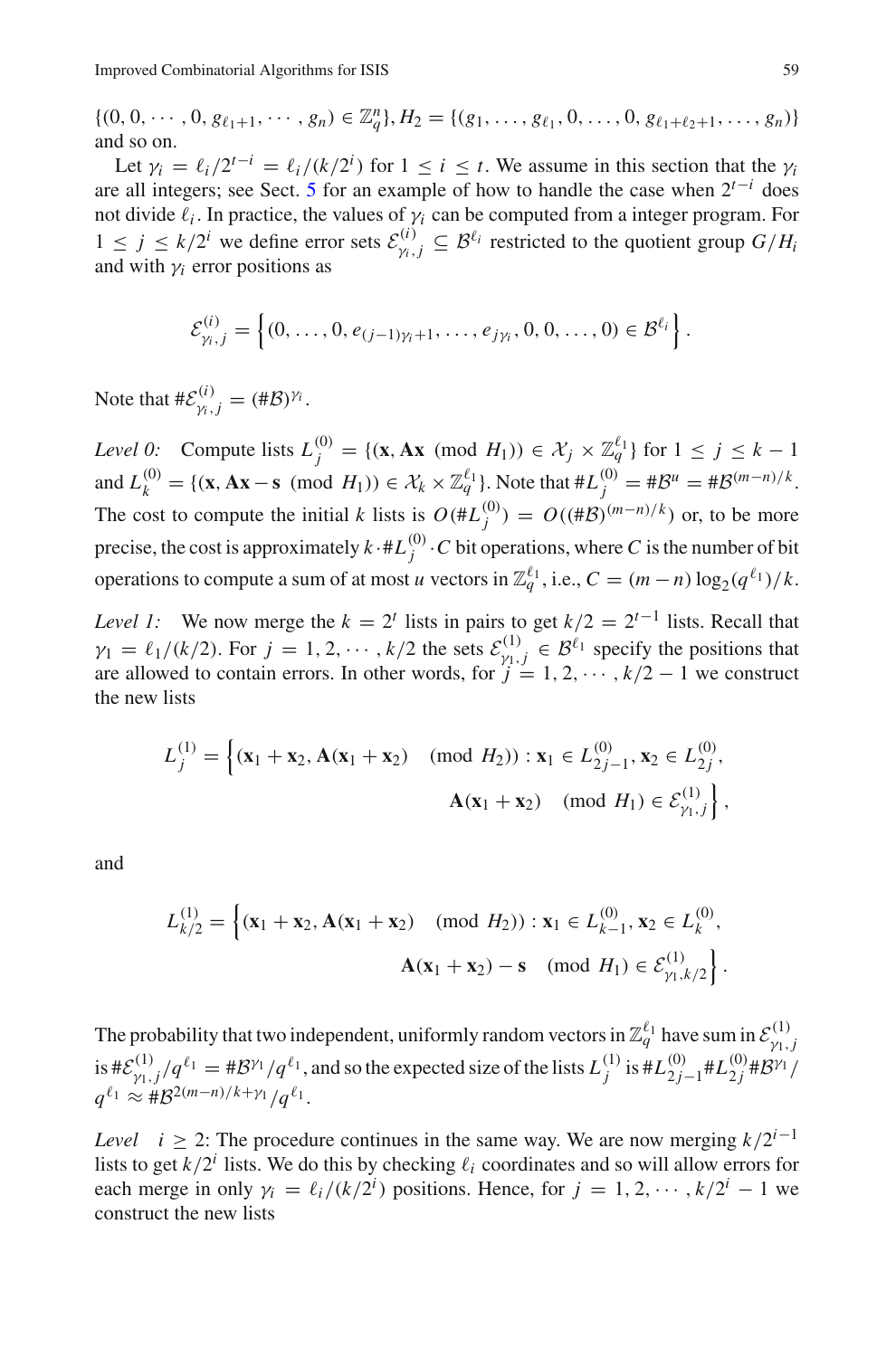$\{(0, 0, \cdots, 0, g_{\ell_1+1}, \cdots, g_n) \in \mathbb{Z}_q^n\}, H_2 = \{(g_1, \ldots, g_{\ell_1}, 0, \ldots, 0, g_{\ell_1+\ell_2+1}, \ldots, g_n)\}$ and so on.

Let $\gamma_i = \ell_i/2^{t-i} = \ell_i/(k/2^i)$ for $1 \leq i \leq t$. We assume in this section that the $\gamma_i$ are all integers; see Sect. 5 for an example of how to handle the case when $2^{t-i}$ does not divide $\ell_i$. In practice, the values of $\gamma_i$ can be computed from a integer program. For $1 \leq j \leq k/2^i$ we define error sets $\mathcal{E}^{(i)}_{\gamma_i,j} \subseteq \mathcal{B}^{\ell_i}$ restricted to the quotient group $G/H_i$ and with $\gamma_i$ error positions as

$$\mathcal{E}^{(i)}_{\gamma_i,j} = \left\{(0, \ldots, 0, e_{(j-1)\gamma_i+1}, \ldots, e_{j\gamma_i}, 0, 0, \ldots, 0) \in \mathcal{B}^{\ell_i}\right\}.$$

Note that $\#\mathcal{E}^{(i)}_{\gamma_i,j} = (\#\mathcal{B})^{\gamma_i}$.

*Level 0:* Compute lists $L^{(0)}_j = \{(\mathbf{x}, \mathbf{A}\mathbf{x} \pmod{H_1}) \in \mathcal{X}_j \times \mathbb{Z}_q^{\ell_1}\}$ for $1 \leq j \leq k-1$ and $L^{(0)}_k = \{(\mathbf{x}, \mathbf{A}\mathbf{x} - \mathbf{s} \pmod{H_1}) \in \mathcal{X}_k \times \mathbb{Z}_q^{\ell_1}\}$. Note that $\#L^{(0)}_j = \#\mathcal{B}^u = \#\mathcal{B}^{(m-n)/k}$. The cost to compute the initial $k$ lists is $O(\#L^{(0)}_j) = O((\#\mathcal{B})^{(m-n)/k})$ or, to be more precise, the cost is approximately $k \cdot \#L^{(0)}_j \cdot C$ bit operations, where $C$ is the number of bit operations to compute a sum of at most $u$ vectors in $\mathbb{Z}_q^{\ell_1}$, i.e., $C = (m-n)\log_2(q^{\ell_1})/k$.

*Level 1:* We now merge the $k = 2^t$ lists in pairs to get $k/2 = 2^{t-1}$ lists. Recall that $\gamma_1 = \ell_1/(k/2)$. For $j = 1, 2, \cdots, k/2$ the sets $\mathcal{E}^{(1)}_{\gamma_1,j} \in \mathcal{B}^{\ell_1}$ specify the positions that are allowed to contain errors. In other words, for $j = 1, 2, \cdots, k/2 - 1$ we construct the new lists

$$L^{(1)}_j = \Big\{(\mathbf{x}_1 + \mathbf{x}_2, \mathbf{A}(\mathbf{x}_1 + \mathbf{x}_2) \pmod{H_2}) : \mathbf{x}_1 \in L^{(0)}_{2j-1}, \mathbf{x}_2 \in L^{(0)}_{2j}, \\ \mathbf{A}(\mathbf{x}_1 + \mathbf{x}_2) \pmod{H_1} \in \mathcal{E}^{(1)}_{\gamma_1,j}\Big\},$$

and

$$L^{(1)}_{k/2} = \Big\{(\mathbf{x}_1 + \mathbf{x}_2, \mathbf{A}(\mathbf{x}_1 + \mathbf{x}_2) \pmod{H_2}) : \mathbf{x}_1 \in L^{(0)}_{k-1}, \mathbf{x}_2 \in L^{(0)}_{k}, \\ \mathbf{A}(\mathbf{x}_1 + \mathbf{x}_2) - \mathbf{s} \pmod{H_1} \in \mathcal{E}^{(1)}_{\gamma_1,k/2}\Big\}.$$

The probability that two independent, uniformly random vectors in $\mathbb{Z}_q^{\ell_1}$ have sum in $\mathcal{E}^{(1)}_{\gamma_1,j}$ is $\#\mathcal{E}^{(1)}_{\gamma_1,j}/q^{\ell_1} = \#\mathcal{B}^{\gamma_1}/q^{\ell_1}$, and so the expected size of the lists $L^{(1)}_j$ is $\#L^{(0)}_{2j-1}\#L^{(0)}_{2j}\#\mathcal{B}^{\gamma_1}/q^{\ell_1} \approx \#\mathcal{B}^{2(m-n)/k+\gamma_1}/q^{\ell_1}$.

*Level* $i \geq 2$: The procedure continues in the same way. We are now merging $k/2^{i-1}$ lists to get $k/2^i$ lists. We do this by checking $\ell_i$ coordinates and so will allow errors for each merge in only $\gamma_i = \ell_i/(k/2^i)$ positions. Hence, for $j = 1, 2, \cdots, k/2^i - 1$ we construct the new lists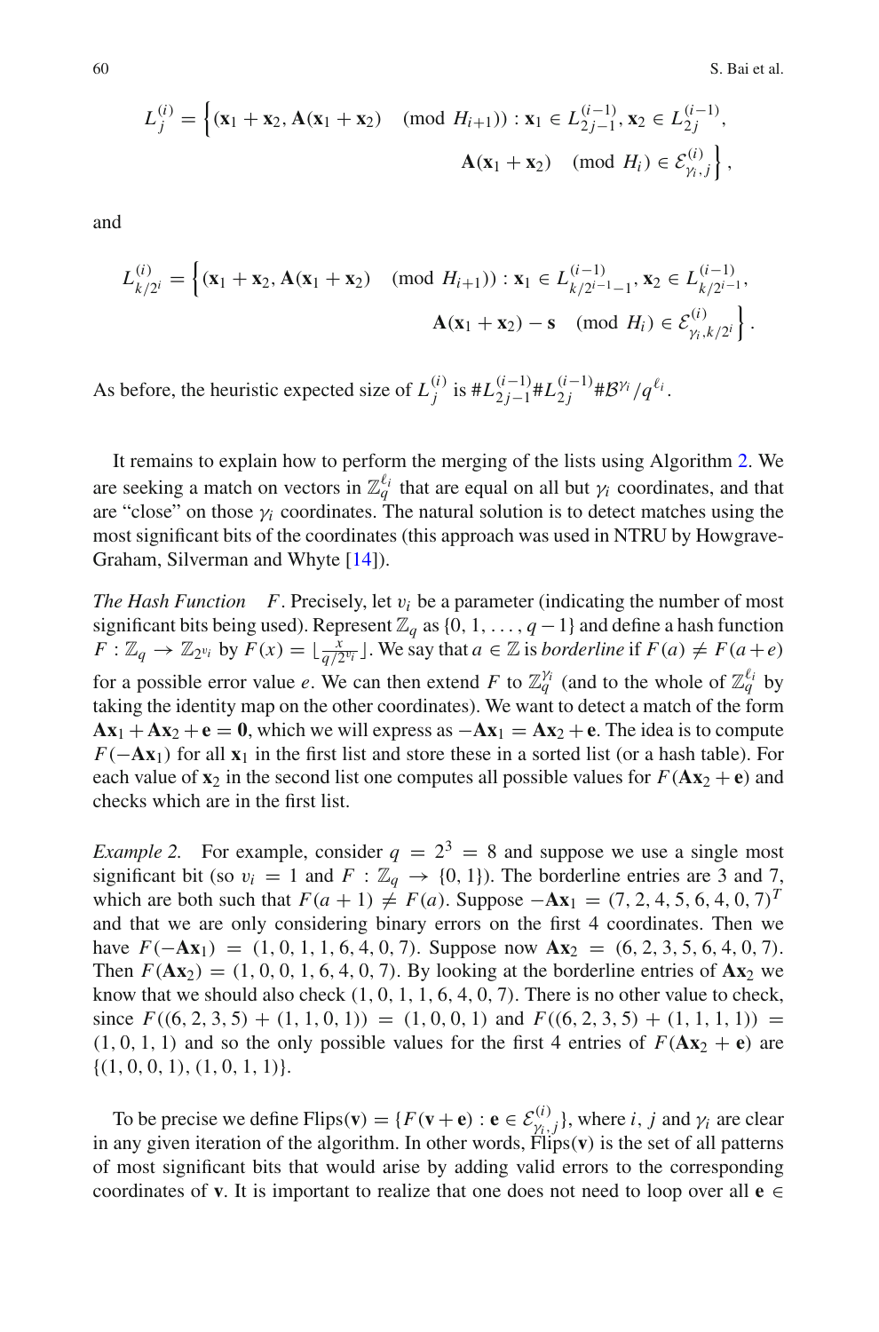$$L_j^{(i)} = \Big\{ (\mathbf{x}_1 + \mathbf{x}_2, \mathbf{A}(\mathbf{x}_1 + \mathbf{x}_2) \pmod{H_{i+1}}) : \mathbf{x}_1 \in L_{2j-1}^{(i-1)}, \mathbf{x}_2 \in L_{2j}^{(i-1)}, \\ \mathbf{A}(\mathbf{x}_1 + \mathbf{x}_2) \pmod{H_i} \in \mathcal{E}_{\gamma_i, j}^{(i)} \Big\},$$

and

$$L_{k/2^i}^{(i)} = \Big\{ (\mathbf{x}_1 + \mathbf{x}_2, \mathbf{A}(\mathbf{x}_1 + \mathbf{x}_2) \pmod{H_{i+1}}) : \mathbf{x}_1 \in L_{k/2^{i-1}-1}^{(i-1)}, \mathbf{x}_2 \in L_{k/2^{i-1}}^{(i-1)}, \\ \mathbf{A}(\mathbf{x}_1 + \mathbf{x}_2) - \mathbf{s} \pmod{H_i} \in \mathcal{E}_{\gamma_i, k/2^i}^{(i)} \Big\}.$$

As before, the heuristic expected size of $L_j^{(i)}$ is $\#L_{2j-1}^{(i-1)} \#L_{2j}^{(i-1)} \#\mathcal{B}^{\gamma_i} / q^{\ell_i}$.

It remains to explain how to perform the merging of the lists using Algorithm 2. We are seeking a match on vectors in $\mathbb{Z}_q^{\ell_i}$ that are equal on all but $\gamma_i$ coordinates, and that are "close" on those $\gamma_i$ coordinates. The natural solution is to detect matches using the most significant bits of the coordinates (this approach was used in NTRU by Howgrave-Graham, Silverman and Whyte [14]).

*The Hash Function* $F$. Precisely, let $v_i$ be a parameter (indicating the number of most significant bits being used). Represent $\mathbb{Z}_q$ as $\{0, 1, \ldots, q-1\}$ and define a hash function $F : \mathbb{Z}_q \to \mathbb{Z}_{2^{v_i}}$ by $F(x) = \lfloor \frac{x}{q/2^{v_i}} \rfloor$. We say that $a \in \mathbb{Z}$ is *borderline* if $F(a) \neq F(a + e)$ for a possible error value $e$. We can then extend $F$ to $\mathbb{Z}_q^{\gamma_i}$ (and to the whole of $\mathbb{Z}_q^{\ell_i}$ by taking the identity map on the other coordinates). We want to detect a match of the form $\mathbf{A}\mathbf{x}_1 + \mathbf{A}\mathbf{x}_2 + \mathbf{e} = \mathbf{0}$, which we will express as $-\mathbf{A}\mathbf{x}_1 = \mathbf{A}\mathbf{x}_2 + \mathbf{e}$. The idea is to compute $F(-\mathbf{A}\mathbf{x}_1)$ for all $\mathbf{x}_1$ in the first list and store these in a sorted list (or a hash table). For each value of $\mathbf{x}_2$ in the second list one computes all possible values for $F(\mathbf{A}\mathbf{x}_2 + \mathbf{e})$ and checks which are in the first list.

*Example 2.* For example, consider $q = 2^3 = 8$ and suppose we use a single most significant bit (so $v_i = 1$ and $F : \mathbb{Z}_q \to \{0, 1\}$). The borderline entries are 3 and 7, which are both such that $F(a + 1) \neq F(a)$. Suppose $-\mathbf{A}\mathbf{x}_1 = (7, 2, 4, 5, 6, 4, 0, 7)^T$ and that we are only considering binary errors on the first 4 coordinates. Then we have $F(-\mathbf{A}\mathbf{x}_1) = (1, 0, 1, 1, 6, 4, 0, 7)$. Suppose now $\mathbf{A}\mathbf{x}_2 = (6, 2, 3, 5, 6, 4, 0, 7)$. Then $F(\mathbf{A}\mathbf{x}_2) = (1, 0, 0, 1, 6, 4, 0, 7)$. By looking at the borderline entries of $\mathbf{A}\mathbf{x}_2$ we know that we should also check $(1, 0, 1, 1, 6, 4, 0, 7)$. There is no other value to check, since $F((6, 2, 3, 5) + (1, 1, 0, 1)) = (1, 0, 0, 1)$ and $F((6, 2, 3, 5) + (1, 1, 1, 1)) = (1, 0, 1, 1)$ and so the only possible values for the first 4 entries of $F(\mathbf{A}\mathbf{x}_2 + \mathbf{e})$ are $\{(1, 0, 0, 1), (1, 0, 1, 1)\}$.

To be precise we define $\text{Flips}(\mathbf{v}) = \{F(\mathbf{v} + \mathbf{e}) : \mathbf{e} \in \mathcal{E}_{\gamma_i, j}^{(i)}\}$, where $i$, $j$ and $\gamma_i$ are clear in any given iteration of the algorithm. In other words, $\text{Flips}(\mathbf{v})$ is the set of all patterns of most significant bits that would arise by adding valid errors to the corresponding coordinates of $\mathbf{v}$. It is important to realize that one does not need to loop over all $\mathbf{e} \in$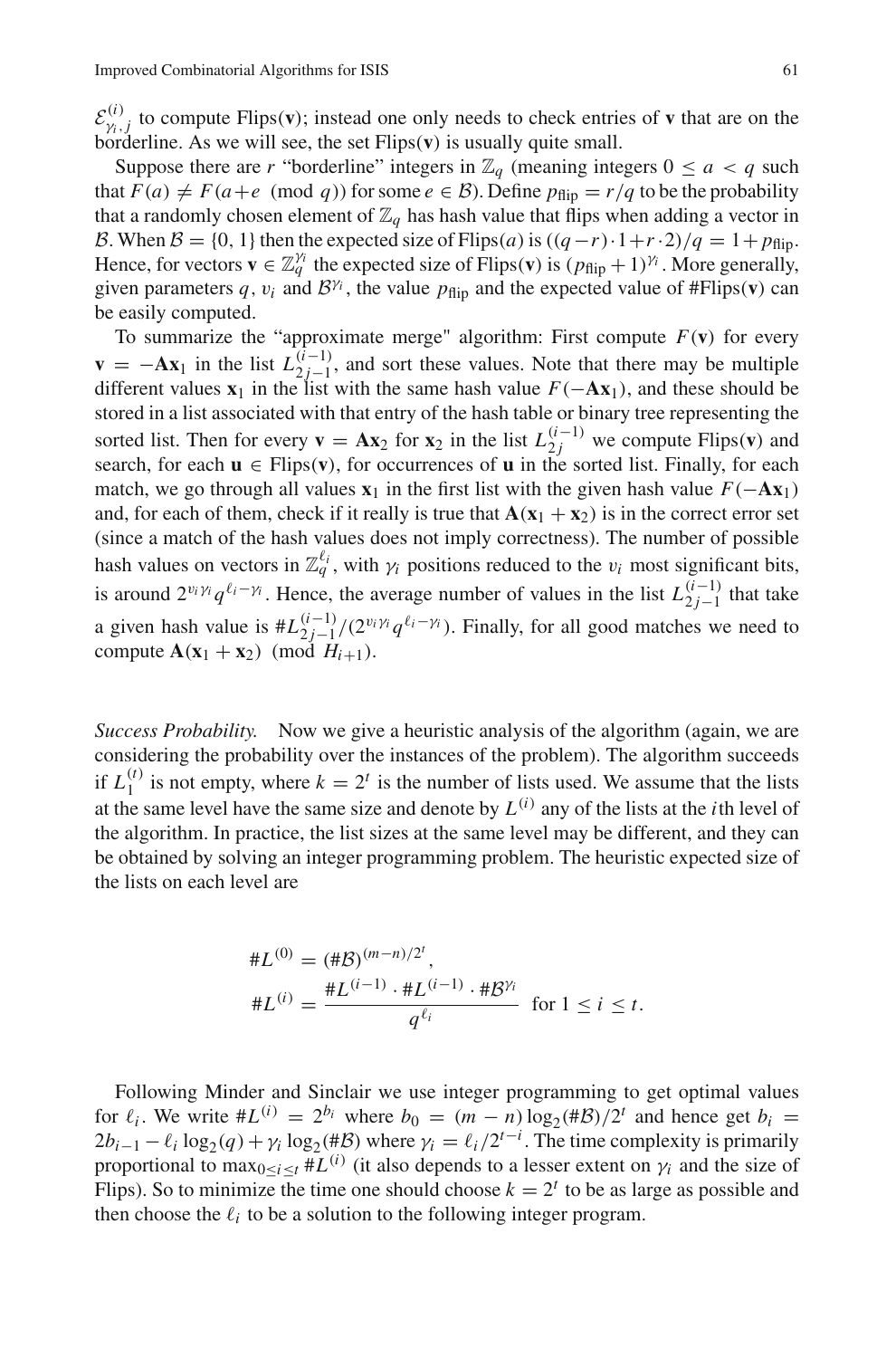$\mathcal{E}^{(i)}_{\gamma_i,j}$ to compute Flips($\mathbf{v}$); instead one only needs to check entries of $\mathbf{v}$ that are on the borderline. As we will see, the set Flips($\mathbf{v}$) is usually quite small.

Suppose there are $r$ "borderline" integers in $\mathbb{Z}_q$ (meaning integers $0 \le a < q$ such that $F(a) \ne F(a+e \pmod q)$) for some $e \in \mathcal{B}$). Define $p_{\text{flip}} = r/q$ to be the probability that a randomly chosen element of $\mathbb{Z}_q$ has hash value that flips when adding a vector in $\mathcal{B}$. When $\mathcal{B} = \{0, 1\}$ then the expected size of Flips($a$) is $((q-r)\cdot 1 + r \cdot 2)/q = 1 + p_{\text{flip}}$. Hence, for vectors $\mathbf{v} \in \mathbb{Z}_q^{\gamma_i}$ the expected size of Flips($\mathbf{v}$) is $(p_{\text{flip}} + 1)^{\gamma_i}$. More generally, given parameters $q$, $v_i$ and $\mathcal{B}^{\gamma_i}$, the value $p_{\text{flip}}$ and the expected value of #Flips($\mathbf{v}$) can be easily computed.

To summarize the "approximate merge" algorithm: First compute $F(\mathbf{v})$ for every $\mathbf{v} = -\mathbf{A}\mathbf{x}_1$ in the list $L^{(i-1)}_{2j-1}$, and sort these values. Note that there may be multiple different values $\mathbf{x}_1$ in the list with the same hash value $F(-\mathbf{A}\mathbf{x}_1)$, and these should be stored in a list associated with that entry of the hash table or binary tree representing the sorted list. Then for every $\mathbf{v} = \mathbf{A}\mathbf{x}_2$ for $\mathbf{x}_2$ in the list $L^{(i-1)}_{2j}$ we compute Flips($\mathbf{v}$) and search, for each $\mathbf{u} \in$ Flips($\mathbf{v}$), for occurrences of $\mathbf{u}$ in the sorted list. Finally, for each match, we go through all values $\mathbf{x}_1$ in the first list with the given hash value $F(-\mathbf{A}\mathbf{x}_1)$ and, for each of them, check if it really is true that $\mathbf{A}(\mathbf{x}_1 + \mathbf{x}_2)$ is in the correct error set (since a match of the hash values does not imply correctness). The number of possible hash values on vectors in $\mathbb{Z}_q^{\ell_i}$, with $\gamma_i$ positions reduced to the $v_i$ most significant bits, is around $2^{v_i \gamma_i} q^{\ell_i - \gamma_i}$. Hence, the average number of values in the list $L^{(i-1)}_{2j-1}$ that take a given hash value is $\#L^{(i-1)}_{2j-1}/(2^{v_i\gamma_i} q^{\ell_i-\gamma_i})$. Finally, for all good matches we need to compute $\mathbf{A}(\mathbf{x}_1 + \mathbf{x}_2) \pmod{H_{i+1}}$.

*Success Probability.* Now we give a heuristic analysis of the algorithm (again, we are considering the probability over the instances of the problem). The algorithm succeeds if $L^{(t)}_1$ is not empty, where $k = 2^t$ is the number of lists used. We assume that the lists at the same level have the same size and denote by $L^{(i)}$ any of the lists at the $i$th level of the algorithm. In practice, the list sizes at the same level may be different, and they can be obtained by solving an integer programming problem. The heuristic expected size of the lists on each level are

$$
\begin{aligned}
\#L^{(0)} &= (\#\mathcal{B})^{(m-n)/2^t}, \\
\#L^{(i)} &= \frac{\#L^{(i-1)} \cdot \#L^{(i-1)} \cdot \#\mathcal{B}^{\gamma_i}}{q^{\ell_i}} \quad \text{for } 1 \le i \le t.
\end{aligned}
$$

Following Minder and Sinclair we use integer programming to get optimal values for $\ell_i$. We write $\#L^{(i)} = 2^{b_i}$ where $b_0 = (m-n)\log_2(\#\mathcal{B})/2^t$ and hence get $b_i = 2b_{i-1} - \ell_i \log_2(q) + \gamma_i \log_2(\#\mathcal{B})$ where $\gamma_i = \ell_i/2^{t-i}$. The time complexity is primarily proportional to $\max_{0 \le i \le t} \#L^{(i)}$ (it also depends to a lesser extent on $\gamma_i$ and the size of Flips). So to minimize the time one should choose $k = 2^t$ to be as large as possible and then choose the $\ell_i$ to be a solution to the following integer program.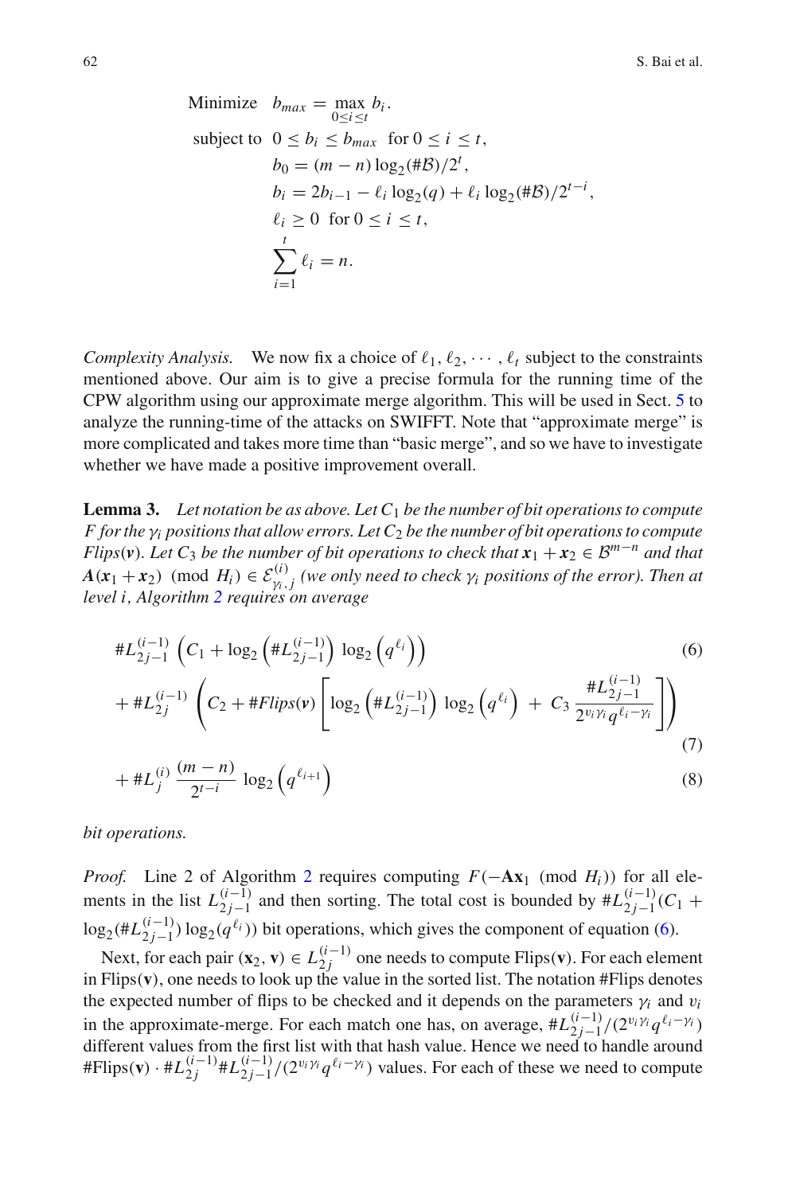$$
\begin{aligned}
\text{Minimize} \quad & b_{max} = \max_{0 \le i \le t} b_i. \\
\text{subject to} \quad & 0 \le b_i \le b_{max} \ \text{ for } 0 \le i \le t, \\
& b_0 = (m-n)\log_2(\#\mathcal{B})/2^t, \\
& b_i = 2b_{i-1} - \ell_i \log_2(q) + \ell_i \log_2(\#\mathcal{B})/2^{t-i}, \\
& \ell_i \ge 0 \ \text{ for } 0 \le i \le t, \\
& \sum_{i=1}^{t} \ell_i = n.
\end{aligned}
$$

*Complexity Analysis.* We now fix a choice of $\ell_1, \ell_2, \cdots, \ell_t$ subject to the constraints mentioned above. Our aim is to give a precise formula for the running time of the CPW algorithm using our approximate merge algorithm. This will be used in Sect. 5 to analyze the running-time of the attacks on SWIFFT. Note that "approximate merge" is more complicated and takes more time than "basic merge", and so we have to investigate whether we have made a positive improvement overall.

**Lemma 3.** *Let notation be as above. Let $C_1$ be the number of bit operations to compute $F$ for the $\gamma_i$ positions that allow errors. Let $C_2$ be the number of bit operations to compute Flips($\boldsymbol{v}$). Let $C_3$ be the number of bit operations to check that $\boldsymbol{x}_1 + \boldsymbol{x}_2 \in \mathcal{B}^{m-n}$ and that $\boldsymbol{A}(\boldsymbol{x}_1 + \boldsymbol{x}_2) \pmod{H_i} \in \mathcal{E}^{(i)}_{\gamma_i, j}$ (we only need to check $\gamma_i$ positions of the error). Then at level $i$, Algorithm 2 requires on average*

$$
\#L^{(i-1)}_{2j-1}\left(C_1 + \log_2\left(\#L^{(i-1)}_{2j-1}\right)\log_2\left(q^{\ell_i}\right)\right) \tag{6}
$$

$$
+ \#L^{(i-1)}_{2j}\left(C_2 + \#Flips(\mathbf{v})\left[\log_2\left(\#L^{(i-1)}_{2j-1}\right)\log_2\left(q^{\ell_i}\right) + C_3\,\frac{\#L^{(i-1)}_{2j-1}}{2^{\upsilon_i\gamma_i}q^{\ell_i-\gamma_i}}\right]\right) \tag{7}
$$

$$
+ \#L^{(i)}_{j}\,\frac{(m-n)}{2^{t-i}}\,\log_2\left(q^{\ell_{i+1}}\right) \tag{8}
$$

*bit operations.*

*Proof.* Line 2 of Algorithm 2 requires computing $F(-\mathbf{A}\mathbf{x}_1 \pmod{H_i})$ for all elements in the list $L^{(i-1)}_{2j-1}$ and then sorting. The total cost is bounded by $\#L^{(i-1)}_{2j-1}(C_1 + \log_2(\#L^{(i-1)}_{2j-1})\log_2(q^{\ell_i}))$ bit operations, which gives the component of equation (6).

Next, for each pair $(\mathbf{x}_2, \mathbf{v}) \in L^{(i-1)}_{2j}$ one needs to compute Flips($\mathbf{v}$). For each element in Flips($\mathbf{v}$), one needs to look up the value in the sorted list. The notation #Flips denotes the expected number of flips to be checked and it depends on the parameters $\gamma_i$ and $\upsilon_i$ in the approximate-merge. For each match one has, on average, $\#L^{(i-1)}_{2j-1}/(2^{\upsilon_i\gamma_i}q^{\ell_i-\gamma_i})$ different values from the first list with that hash value. Hence we need to handle around $\#\text{Flips}(\mathbf{v}) \cdot \#L^{(i-1)}_{2j}\#L^{(i-1)}_{2j-1}/(2^{\upsilon_i\gamma_i}q^{\ell_i-\gamma_i})$ values. For each of these we need to compute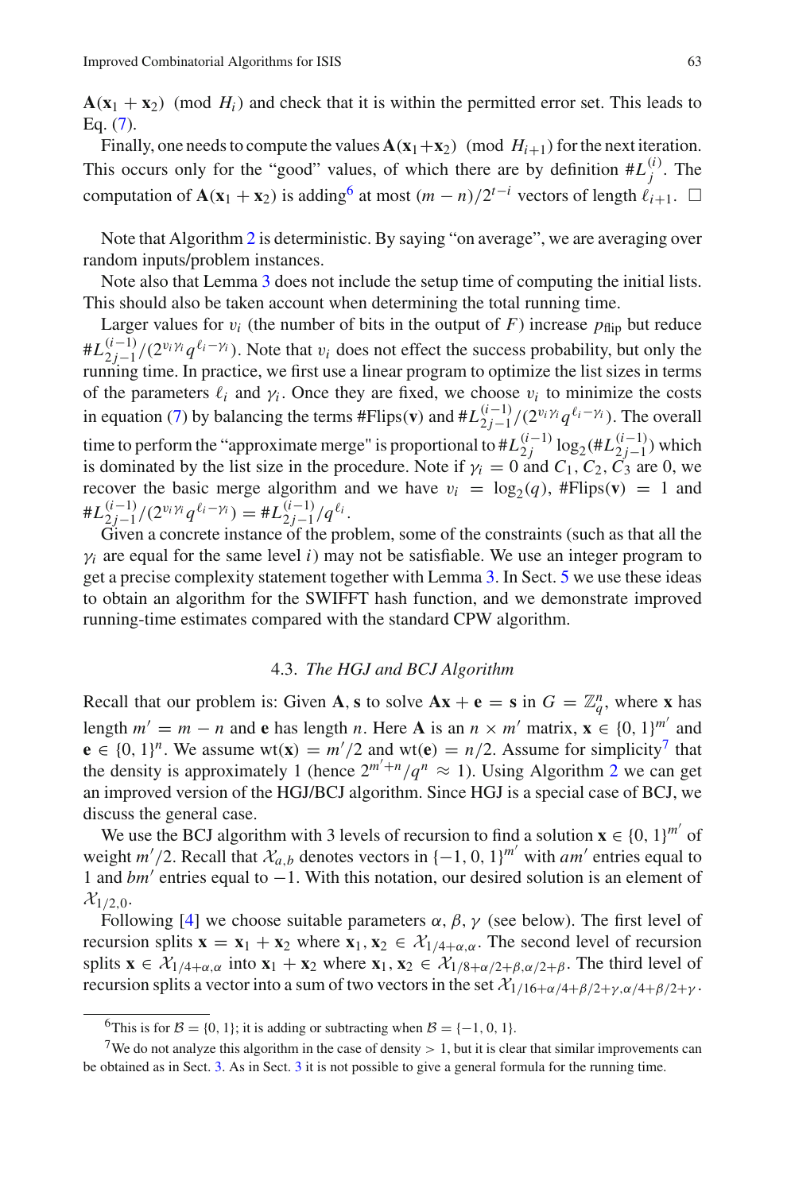$\mathbf{A}(\mathbf{x}_1 + \mathbf{x}_2) \pmod{H_i}$ and check that it is within the permitted error set. This leads to Eq. (7).

Finally, one needs to compute the values $\mathbf{A}(\mathbf{x}_1+\mathbf{x}_2) \pmod{H_{i+1}}$ for the next iteration. This occurs only for the "good" values, of which there are by definition $\#L_j^{(i)}$. The computation of $\mathbf{A}(\mathbf{x}_1 + \mathbf{x}_2)$ is adding[6] at most $(m-n)/2^{t-i}$ vectors of length $\ell_{i+1}$. $\square$

Note that Algorithm 2 is deterministic. By saying "on average", we are averaging over random inputs/problem instances.

Note also that Lemma 3 does not include the setup time of computing the initial lists. This should also be taken account when determining the total running time.

Larger values for $v_i$ (the number of bits in the output of $F$) increase $p_{\text{flip}}$ but reduce $\#L_{2j-1}^{(i-1)}/(2^{v_i \gamma_i} q^{\ell_i - \gamma_i})$. Note that $v_i$ does not effect the success probability, but only the running time. In practice, we first use a linear program to optimize the list sizes in terms of the parameters $\ell_i$ and $\gamma_i$. Once they are fixed, we choose $v_i$ to minimize the costs in equation (7) by balancing the terms $\#\text{Flips}(\mathbf{v})$ and $\#L_{2j-1}^{(i-1)}/(2^{v_i \gamma_i} q^{\ell_i - \gamma_i})$. The overall time to perform the "approximate merge" is proportional to $\#L_{2j}^{(i-1)} \log_2(\#L_{2j-1}^{(i-1)})$ which is dominated by the list size in the procedure. Note if $\gamma_i = 0$ and $C_1, C_2, C_3$ are 0, we recover the basic merge algorithm and we have $v_i = \log_2(q)$, $\#\text{Flips}(\mathbf{v}) = 1$ and $\#L_{2j-1}^{(i-1)}/(2^{v_i \gamma_i} q^{\ell_i - \gamma_i}) = \#L_{2j-1}^{(i-1)}/q^{\ell_i}$.

Given a concrete instance of the problem, some of the constraints (such as that all the $\gamma_i$ are equal for the same level $i$) may not be satisfiable. We use an integer program to get a precise complexity statement together with Lemma 3. In Sect. 5 we use these ideas to obtain an algorithm for the SWIFFT hash function, and we demonstrate improved running-time estimates compared with the standard CPW algorithm.

### 4.3. *The HGJ and BCJ Algorithm*

Recall that our problem is: Given $\mathbf{A}, \mathbf{s}$ to solve $\mathbf{A}\mathbf{x} + \mathbf{e} = \mathbf{s}$ in $G = \mathbb{Z}_q^n$, where $\mathbf{x}$ has length $m' = m - n$ and $\mathbf{e}$ has length $n$. Here $\mathbf{A}$ is an $n \times m'$ matrix, $\mathbf{x} \in \{0,1\}^{m'}$ and $\mathbf{e} \in \{0,1\}^n$. We assume $\text{wt}(\mathbf{x}) = m'/2$ and $\text{wt}(\mathbf{e}) = n/2$. Assume for simplicity[7] that the density is approximately 1 (hence $2^{m'+n}/q^n \approx 1$). Using Algorithm 2 we can get an improved version of the HGJ/BCJ algorithm. Since HGJ is a special case of BCJ, we discuss the general case.

We use the BCJ algorithm with 3 levels of recursion to find a solution $\mathbf{x} \in \{0,1\}^{m'}$ of weight $m'/2$. Recall that $\mathcal{X}_{a,b}$ denotes vectors in $\{-1,0,1\}^{m'}$ with $am'$ entries equal to 1 and $bm'$ entries equal to $-1$. With this notation, our desired solution is an element of $\mathcal{X}_{1/2,0}$.

Following [4] we choose suitable parameters $\alpha, \beta, \gamma$ (see below). The first level of recursion splits $\mathbf{x} = \mathbf{x}_1 + \mathbf{x}_2$ where $\mathbf{x}_1, \mathbf{x}_2 \in \mathcal{X}_{1/4+\alpha,\alpha}$. The second level of recursion splits $\mathbf{x} \in \mathcal{X}_{1/4+\alpha,\alpha}$ into $\mathbf{x}_1 + \mathbf{x}_2$ where $\mathbf{x}_1, \mathbf{x}_2 \in \mathcal{X}_{1/8+\alpha/2+\beta,\alpha/2+\beta}$. The third level of recursion splits a vector into a sum of two vectors in the set $\mathcal{X}_{1/16+\alpha/4+\beta/2+\gamma,\alpha/4+\beta/2+\gamma}$.

---

[6] This is for $\mathcal{B} = \{0,1\}$; it is adding or subtracting when $\mathcal{B} = \{-1,0,1\}$.

[7] We do not analyze this algorithm in the case of density $> 1$, but it is clear that similar improvements can be obtained as in Sect. 3. As in Sect. 3 it is not possible to give a general formula for the running time.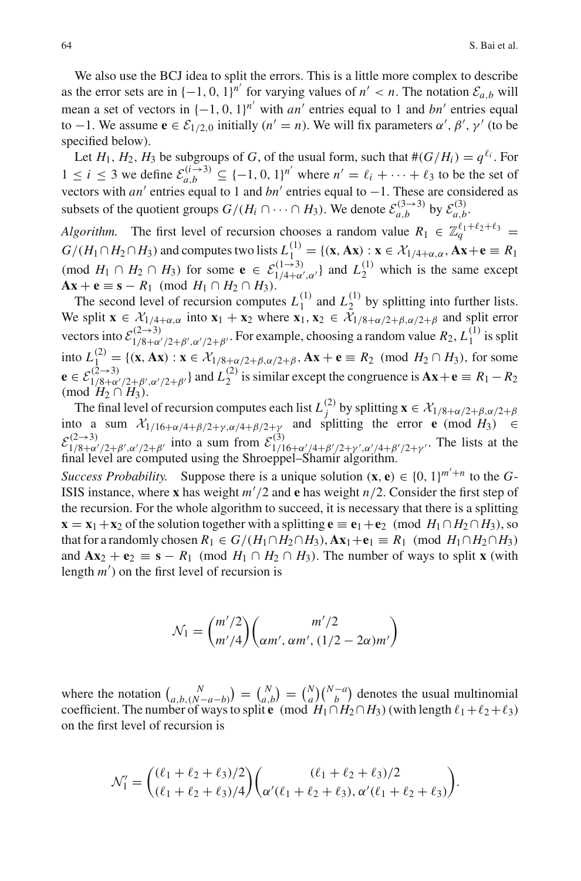We also use the BCJ idea to split the errors. This is a little more complex to describe as the error sets are in $\{-1, 0, 1\}^{n'}$ for varying values of $n' < n$. The notation $\mathcal{E}_{a,b}$ will mean a set of vectors in $\{-1, 0, 1\}^{n'}$ with $an'$ entries equal to 1 and $bn'$ entries equal to $-1$. We assume $\mathbf{e} \in \mathcal{E}_{1/2,0}$ initially ($n' = n$). We will fix parameters $\alpha', \beta', \gamma'$ (to be specified below).

Let $H_1, H_2, H_3$ be subgroups of $G$, of the usual form, such that $\#(G/H_i) = q^{\ell_i}$. For $1 \le i \le 3$ we define $\mathcal{E}_{a,b}^{(i \to 3)} \subseteq \{-1, 0, 1\}^{n'}$ where $n' = \ell_i + \cdots + \ell_3$ to be the set of vectors with $an'$ entries equal to 1 and $bn'$ entries equal to $-1$. These are considered as subsets of the quotient groups $G/(H_i \cap \cdots \cap H_3)$. We denote $\mathcal{E}_{a,b}^{(3 \to 3)}$ by $\mathcal{E}_{a,b}^{(3)}$.

*Algorithm.* The first level of recursion chooses a random value $R_1 \in \mathbb{Z}_q^{\ell_1+\ell_2+\ell_3} = G/(H_1 \cap H_2 \cap H_3)$ and computes two lists $L_1^{(1)} = \{(\mathbf{x}, \mathbf{A}\mathbf{x}) : \mathbf{x} \in \mathcal{X}_{1/4+\alpha,\alpha}, \mathbf{A}\mathbf{x} + \mathbf{e} \equiv R_1 \pmod{H_1 \cap H_2 \cap H_3}$ for some $\mathbf{e} \in \mathcal{E}_{1/4+\alpha',\alpha'}^{(1\to 3)}\}$ and $L_2^{(1)}$ which is the same except $\mathbf{A}\mathbf{x} + \mathbf{e} \equiv \mathbf{s} - R_1 \pmod{H_1 \cap H_2 \cap H_3}$.

The second level of recursion computes $L_1^{(1)}$ and $L_2^{(1)}$ by splitting into further lists. We split $\mathbf{x} \in \mathcal{X}_{1/4+\alpha,\alpha}$ into $\mathbf{x}_1 + \mathbf{x}_2$ where $\mathbf{x}_1, \mathbf{x}_2 \in \mathcal{X}_{1/8+\alpha/2+\beta,\alpha/2+\beta}$ and split error vectors into $\mathcal{E}_{1/8+\alpha'/2+\beta',\alpha'/2+\beta'}^{(2\to 3)}$. For example, choosing a random value $R_2$, $L_1^{(1)}$ is split into $L_1^{(2)} = \{(\mathbf{x}, \mathbf{A}\mathbf{x}) : \mathbf{x} \in \mathcal{X}_{1/8+\alpha/2+\beta,\alpha/2+\beta}, \mathbf{A}\mathbf{x} + \mathbf{e} \equiv R_2 \pmod{H_2 \cap H_3}$, for some $\mathbf{e} \in \mathcal{E}_{1/8+\alpha'/2+\beta',\alpha'/2+\beta'}^{(2\to 3)}\}$ and $L_2^{(2)}$ is similar except the congruence is $\mathbf{A}\mathbf{x} + \mathbf{e} \equiv R_1 - R_2 \pmod{H_2 \cap H_3}$.

The final level of recursion computes each list $L_j^{(2)}$ by splitting $\mathbf{x} \in \mathcal{X}_{1/8+\alpha/2+\beta,\alpha/2+\beta}$ into a sum $\mathcal{X}_{1/16+\alpha/4+\beta/2+\gamma,\alpha/4+\beta/2+\gamma}$ and splitting the error $\mathbf{e} \pmod{H_3} \in \mathcal{E}_{1/8+\alpha'/2+\beta',\alpha'/2+\beta'}^{(2\to 3)}$ into a sum from $\mathcal{E}_{1/16+\alpha'/4+\beta'/2+\gamma',\alpha'/4+\beta'/2+\gamma'}^{(3)}$. The lists at the final level are computed using the Shroeppel–Shamir algorithm.

*Success Probability.* Suppose there is a unique solution $(\mathbf{x}, \mathbf{e}) \in \{0, 1\}^{m'+n}$ to the $G$-ISIS instance, where $\mathbf{x}$ has weight $m'/2$ and $\mathbf{e}$ has weight $n/2$. Consider the first step of the recursion. For the whole algorithm to succeed, it is necessary that there is a splitting $\mathbf{x} = \mathbf{x}_1 + \mathbf{x}_2$ of the solution together with a splitting $\mathbf{e} \equiv \mathbf{e}_1 + \mathbf{e}_2 \pmod{H_1 \cap H_2 \cap H_3}$, so that for a randomly chosen $R_1 \in G/(H_1 \cap H_2 \cap H_3)$, $\mathbf{A}\mathbf{x}_1 + \mathbf{e}_1 \equiv R_1 \pmod{H_1 \cap H_2 \cap H_3}$ and $\mathbf{A}\mathbf{x}_2 + \mathbf{e}_2 \equiv \mathbf{s} - R_1 \pmod{H_1 \cap H_2 \cap H_3}$. The number of ways to split $\mathbf{x}$ (with length $m'$) on the first level of recursion is

$$\mathcal{N}_1 = \binom{m'/2}{m'/4} \binom{m'/2}{\alpha m', \alpha m', (1/2 - 2\alpha)m'}$$

where the notation $\binom{N}{a,b,(N-a-b)} = \binom{N}{a,b} = \binom{N}{a}\binom{N-a}{b}$ denotes the usual multinomial coefficient. The number of ways to split $\mathbf{e} \pmod{H_1 \cap H_2 \cap H_3}$ (with length $\ell_1 + \ell_2 + \ell_3$) on the first level of recursion is

$$\mathcal{N}_1' = \binom{(\ell_1 + \ell_2 + \ell_3)/2}{(\ell_1 + \ell_2 + \ell_3)/4} \binom{(\ell_1 + \ell_2 + \ell_3)/2}{\alpha'(\ell_1 + \ell_2 + \ell_3), \alpha'(\ell_1 + \ell_2 + \ell_3)}.$$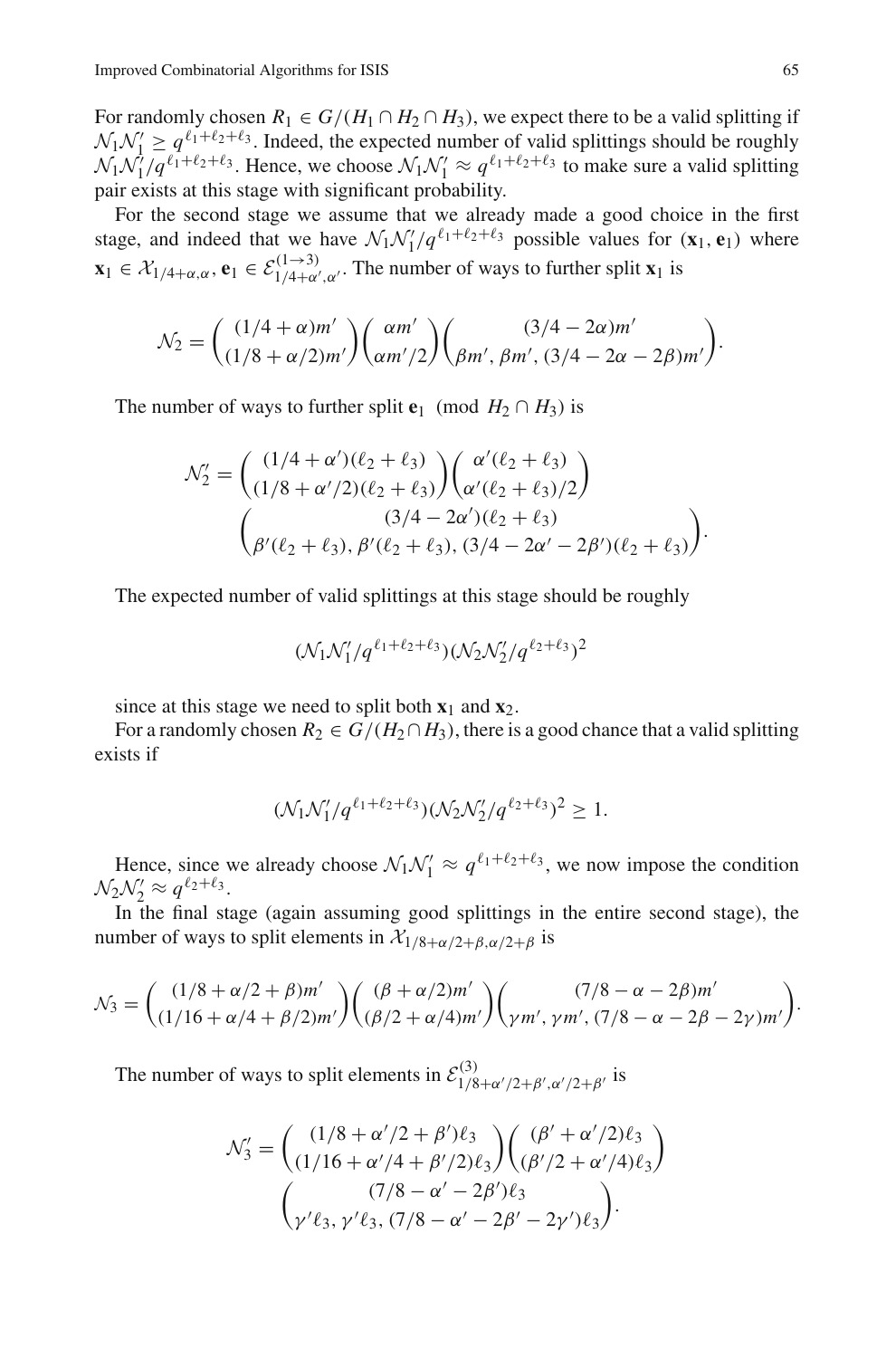For randomly chosen $R_1 \in G/(H_1 \cap H_2 \cap H_3)$, we expect there to be a valid splitting if $\mathcal{N}_1\mathcal{N}_1' \geq q^{\ell_1+\ell_2+\ell_3}$. Indeed, the expected number of valid splittings should be roughly $\mathcal{N}_1\mathcal{N}_1'/q^{\ell_1+\ell_2+\ell_3}$. Hence, we choose $\mathcal{N}_1\mathcal{N}_1' \approx q^{\ell_1+\ell_2+\ell_3}$ to make sure a valid splitting pair exists at this stage with significant probability.

For the second stage we assume that we already made a good choice in the first stage, and indeed that we have $\mathcal{N}_1\mathcal{N}_1'/q^{\ell_1+\ell_2+\ell_3}$ possible values for $(\mathbf{x}_1, \mathbf{e}_1)$ where $\mathbf{x}_1 \in \mathcal{X}_{1/4+\alpha,\alpha}$, $\mathbf{e}_1 \in \mathcal{E}^{(1\to3)}_{1/4+\alpha',\alpha'}$. The number of ways to further split $\mathbf{x}_1$ is

$$\mathcal{N}_2 = \binom{(1/4+\alpha)m'}{(1/8+\alpha/2)m'}\binom{\alpha m'}{\alpha m'/2}\binom{(3/4-2\alpha)m'}{\beta m',\, \beta m',\, (3/4-2\alpha-2\beta)m'}.$$

The number of ways to further split $\mathbf{e}_1 \pmod{H_2 \cap H_3}$ is

$$\mathcal{N}_2' = \binom{(1/4+\alpha')(\ell_2+\ell_3)}{(1/8+\alpha'/2)(\ell_2+\ell_3)}\binom{\alpha'(\ell_2+\ell_3)}{\alpha'(\ell_2+\ell_3)/2}$$
$$\binom{(3/4-2\alpha')(\ell_2+\ell_3)}{\beta'(\ell_2+\ell_3),\, \beta'(\ell_2+\ell_3),\, (3/4-2\alpha'-2\beta')(\ell_2+\ell_3)}.$$

The expected number of valid splittings at this stage should be roughly

$$(\mathcal{N}_1\mathcal{N}_1'/q^{\ell_1+\ell_2+\ell_3})(\mathcal{N}_2\mathcal{N}_2'/q^{\ell_2+\ell_3})^2$$

since at this stage we need to split both $\mathbf{x}_1$ and $\mathbf{x}_2$.

For a randomly chosen $R_2 \in G/(H_2 \cap H_3)$, there is a good chance that a valid splitting exists if

$$(\mathcal{N}_1\mathcal{N}_1'/q^{\ell_1+\ell_2+\ell_3})(\mathcal{N}_2\mathcal{N}_2'/q^{\ell_2+\ell_3})^2 \geq 1.$$

Hence, since we already choose $\mathcal{N}_1\mathcal{N}_1' \approx q^{\ell_1+\ell_2+\ell_3}$, we now impose the condition $\mathcal{N}_2\mathcal{N}_2' \approx q^{\ell_2+\ell_3}$.

In the final stage (again assuming good splittings in the entire second stage), the number of ways to split elements in $\mathcal{X}_{1/8+\alpha/2+\beta,\alpha/2+\beta}$ is

$$\mathcal{N}_3 = \binom{(1/8+\alpha/2+\beta)m'}{(1/16+\alpha/4+\beta/2)m'}\binom{(\beta+\alpha/2)m'}{(\beta/2+\alpha/4)m'}\binom{(7/8-\alpha-2\beta)m'}{\gamma m',\, \gamma m',\, (7/8-\alpha-2\beta-2\gamma)m'}.$$

The number of ways to split elements in $\mathcal{E}^{(3)}_{1/8+\alpha'/2+\beta',\alpha'/2+\beta'}$ is

$$\mathcal{N}_3' = \binom{(1/8+\alpha'/2+\beta')\ell_3}{(1/16+\alpha'/4+\beta'/2)\ell_3}\binom{(\beta'+\alpha'/2)\ell_3}{(\beta'/2+\alpha'/4)\ell_3}$$
$$\binom{(7/8-\alpha'-2\beta')\ell_3}{\gamma'\ell_3,\, \gamma'\ell_3,\, (7/8-\alpha'-2\beta'-2\gamma')\ell_3}.$$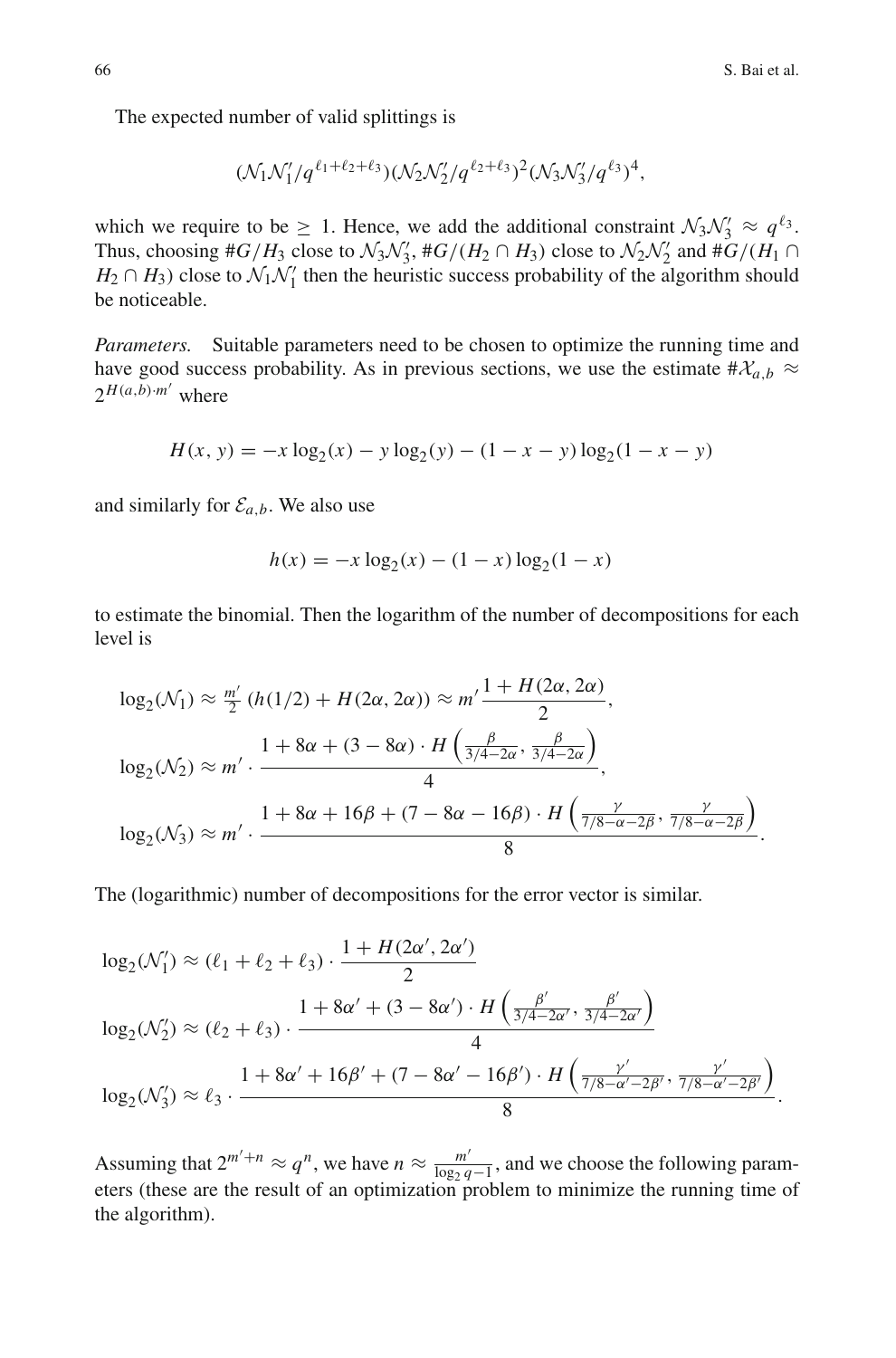The expected number of valid splittings is

$$(\mathcal{N}_1\mathcal{N}_1'/q^{\ell_1+\ell_2+\ell_3})(\mathcal{N}_2\mathcal{N}_2'/q^{\ell_2+\ell_3})^2(\mathcal{N}_3\mathcal{N}_3'/q^{\ell_3})^4,$$

which we require to be $\geq 1$. Hence, we add the additional constraint $\mathcal{N}_3\mathcal{N}_3' \approx q^{\ell_3}$. Thus, choosing $\#G/H_3$ close to $\mathcal{N}_3\mathcal{N}_3'$, $\#G/(H_2 \cap H_3)$ close to $\mathcal{N}_2\mathcal{N}_2'$ and $\#G/(H_1 \cap H_2 \cap H_3)$ close to $\mathcal{N}_1\mathcal{N}_1'$ then the heuristic success probability of the algorithm should be noticeable.

*Parameters.* Suitable parameters need to be chosen to optimize the running time and have good success probability. As in previous sections, we use the estimate $\#\mathcal{X}_{a,b} \approx 2^{H(a,b)\cdot m'}$ where

$$H(x, y) = -x\log_2(x) - y\log_2(y) - (1 - x - y)\log_2(1 - x - y)$$

and similarly for $\mathcal{E}_{a,b}$. We also use

$$h(x) = -x\log_2(x) - (1 - x)\log_2(1 - x)$$

to estimate the binomial. Then the logarithm of the number of decompositions for each level is

$$\begin{aligned}
\log_2(\mathcal{N}_1) &\approx \tfrac{m'}{2}\left(h(1/2) + H(2\alpha, 2\alpha)\right) \approx m'\frac{1 + H(2\alpha, 2\alpha)}{2},\\
\log_2(\mathcal{N}_2) &\approx m' \cdot \frac{1 + 8\alpha + (3 - 8\alpha)\cdot H\left(\frac{\beta}{3/4-2\alpha}, \frac{\beta}{3/4-2\alpha}\right)}{4},\\
\log_2(\mathcal{N}_3) &\approx m' \cdot \frac{1 + 8\alpha + 16\beta + (7 - 8\alpha - 16\beta)\cdot H\left(\frac{\gamma}{7/8-\alpha-2\beta}, \frac{\gamma}{7/8-\alpha-2\beta}\right)}{8}.
\end{aligned}$$

The (logarithmic) number of decompositions for the error vector is similar.

$$\begin{aligned}
\log_2(\mathcal{N}_1') &\approx (\ell_1 + \ell_2 + \ell_3)\cdot\frac{1 + H(2\alpha', 2\alpha')}{2}\\
\log_2(\mathcal{N}_2') &\approx (\ell_2 + \ell_3)\cdot\frac{1 + 8\alpha' + (3 - 8\alpha')\cdot H\left(\frac{\beta'}{3/4-2\alpha'}, \frac{\beta'}{3/4-2\alpha'}\right)}{4}\\
\log_2(\mathcal{N}_3') &\approx \ell_3\cdot\frac{1 + 8\alpha' + 16\beta' + (7 - 8\alpha' - 16\beta')\cdot H\left(\frac{\gamma'}{7/8-\alpha'-2\beta'}, \frac{\gamma'}{7/8-\alpha'-2\beta'}\right)}{8}.
\end{aligned}$$

Assuming that $2^{m'+n} \approx q^n$, we have $n \approx \frac{m'}{\log_2 q - 1}$, and we choose the following parameters (these are the result of an optimization problem to minimize the running time of the algorithm).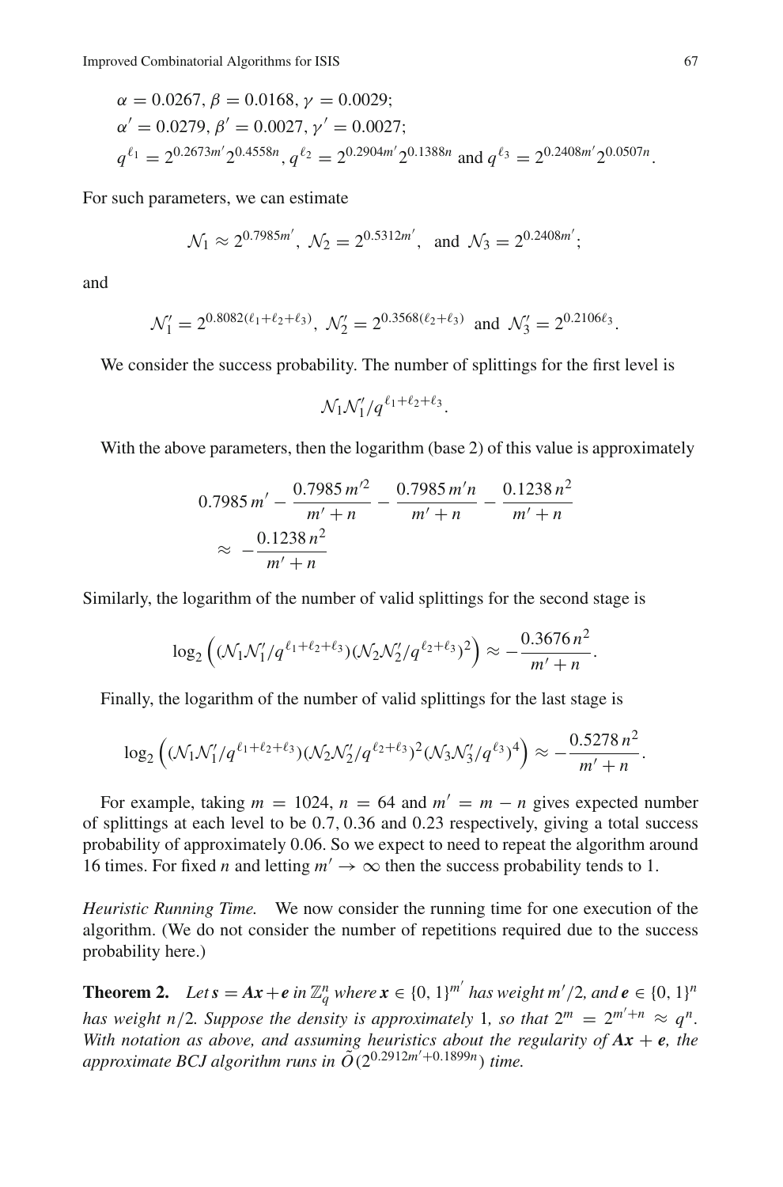$$\alpha = 0.0267, \beta = 0.0168, \gamma = 0.0029;$$
$$\alpha' = 0.0279, \beta' = 0.0027, \gamma' = 0.0027;$$
$$q^{\ell_1} = 2^{0.2673m'}2^{0.4558n}, q^{\ell_2} = 2^{0.2904m'}2^{0.1388n} \text{ and } q^{\ell_3} = 2^{0.2408m'}2^{0.0507n}.$$

For such parameters, we can estimate

$$\mathcal{N}_1 \approx 2^{0.7985m'}, \ \mathcal{N}_2 = 2^{0.5312m'}, \ \text{ and } \ \mathcal{N}_3 = 2^{0.2408m'};$$

and

$$\mathcal{N}_1' = 2^{0.8082(\ell_1+\ell_2+\ell_3)}, \ \mathcal{N}_2' = 2^{0.3568(\ell_2+\ell_3)} \ \text{ and } \ \mathcal{N}_3' = 2^{0.2106\ell_3}.$$

We consider the success probability. The number of splittings for the first level is

$$\mathcal{N}_1\mathcal{N}_1'/q^{\ell_1+\ell_2+\ell_3}.$$

With the above parameters, then the logarithm (base 2) of this value is approximately

$$\begin{aligned}
&0.7985\, m' - \frac{0.7985\, m'^2}{m'+n} - \frac{0.7985\, m'n}{m'+n} - \frac{0.1238\, n^2}{m'+n} \\
&\approx \ -\frac{0.1238\, n^2}{m'+n}
\end{aligned}$$

Similarly, the logarithm of the number of valid splittings for the second stage is

$$\log_2\left((\mathcal{N}_1\mathcal{N}_1'/q^{\ell_1+\ell_2+\ell_3})(\mathcal{N}_2\mathcal{N}_2'/q^{\ell_2+\ell_3})^2\right) \approx -\frac{0.3676\, n^2}{m'+n}.$$

Finally, the logarithm of the number of valid splittings for the last stage is

$$\log_2\left((\mathcal{N}_1\mathcal{N}_1'/q^{\ell_1+\ell_2+\ell_3})(\mathcal{N}_2\mathcal{N}_2'/q^{\ell_2+\ell_3})^2(\mathcal{N}_3\mathcal{N}_3'/q^{\ell_3})^4\right) \approx -\frac{0.5278\, n^2}{m'+n}.$$

For example, taking $m = 1024$, $n = 64$ and $m' = m - n$ gives expected number of splittings at each level to be 0.7, 0.36 and 0.23 respectively, giving a total success probability of approximately 0.06. So we expect to need to repeat the algorithm around 16 times. For fixed $n$ and letting $m' \to \infty$ then the success probability tends to 1.

*Heuristic Running Time.* We now consider the running time for one execution of the algorithm. (We do not consider the number of repetitions required due to the success probability here.)

**Theorem 2.** *Let $\boldsymbol{s} = \boldsymbol{A}\boldsymbol{x} + \boldsymbol{e}$ in $\mathbb{Z}_q^n$ where $\boldsymbol{x} \in \{0,1\}^{m'}$ has weight $m'/2$, and $\boldsymbol{e} \in \{0,1\}^n$ has weight $n/2$. Suppose the density is approximately 1, so that $2^m = 2^{m'+n} \approx q^n$. With notation as above, and assuming heuristics about the regularity of $\boldsymbol{A}\boldsymbol{x} + \boldsymbol{e}$, the approximate BCJ algorithm runs in $\tilde{O}(2^{0.2912m'+0.1899n})$ time.*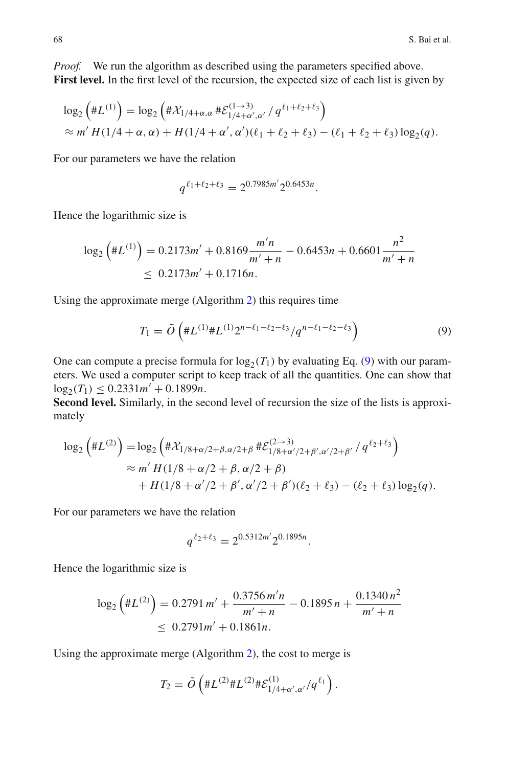*Proof.* We run the algorithm as described using the parameters specified above.

**First level.** In the first level of the recursion, the expected size of each list is given by

$$\begin{aligned}
\log_2\left(\#L^{(1)}\right) &= \log_2\left(\#\mathcal{X}_{1/4+\alpha,\alpha}\, \#\mathcal{E}^{(1\to 3)}_{1/4+\alpha',\alpha'} \,/\, q^{\ell_1+\ell_2+\ell_3}\right) \\
&\approx m'\, H(1/4+\alpha, \alpha) + H(1/4+\alpha', \alpha')(\ell_1+\ell_2+\ell_3) - (\ell_1+\ell_2+\ell_3)\log_2(q).
\end{aligned}$$

For our parameters we have the relation

$$q^{\ell_1+\ell_2+\ell_3} = 2^{0.7985m'} 2^{0.6453n}.$$

Hence the logarithmic size is

$$\begin{aligned}
\log_2\left(\#L^{(1)}\right) &= 0.2173m' + 0.8169\frac{m'n}{m'+n} - 0.6453n + 0.6601\frac{n^2}{m'+n} \\
&\leq\ 0.2173m' + 0.1716n.
\end{aligned}$$

Using the approximate merge (Algorithm 2) this requires time

$$T_1 = \tilde{O}\left(\#L^{(1)}\#L^{(1)}2^{n-\ell_1-\ell_2-\ell_3}/q^{n-\ell_1-\ell_2-\ell_3}\right) \tag{9}$$

One can compute a precise formula for $\log_2(T_1)$ by evaluating Eq. (9) with our parameters. We used a computer script to keep track of all the quantities. One can show that $\log_2(T_1) \leq 0.2331m' + 0.1899n$.

**Second level.** Similarly, in the second level of recursion the size of the lists is approximately

$$\begin{aligned}
\log_2\left(\#L^{(2)}\right) &= \log_2\left(\#\mathcal{X}_{1/8+\alpha/2+\beta,\alpha/2+\beta}\, \#\mathcal{E}^{(2\to 3)}_{1/8+\alpha'/2+\beta',\alpha'/2+\beta'} \,/\, q^{\ell_2+\ell_3}\right) \\
&\approx m'\, H(1/8+\alpha/2+\beta, \alpha/2+\beta) \\
&\quad + H(1/8+\alpha'/2+\beta', \alpha'/2+\beta')(\ell_2+\ell_3) - (\ell_2+\ell_3)\log_2(q).
\end{aligned}$$

For our parameters we have the relation

$$q^{\ell_2+\ell_3} = 2^{0.5312m'} 2^{0.1895n}.$$

Hence the logarithmic size is

$$\begin{aligned}
\log_2\left(\#L^{(2)}\right) &= 0.2791\, m' + \frac{0.3756\, m'n}{m'+n} - 0.1895\, n + \frac{0.1340\, n^2}{m'+n} \\
&\leq\ 0.2791m' + 0.1861n.
\end{aligned}$$

Using the approximate merge (Algorithm 2), the cost to merge is

$$T_2 = \tilde{O}\left(\#L^{(2)}\#L^{(2)}\#\mathcal{E}^{(1)}_{1/4+\alpha',\alpha'}/q^{\ell_1}\right).$$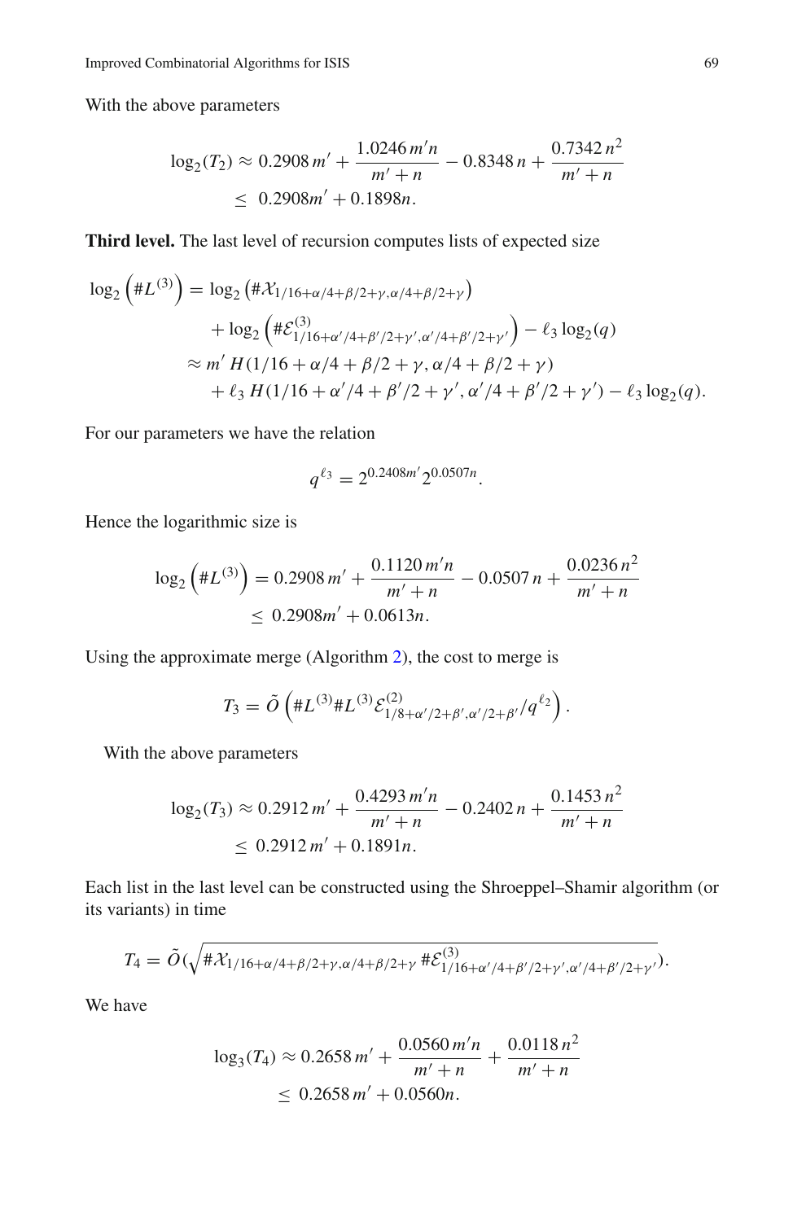With the above parameters

$$\log_2(T_2) \approx 0.2908\, m' + \frac{1.0246\, m'n}{m'+n} - 0.8348\, n + \frac{0.7342\, n^2}{m'+n}$$
$$\leq\ 0.2908 m' + 0.1898 n.$$

**Third level.** The last level of recursion computes lists of expected size

$$\log_2\left(\#L^{(3)}\right) = \log_2\left(\#\mathcal{X}_{1/16+\alpha/4+\beta/2+\gamma,\alpha/4+\beta/2+\gamma}\right)$$
$$+ \log_2\left(\#\mathcal{E}^{(3)}_{1/16+\alpha'/4+\beta'/2+\gamma',\alpha'/4+\beta'/2+\gamma'}\right) - \ell_3 \log_2(q)$$
$$\approx m'\, H(1/16+\alpha/4+\beta/2+\gamma, \alpha/4+\beta/2+\gamma)$$
$$+ \ell_3\, H(1/16+\alpha'/4+\beta'/2+\gamma', \alpha'/4+\beta'/2+\gamma') - \ell_3 \log_2(q).$$

For our parameters we have the relation

$$q^{\ell_3} = 2^{0.2408 m'} 2^{0.0507 n}.$$

Hence the logarithmic size is

$$\log_2\left(\#L^{(3)}\right) = 0.2908\, m' + \frac{0.1120\, m'n}{m'+n} - 0.0507\, n + \frac{0.0236\, n^2}{m'+n}$$
$$\leq\ 0.2908 m' + 0.0613 n.$$

Using the approximate merge (Algorithm 2), the cost to merge is

$$T_3 = \tilde{O}\left(\#L^{(3)} \#L^{(3)} \mathcal{E}^{(2)}_{1/8+\alpha'/2+\beta',\alpha'/2+\beta'} / q^{\ell_2}\right).$$

With the above parameters

$$\log_2(T_3) \approx 0.2912\, m' + \frac{0.4293\, m'n}{m'+n} - 0.2402\, n + \frac{0.1453\, n^2}{m'+n}$$
$$\leq\ 0.2912\, m' + 0.1891 n.$$

Each list in the last level can be constructed using the Shroeppel–Shamir algorithm (or its variants) in time

$$T_4 = \tilde{O}\left(\sqrt{\#\mathcal{X}_{1/16+\alpha/4+\beta/2+\gamma,\alpha/4+\beta/2+\gamma}\ \#\mathcal{E}^{(3)}_{1/16+\alpha'/4+\beta'/2+\gamma',\alpha'/4+\beta'/2+\gamma'}}\right).$$

We have

$$\log_3(T_4) \approx 0.2658\, m' + \frac{0.0560\, m'n}{m'+n} + \frac{0.0118\, n^2}{m'+n}$$
$$\leq\ 0.2658\, m' + 0.0560 n.$$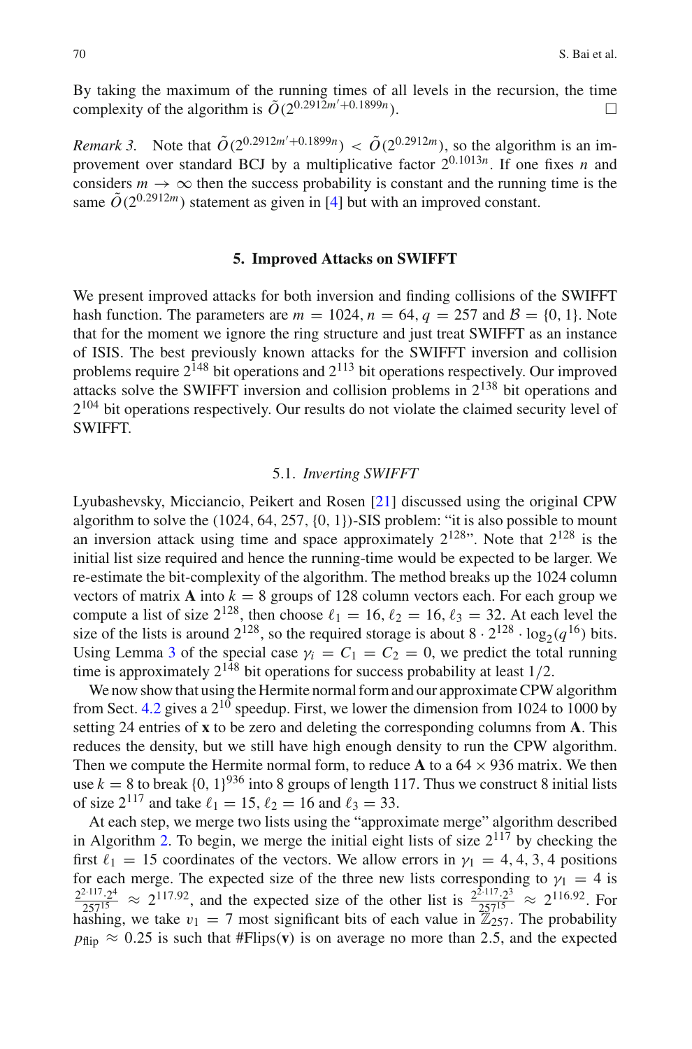By taking the maximum of the running times of all levels in the recursion, the time complexity of the algorithm is $\tilde{O}(2^{0.2912m'+0.1899n})$. □

*Remark 3.* Note that $\tilde{O}(2^{0.2912m'+0.1899n}) < \tilde{O}(2^{0.2912m})$, so the algorithm is an improvement over standard BCJ by a multiplicative factor $2^{0.1013n}$. If one fixes $n$ and considers $m \to \infty$ then the success probability is constant and the running time is the same $\tilde{O}(2^{0.2912m})$ statement as given in [4] but with an improved constant.

## 5. Improved Attacks on SWIFFT

We present improved attacks for both inversion and finding collisions of the SWIFFT hash function. The parameters are $m = 1024$, $n = 64$, $q = 257$ and $\mathcal{B} = \{0, 1\}$. Note that for the moment we ignore the ring structure and just treat SWIFFT as an instance of ISIS. The best previously known attacks for the SWIFFT inversion and collision problems require $2^{148}$ bit operations and $2^{113}$ bit operations respectively. Our improved attacks solve the SWIFFT inversion and collision problems in $2^{138}$ bit operations and $2^{104}$ bit operations respectively. Our results do not violate the claimed security level of SWIFFT.

### 5.1. *Inverting SWIFFT*

Lyubashevsky, Micciancio, Peikert and Rosen [21] discussed using the original CPW algorithm to solve the $(1024, 64, 257, \{0, 1\})$-SIS problem: "it is also possible to mount an inversion attack using time and space approximately $2^{128}$". Note that $2^{128}$ is the initial list size required and hence the running-time would be expected to be larger. We re-estimate the bit-complexity of the algorithm. The method breaks up the 1024 column vectors of matrix $\mathbf{A}$ into $k = 8$ groups of 128 column vectors each. For each group we compute a list of size $2^{128}$, then choose $\ell_1 = 16$, $\ell_2 = 16$, $\ell_3 = 32$. At each level the size of the lists is around $2^{128}$, so the required storage is about $8 \cdot 2^{128} \cdot \log_2(q^{16})$ bits. Using Lemma 3 of the special case $\gamma_i = C_1 = C_2 = 0$, we predict the total running time is approximately $2^{148}$ bit operations for success probability at least $1/2$.

We now show that using the Hermite normal form and our approximate CPW algorithm from Sect. 4.2 gives a $2^{10}$ speedup. First, we lower the dimension from 1024 to 1000 by setting 24 entries of $\mathbf{x}$ to be zero and deleting the corresponding columns from $\mathbf{A}$. This reduces the density, but we still have high enough density to run the CPW algorithm. Then we compute the Hermite normal form, to reduce $\mathbf{A}$ to a $64 \times 936$ matrix. We then use $k = 8$ to break $\{0, 1\}^{936}$ into 8 groups of length 117. Thus we construct 8 initial lists of size $2^{117}$ and take $\ell_1 = 15$, $\ell_2 = 16$ and $\ell_3 = 33$.

At each step, we merge two lists using the "approximate merge" algorithm described in Algorithm 2. To begin, we merge the initial eight lists of size $2^{117}$ by checking the first $\ell_1 = 15$ coordinates of the vectors. We allow errors in $\gamma_1 = 4, 4, 3, 4$ positions for each merge. The expected size of the three new lists corresponding to $\gamma_1 = 4$ is $\frac{2^{2 \cdot 117} \cdot 2^4}{257^{15}} \approx 2^{117.92}$, and the expected size of the other list is $\frac{2^{2 \cdot 117} \cdot 2^3}{257^{15}} \approx 2^{116.92}$. For hashing, we take $v_1 = 7$ most significant bits of each value in $\mathbb{Z}_{257}$. The probability $p_{\text{flip}} \approx 0.25$ is such that $\#\text{Flips}(\mathbf{v})$ is on average no more than 2.5, and the expected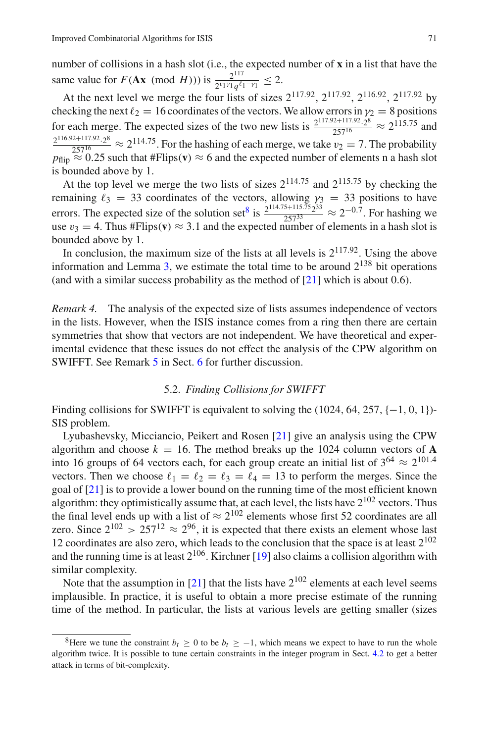number of collisions in a hash slot (i.e., the expected number of $\mathbf{x}$ in a list that have the same value for $F(\mathbf{Ax} \pmod{H})$) is $\frac{2^{117}}{2^{v_1\gamma_1}q^{\ell_1-\gamma_1}} \leq 2$.

At the next level we merge the four lists of sizes $2^{117.92}$, $2^{117.92}$, $2^{116.92}$, $2^{117.92}$ by checking the next $\ell_2 = 16$ coordinates of the vectors. We allow errors in $\gamma_2 = 8$ positions for each merge. The expected sizes of the two new lists is $\frac{2^{117.92+117.92} \cdot 2^8}{257^{16}} \approx 2^{115.75}$ and $\frac{2^{116.92+117.92} \cdot 2^8}{257^{16}} \approx 2^{114.75}$. For the hashing of each merge, we take $v_2 = 7$. The probability $p_{\text{flip}} \approx 0.25$ such that $\#\text{Flips}(\mathbf{v}) \approx 6$ and the expected number of elements n a hash slot is bounded above by 1.

At the top level we merge the two lists of sizes $2^{114.75}$ and $2^{115.75}$ by checking the remaining $\ell_3 = 33$ coordinates of the vectors, allowing $\gamma_3 = 33$ positions to have errors. The expected size of the solution set[8] is $\frac{2^{114.75+115.75}2^{33}}{257^{33}} \approx 2^{-0.7}$. For hashing we use $v_3 = 4$. Thus $\#\text{Flips}(\mathbf{v}) \approx 3.1$ and the expected number of elements in a hash slot is bounded above by 1.

In conclusion, the maximum size of the lists at all levels is $2^{117.92}$. Using the above information and Lemma 3, we estimate the total time to be around $2^{138}$ bit operations (and with a similar success probability as the method of [21] which is about 0.6).

*Remark 4.* The analysis of the expected size of lists assumes independence of vectors in the lists. However, when the ISIS instance comes from a ring then there are certain symmetries that show that vectors are not independent. We have theoretical and experimental evidence that these issues do not effect the analysis of the CPW algorithm on SWIFFT. See Remark 5 in Sect. 6 for further discussion.

### 5.2. *Finding Collisions for SWIFFT*

Finding collisions for SWIFFT is equivalent to solving the $(1024, 64, 257, \{-1, 0, 1\})$-SIS problem.

Lyubashevsky, Micciancio, Peikert and Rosen [21] give an analysis using the CPW algorithm and choose $k = 16$. The method breaks up the 1024 column vectors of $\mathbf{A}$ into 16 groups of 64 vectors each, for each group create an initial list of $3^{64} \approx 2^{101.4}$ vectors. Then we choose $\ell_1 = \ell_2 = \ell_3 = \ell_4 = 13$ to perform the merges. Since the goal of [21] is to provide a lower bound on the running time of the most efficient known algorithm: they optimistically assume that, at each level, the lists have $2^{102}$ vectors. Thus the final level ends up with a list of $\approx 2^{102}$ elements whose first 52 coordinates are all zero. Since $2^{102} > 257^{12} \approx 2^{96}$, it is expected that there exists an element whose last 12 coordinates are also zero, which leads to the conclusion that the space is at least $2^{102}$ and the running time is at least $2^{106}$. Kirchner [19] also claims a collision algorithm with similar complexity.

Note that the assumption in [21] that the lists have $2^{102}$ elements at each level seems implausible. In practice, it is useful to obtain a more precise estimate of the running time of the method. In particular, the lists at various levels are getting smaller (sizes

---

[8] Here we tune the constraint $b_t \geq 0$ to be $b_t \geq -1$, which means we expect to have to run the whole algorithm twice. It is possible to tune certain constraints in the integer program in Sect. 4.2 to get a better attack in terms of bit-complexity.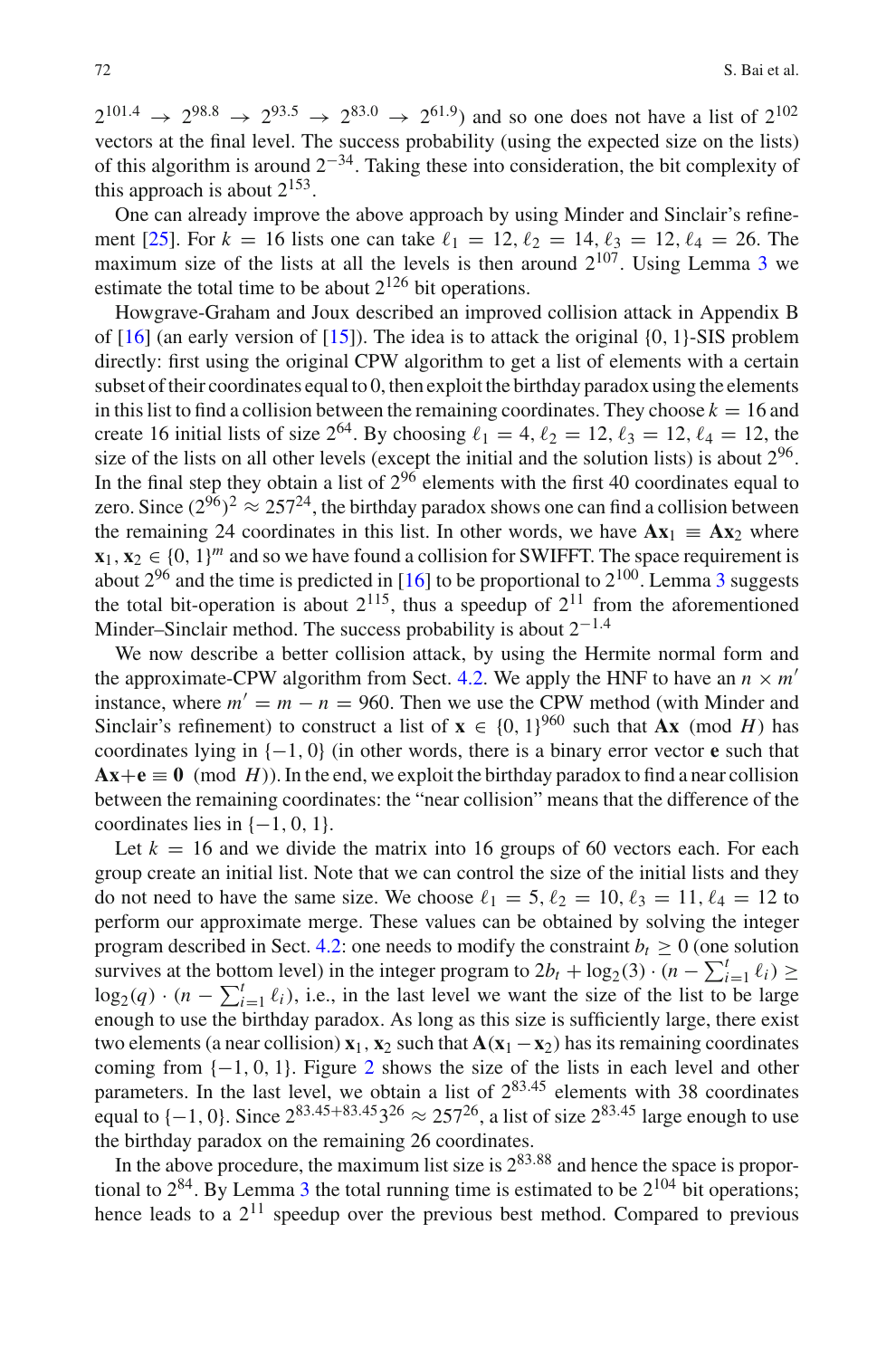$2^{101.4} \rightarrow 2^{98.8} \rightarrow 2^{93.5} \rightarrow 2^{83.0} \rightarrow 2^{61.9}$) and so one does not have a list of $2^{102}$ vectors at the final level. The success probability (using the expected size on the lists) of this algorithm is around $2^{-34}$. Taking these into consideration, the bit complexity of this approach is about $2^{153}$.

One can already improve the above approach by using Minder and Sinclair's refinement [25]. For $k = 16$ lists one can take $\ell_1 = 12, \ell_2 = 14, \ell_3 = 12, \ell_4 = 26$. The maximum size of the lists at all the levels is then around $2^{107}$. Using Lemma 3 we estimate the total time to be about $2^{126}$ bit operations.

Howgrave-Graham and Joux described an improved collision attack in Appendix B of [16] (an early version of [15]). The idea is to attack the original $\{0, 1\}$-SIS problem directly: first using the original CPW algorithm to get a list of elements with a certain subset of their coordinates equal to 0, then exploit the birthday paradox using the elements in this list to find a collision between the remaining coordinates. They choose $k = 16$ and create 16 initial lists of size $2^{64}$. By choosing $\ell_1 = 4, \ell_2 = 12, \ell_3 = 12, \ell_4 = 12$, the size of the lists on all other levels (except the initial and the solution lists) is about $2^{96}$. In the final step they obtain a list of $2^{96}$ elements with the first 40 coordinates equal to zero. Since $(2^{96})^2 \approx 257^{24}$, the birthday paradox shows one can find a collision between the remaining 24 coordinates in this list. In other words, we have $\mathbf{A}\mathbf{x}_1 \equiv \mathbf{A}\mathbf{x}_2$ where $\mathbf{x}_1, \mathbf{x}_2 \in \{0, 1\}^m$ and so we have found a collision for SWIFFT. The space requirement is about $2^{96}$ and the time is predicted in [16] to be proportional to $2^{100}$. Lemma 3 suggests the total bit-operation is about $2^{115}$, thus a speedup of $2^{11}$ from the aforementioned Minder–Sinclair method. The success probability is about $2^{-1.4}$

We now describe a better collision attack, by using the Hermite normal form and the approximate-CPW algorithm from Sect. 4.2. We apply the HNF to have an $n \times m'$ instance, where $m' = m - n = 960$. Then we use the CPW method (with Minder and Sinclair's refinement) to construct a list of $\mathbf{x} \in \{0, 1\}^{960}$ such that $\mathbf{A}\mathbf{x} \pmod{H}$ has coordinates lying in $\{-1, 0\}$ (in other words, there is a binary error vector $\mathbf{e}$ such that $\mathbf{A}\mathbf{x}+\mathbf{e} \equiv \mathbf{0} \pmod{H}$). In the end, we exploit the birthday paradox to find a near collision between the remaining coordinates: the "near collision" means that the difference of the coordinates lies in $\{-1, 0, 1\}$.

Let $k = 16$ and we divide the matrix into 16 groups of 60 vectors each. For each group create an initial list. Note that we can control the size of the initial lists and they do not need to have the same size. We choose $\ell_1 = 5, \ell_2 = 10, \ell_3 = 11, \ell_4 = 12$ to perform our approximate merge. These values can be obtained by solving the integer program described in Sect. 4.2: one needs to modify the constraint $b_t \geq 0$ (one solution survives at the bottom level) in the integer program to $2b_t + \log_2(3) \cdot (n - \sum_{i=1}^{t} \ell_i) \geq \log_2(q) \cdot (n - \sum_{i=1}^{t} \ell_i)$, i.e., in the last level we want the size of the list to be large enough to use the birthday paradox. As long as this size is sufficiently large, there exist two elements (a near collision) $\mathbf{x}_1, \mathbf{x}_2$ such that $\mathbf{A}(\mathbf{x}_1 - \mathbf{x}_2)$ has its remaining coordinates coming from $\{-1, 0, 1\}$. Figure 2 shows the size of the lists in each level and other parameters. In the last level, we obtain a list of $2^{83.45}$ elements with 38 coordinates equal to $\{-1, 0\}$. Since $2^{83.45+83.45} 3^{26} \approx 257^{26}$, a list of size $2^{83.45}$ large enough to use the birthday paradox on the remaining 26 coordinates.

In the above procedure, the maximum list size is $2^{83.88}$ and hence the space is proportional to $2^{84}$. By Lemma 3 the total running time is estimated to be $2^{104}$ bit operations; hence leads to a $2^{11}$ speedup over the previous best method. Compared to previous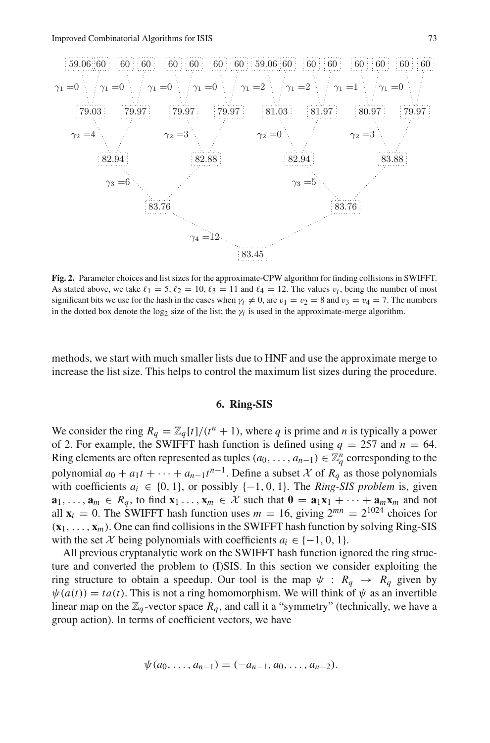**Fig. 2.** Parameter choices and list sizes for the approximate-CPW algorithm for finding collisions in SWIFFT. As stated above, we take $\ell_1 = 5$, $\ell_2 = 10$, $\ell_3 = 11$ and $\ell_4 = 12$. The values $v_i$, being the number of most significant bits we use for the hash in the cases when $\gamma_i \neq 0$, are $v_1 = v_2 = 8$ and $v_3 = v_4 = 7$. The numbers in the dotted box denote the $\log_2$ size of the list; the $\gamma_i$ is used in the approximate-merge algorithm.

methods, we start with much smaller lists due to HNF and use the approximate merge to increase the list size. This helps to control the maximum list sizes during the procedure.

## 6. Ring-SIS

We consider the ring $R_q = \mathbb{Z}_q[t]/(t^n + 1)$, where $q$ is prime and $n$ is typically a power of 2. For example, the SWIFFT hash function is defined using $q = 257$ and $n = 64$. Ring elements are often represented as tuples $(a_0, \ldots, a_{n-1}) \in \mathbb{Z}_q^n$ corresponding to the polynomial $a_0 + a_1 t + \cdots + a_{n-1}t^{n-1}$. Define a subset $\mathcal{X}$ of $R_q$ as those polynomials with coefficients $a_i \in \{0, 1\}$, or possibly $\{-1, 0, 1\}$. The *Ring-SIS problem* is, given $\mathbf{a}_1, \ldots, \mathbf{a}_m \in R_q$, to find $\mathbf{x}_1 \ldots, \mathbf{x}_m \in \mathcal{X}$ such that $\mathbf{0} = \mathbf{a}_1\mathbf{x}_1 + \cdots + \mathbf{a}_m\mathbf{x}_m$ and not all $\mathbf{x}_i = 0$. The SWIFFT hash function uses $m = 16$, giving $2^{mn} = 2^{1024}$ choices for $(\mathbf{x}_1, \ldots, \mathbf{x}_m)$. One can find collisions in the SWIFFT hash function by solving Ring-SIS with the set $\mathcal{X}$ being polynomials with coefficients $a_i \in \{-1, 0, 1\}$.

All previous cryptanalytic work on the SWIFFT hash function ignored the ring structure and converted the problem to (I)SIS. In this section we consider exploiting the ring structure to obtain a speedup. Our tool is the map $\psi : R_q \rightarrow R_q$ given by $\psi(a(t)) = ta(t)$. This is not a ring homomorphism. We will think of $\psi$ as an invertible linear map on the $\mathbb{Z}_q$-vector space $R_q$, and call it a "symmetry" (technically, we have a group action). In terms of coefficient vectors, we have

$$\psi(a_0, \ldots, a_{n-1}) = (-a_{n-1}, a_0, \ldots, a_{n-2}).$$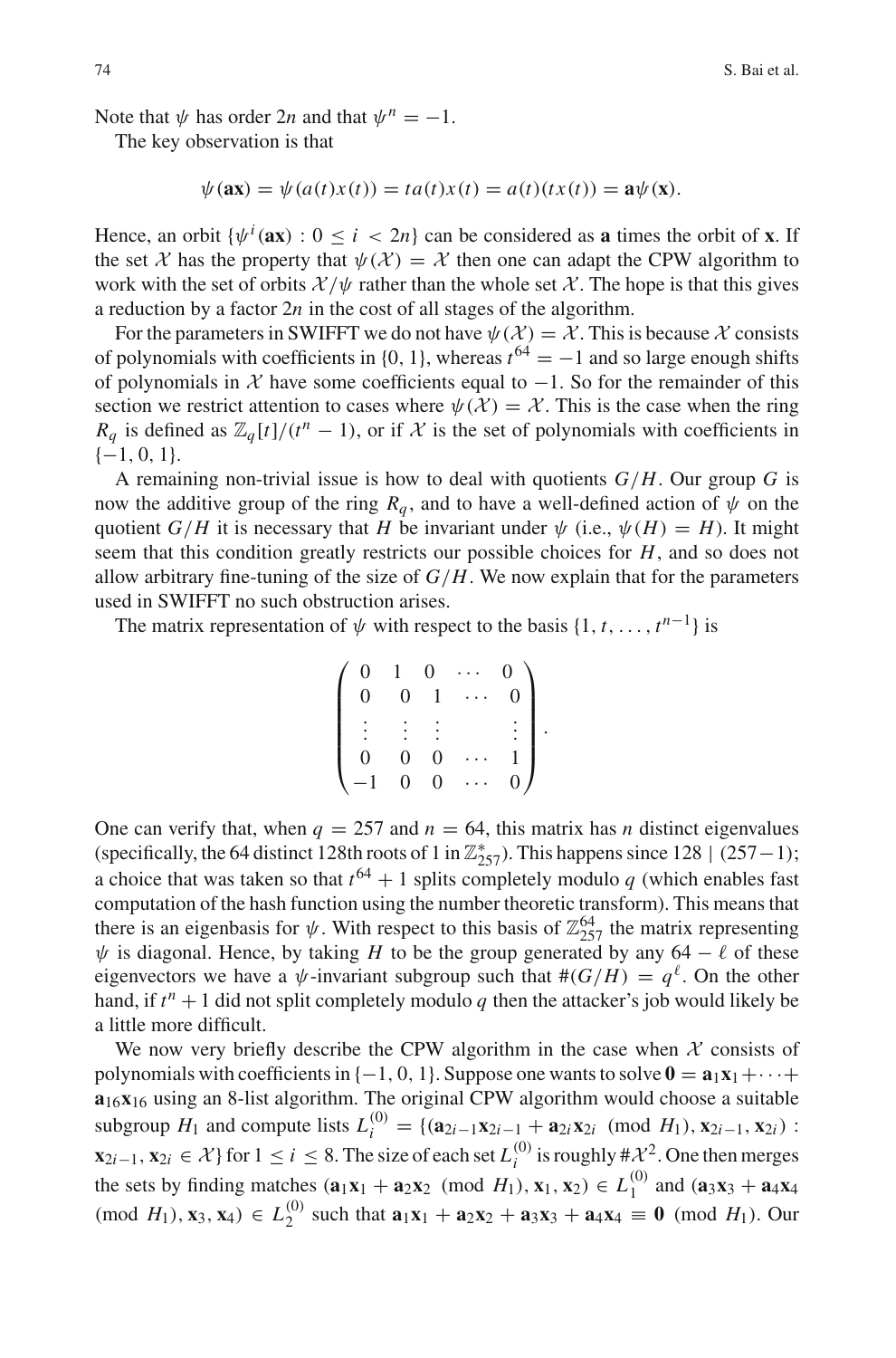Note that $\psi$ has order $2n$ and that $\psi^n = -1$.

The key observation is that

$$\psi(\mathbf{a}\mathbf{x}) = \psi(a(t)x(t)) = ta(t)x(t) = a(t)(tx(t)) = \mathbf{a}\psi(\mathbf{x}).$$

Hence, an orbit $\{\psi^i(\mathbf{a}\mathbf{x}) : 0 \le i < 2n\}$ can be considered as $\mathbf{a}$ times the orbit of $\mathbf{x}$. If the set $\mathcal{X}$ has the property that $\psi(\mathcal{X}) = \mathcal{X}$ then one can adapt the CPW algorithm to work with the set of orbits $\mathcal{X}/\psi$ rather than the whole set $\mathcal{X}$. The hope is that this gives a reduction by a factor $2n$ in the cost of all stages of the algorithm.

For the parameters in SWIFFT we do not have $\psi(\mathcal{X}) = \mathcal{X}$. This is because $\mathcal{X}$ consists of polynomials with coefficients in $\{0, 1\}$, whereas $t^{64} = -1$ and so large enough shifts of polynomials in $\mathcal{X}$ have some coefficients equal to $-1$. So for the remainder of this section we restrict attention to cases where $\psi(\mathcal{X}) = \mathcal{X}$. This is the case when the ring $R_q$ is defined as $\mathbb{Z}_q[t]/(t^n - 1)$, or if $\mathcal{X}$ is the set of polynomials with coefficients in $\{-1, 0, 1\}$.

A remaining non-trivial issue is how to deal with quotients $G/H$. Our group $G$ is now the additive group of the ring $R_q$, and to have a well-defined action of $\psi$ on the quotient $G/H$ it is necessary that $H$ be invariant under $\psi$ (i.e., $\psi(H) = H$). It might seem that this condition greatly restricts our possible choices for $H$, and so does not allow arbitrary fine-tuning of the size of $G/H$. We now explain that for the parameters used in SWIFFT no such obstruction arises.

The matrix representation of $\psi$ with respect to the basis $\{1, t, \ldots, t^{n-1}\}$ is

$$\begin{pmatrix} 0 & 1 & 0 & \cdots & 0 \\ 0 & 0 & 1 & \cdots & 0 \\ \vdots & \vdots & \vdots & & \vdots \\ 0 & 0 & 0 & \cdots & 1 \\ -1 & 0 & 0 & \cdots & 0 \end{pmatrix}.$$

One can verify that, when $q = 257$ and $n = 64$, this matrix has $n$ distinct eigenvalues (specifically, the 64 distinct 128th roots of 1 in $\mathbb{Z}_{257}^*$). This happens since $128 \mid (257-1)$; a choice that was taken so that $t^{64}+1$ splits completely modulo $q$ (which enables fast computation of the hash function using the number theoretic transform). This means that there is an eigenbasis for $\psi$. With respect to this basis of $\mathbb{Z}_{257}^{64}$ the matrix representing $\psi$ is diagonal. Hence, by taking $H$ to be the group generated by any $64 - \ell$ of these eigenvectors we have a $\psi$-invariant subgroup such that $\#(G/H) = q^\ell$. On the other hand, if $t^n + 1$ did not split completely modulo $q$ then the attacker's job would likely be a little more difficult.

We now very briefly describe the CPW algorithm in the case when $\mathcal{X}$ consists of polynomials with coefficients in $\{-1, 0, 1\}$. Suppose one wants to solve $\mathbf{0} = \mathbf{a}_1\mathbf{x}_1 + \cdots + \mathbf{a}_{16}\mathbf{x}_{16}$ using an 8-list algorithm. The original CPW algorithm would choose a suitable subgroup $H_1$ and compute lists $L_i^{(0)} = \{(\mathbf{a}_{2i-1}\mathbf{x}_{2i-1} + \mathbf{a}_{2i}\mathbf{x}_{2i} \pmod{H_1}, \mathbf{x}_{2i-1}, \mathbf{x}_{2i}) : \mathbf{x}_{2i-1}, \mathbf{x}_{2i} \in \mathcal{X}\}$ for $1 \le i \le 8$. The size of each set $L_i^{(0)}$ is roughly $\#\mathcal{X}^2$. One then merges the sets by finding matches $(\mathbf{a}_1\mathbf{x}_1 + \mathbf{a}_2\mathbf{x}_2 \pmod{H_1}, \mathbf{x}_1, \mathbf{x}_2) \in L_1^{(0)}$ and $(\mathbf{a}_3\mathbf{x}_3 + \mathbf{a}_4\mathbf{x}_4 \pmod{H_1}, \mathbf{x}_3, \mathbf{x}_4) \in L_2^{(0)}$ such that $\mathbf{a}_1\mathbf{x}_1 + \mathbf{a}_2\mathbf{x}_2 + \mathbf{a}_3\mathbf{x}_3 + \mathbf{a}_4\mathbf{x}_4 \equiv \mathbf{0} \pmod{H_1}$. Our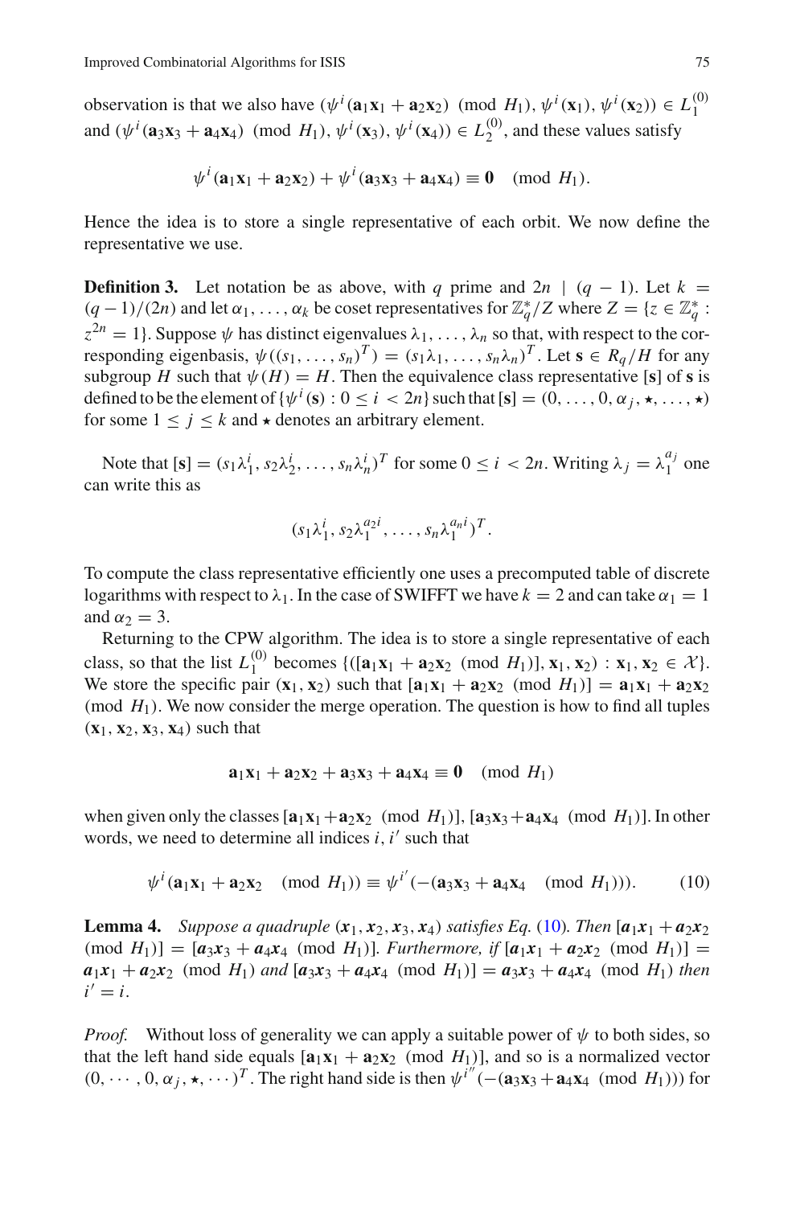observation is that we also have $(\psi^i(\mathbf{a}_1\mathbf{x}_1 + \mathbf{a}_2\mathbf{x}_2) \pmod{H_1}, \psi^i(\mathbf{x}_1), \psi^i(\mathbf{x}_2)) \in L_1^{(0)}$ and $(\psi^i(\mathbf{a}_3\mathbf{x}_3 + \mathbf{a}_4\mathbf{x}_4) \pmod{H_1}, \psi^i(\mathbf{x}_3), \psi^i(\mathbf{x}_4)) \in L_2^{(0)}$, and these values satisfy

$$\psi^i(\mathbf{a}_1\mathbf{x}_1 + \mathbf{a}_2\mathbf{x}_2) + \psi^i(\mathbf{a}_3\mathbf{x}_3 + \mathbf{a}_4\mathbf{x}_4) \equiv \mathbf{0} \pmod{H_1}.$$

Hence the idea is to store a single representative of each orbit. We now define the representative we use.

**Definition 3.** Let notation be as above, with $q$ prime and $2n \mid (q-1)$. Let $k = (q-1)/(2n)$ and let $\alpha_1, \ldots, \alpha_k$ be coset representatives for $\mathbb{Z}_q^*/Z$ where $Z = \{z \in \mathbb{Z}_q^* : z^{2n} = 1\}$. Suppose $\psi$ has distinct eigenvalues $\lambda_1, \ldots, \lambda_n$ so that, with respect to the corresponding eigenbasis, $\psi((s_1, \ldots, s_n)^T) = (s_1\lambda_1, \ldots, s_n\lambda_n)^T$. Let $\mathbf{s} \in R_q/H$ for any subgroup $H$ such that $\psi(H) = H$. Then the equivalence class representative $[\mathbf{s}]$ of $\mathbf{s}$ is defined to be the element of $\{\psi^i(\mathbf{s}) : 0 \leq i < 2n\}$ such that $[\mathbf{s}] = (0, \ldots, 0, \alpha_j, \star, \ldots, \star)$ for some $1 \leq j \leq k$ and $\star$ denotes an arbitrary element.

Note that $[\mathbf{s}] = (s_1\lambda_1^i, s_2\lambda_2^i, \ldots, s_n\lambda_n^i)^T$ for some $0 \leq i < 2n$. Writing $\lambda_j = \lambda_1^{a_j}$ one can write this as

$$(s_1\lambda_1^i, s_2\lambda_1^{a_2 i}, \ldots, s_n\lambda_1^{a_n i})^T.$$

To compute the class representative efficiently one uses a precomputed table of discrete logarithms with respect to $\lambda_1$. In the case of SWIFFT we have $k = 2$ and can take $\alpha_1 = 1$ and $\alpha_2 = 3$.

Returning to the CPW algorithm. The idea is to store a single representative of each class, so that the list $L_1^{(0)}$ becomes $\{([\mathbf{a}_1\mathbf{x}_1 + \mathbf{a}_2\mathbf{x}_2 \pmod{H_1})], \mathbf{x}_1, \mathbf{x}_2) : \mathbf{x}_1, \mathbf{x}_2 \in \mathcal{X}\}$. We store the specific pair $(\mathbf{x}_1, \mathbf{x}_2)$ such that $[\mathbf{a}_1\mathbf{x}_1 + \mathbf{a}_2\mathbf{x}_2 \pmod{H_1})] = \mathbf{a}_1\mathbf{x}_1 + \mathbf{a}_2\mathbf{x}_2 \pmod{H_1}$. We now consider the merge operation. The question is how to find all tuples $(\mathbf{x}_1, \mathbf{x}_2, \mathbf{x}_3, \mathbf{x}_4)$ such that

$$\mathbf{a}_1\mathbf{x}_1 + \mathbf{a}_2\mathbf{x}_2 + \mathbf{a}_3\mathbf{x}_3 + \mathbf{a}_4\mathbf{x}_4 \equiv \mathbf{0} \pmod{H_1}$$

when given only the classes $[\mathbf{a}_1\mathbf{x}_1 + \mathbf{a}_2\mathbf{x}_2 \pmod{H_1})]$, $[\mathbf{a}_3\mathbf{x}_3 + \mathbf{a}_4\mathbf{x}_4 \pmod{H_1})]$. In other words, we need to determine all indices $i, i'$ such that

$$\psi^i(\mathbf{a}_1\mathbf{x}_1 + \mathbf{a}_2\mathbf{x}_2 \pmod{H_1}) \equiv \psi^{i'}(-(\mathbf{a}_3\mathbf{x}_3 + \mathbf{a}_4\mathbf{x}_4 \pmod{H_1})). \quad (10)$$

**Lemma 4.** *Suppose a quadruple $(\mathbf{x}_1, \mathbf{x}_2, \mathbf{x}_3, \mathbf{x}_4)$ satisfies Eq. (10). Then $[\mathbf{a}_1\mathbf{x}_1 + \mathbf{a}_2\mathbf{x}_2 \pmod{H_1})] = [\mathbf{a}_3\mathbf{x}_3 + \mathbf{a}_4\mathbf{x}_4 \pmod{H_1})]$. Furthermore, if $[\mathbf{a}_1\mathbf{x}_1 + \mathbf{a}_2\mathbf{x}_2 \pmod{H_1})] = \mathbf{a}_1\mathbf{x}_1 + \mathbf{a}_2\mathbf{x}_2 \pmod{H_1}$ and $[\mathbf{a}_3\mathbf{x}_3 + \mathbf{a}_4\mathbf{x}_4 \pmod{H_1})] = \mathbf{a}_3\mathbf{x}_3 + \mathbf{a}_4\mathbf{x}_4 \pmod{H_1}$ then $i' = i$.*

*Proof.* Without loss of generality we can apply a suitable power of $\psi$ to both sides, so that the left hand side equals $[\mathbf{a}_1\mathbf{x}_1 + \mathbf{a}_2\mathbf{x}_2 \pmod{H_1})]$, and so is a normalized vector $(0, \cdots, 0, \alpha_j, \star, \cdots)^T$. The right hand side is then $\psi^{i''}(-(\mathbf{a}_3\mathbf{x}_3 + \mathbf{a}_4\mathbf{x}_4 \pmod{H_1}))$ for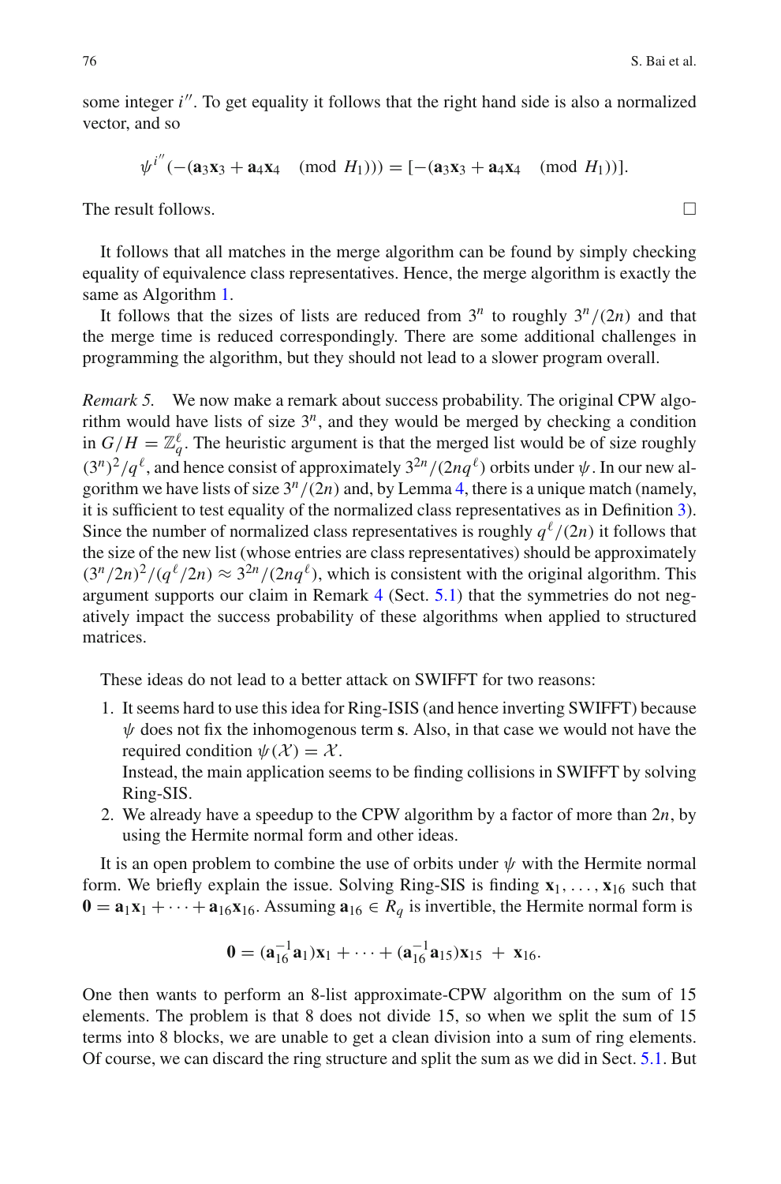some integer $i''$. To get equality it follows that the right hand side is also a normalized vector, and so

$$\psi^{i''}(-(\mathbf{a}_3\mathbf{x}_3 + \mathbf{a}_4\mathbf{x}_4 \pmod{H_1})) = [-(\mathbf{a}_3\mathbf{x}_3 + \mathbf{a}_4\mathbf{x}_4 \pmod{H_1})].$$

The result follows. □

It follows that all matches in the merge algorithm can be found by simply checking equality of equivalence class representatives. Hence, the merge algorithm is exactly the same as Algorithm 1.

It follows that the sizes of lists are reduced from $3^n$ to roughly $3^n/(2n)$ and that the merge time is reduced correspondingly. There are some additional challenges in programming the algorithm, but they should not lead to a slower program overall.

*Remark 5.* We now make a remark about success probability. The original CPW algorithm would have lists of size $3^n$, and they would be merged by checking a condition in $G/H = \mathbb{Z}_q^\ell$. The heuristic argument is that the merged list would be of size roughly $(3^n)^2/q^\ell$, and hence consist of approximately $3^{2n}/(2nq^\ell)$ orbits under $\psi$. In our new algorithm we have lists of size $3^n/(2n)$ and, by Lemma 4, there is a unique match (namely, it is sufficient to test equality of the normalized class representatives as in Definition 3). Since the number of normalized class representatives is roughly $q^\ell/(2n)$ it follows that the size of the new list (whose entries are class representatives) should be approximately $(3^n/2n)^2/(q^\ell/2n) \approx 3^{2n}/(2nq^\ell)$, which is consistent with the original algorithm. This argument supports our claim in Remark 4 (Sect. 5.1) that the symmetries do not negatively impact the success probability of these algorithms when applied to structured matrices.

These ideas do not lead to a better attack on SWIFFT for two reasons:

1. It seems hard to use this idea for Ring-ISIS (and hence inverting SWIFFT) because $\psi$ does not fix the inhomogenous term $\mathbf{s}$. Also, in that case we would not have the required condition $\psi(\mathcal{X}) = \mathcal{X}$.
   Instead, the main application seems to be finding collisions in SWIFFT by solving Ring-SIS.
2. We already have a speedup to the CPW algorithm by a factor of more than $2n$, by using the Hermite normal form and other ideas.

It is an open problem to combine the use of orbits under $\psi$ with the Hermite normal form. We briefly explain the issue. Solving Ring-SIS is finding $\mathbf{x}_1, \ldots, \mathbf{x}_{16}$ such that $\mathbf{0} = \mathbf{a}_1\mathbf{x}_1 + \cdots + \mathbf{a}_{16}\mathbf{x}_{16}$. Assuming $\mathbf{a}_{16} \in R_q$ is invertible, the Hermite normal form is

$$\mathbf{0} = (\mathbf{a}_{16}^{-1}\mathbf{a}_1)\mathbf{x}_1 + \cdots + (\mathbf{a}_{16}^{-1}\mathbf{a}_{15})\mathbf{x}_{15} \; + \; \mathbf{x}_{16}.$$

One then wants to perform an 8-list approximate-CPW algorithm on the sum of 15 elements. The problem is that 8 does not divide 15, so when we split the sum of 15 terms into 8 blocks, we are unable to get a clean division into a sum of ring elements. Of course, we can discard the ring structure and split the sum as we did in Sect. 5.1. But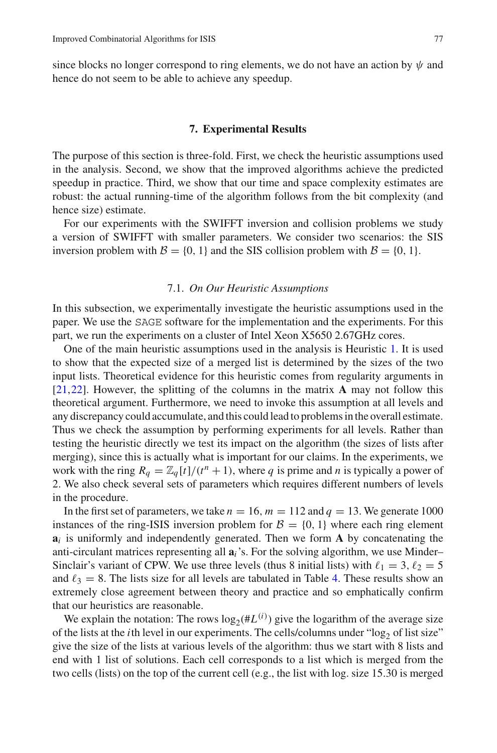since blocks no longer correspond to ring elements, we do not have an action by $\psi$ and hence do not seem to be able to achieve any speedup.

## 7. Experimental Results

The purpose of this section is three-fold. First, we check the heuristic assumptions used in the analysis. Second, we show that the improved algorithms achieve the predicted speedup in practice. Third, we show that our time and space complexity estimates are robust: the actual running-time of the algorithm follows from the bit complexity (and hence size) estimate.

For our experiments with the SWIFFT inversion and collision problems we study a version of SWIFFT with smaller parameters. We consider two scenarios: the SIS inversion problem with $\mathcal{B} = \{0, 1\}$ and the SIS collision problem with $\mathcal{B} = \{0, 1\}$.

### 7.1. *On Our Heuristic Assumptions*

In this subsection, we experimentally investigate the heuristic assumptions used in the paper. We use the SAGE software for the implementation and the experiments. For this part, we run the experiments on a cluster of Intel Xeon X5650 2.67GHz cores.

One of the main heuristic assumptions used in the analysis is Heuristic 1. It is used to show that the expected size of a merged list is determined by the sizes of the two input lists. Theoretical evidence for this heuristic comes from regularity arguments in [21,22]. However, the splitting of the columns in the matrix $\mathbf{A}$ may not follow this theoretical argument. Furthermore, we need to invoke this assumption at all levels and any discrepancy could accumulate, and this could lead to problems in the overall estimate. Thus we check the assumption by performing experiments for all levels. Rather than testing the heuristic directly we test its impact on the algorithm (the sizes of lists after merging), since this is actually what is important for our claims. In the experiments, we work with the ring $R_q = \mathbb{Z}_q[t]/(t^n + 1)$, where $q$ is prime and $n$ is typically a power of 2. We also check several sets of parameters which requires different numbers of levels in the procedure.

In the first set of parameters, we take $n = 16$, $m = 112$ and $q = 13$. We generate 1000 instances of the ring-ISIS inversion problem for $\mathcal{B} = \{0, 1\}$ where each ring element $\mathbf{a}_i$ is uniformly and independently generated. Then we form $\mathbf{A}$ by concatenating the anti-circulant matrices representing all $\mathbf{a}_i$'s. For the solving algorithm, we use Minder–Sinclair's variant of CPW. We use three levels (thus 8 initial lists) with $\ell_1 = 3$, $\ell_2 = 5$ and $\ell_3 = 8$. The lists size for all levels are tabulated in Table 4. These results show an extremely close agreement between theory and practice and so emphatically confirm that our heuristics are reasonable.

We explain the notation: The rows $\log_2(\#L^{(i)})$ give the logarithm of the average size of the lists at the $i$th level in our experiments. The cells/columns under "$\log_2$ of list size" give the size of the lists at various levels of the algorithm: thus we start with 8 lists and end with 1 list of solutions. Each cell corresponds to a list which is merged from the two cells (lists) on the top of the current cell (e.g., the list with log. size 15.30 is merged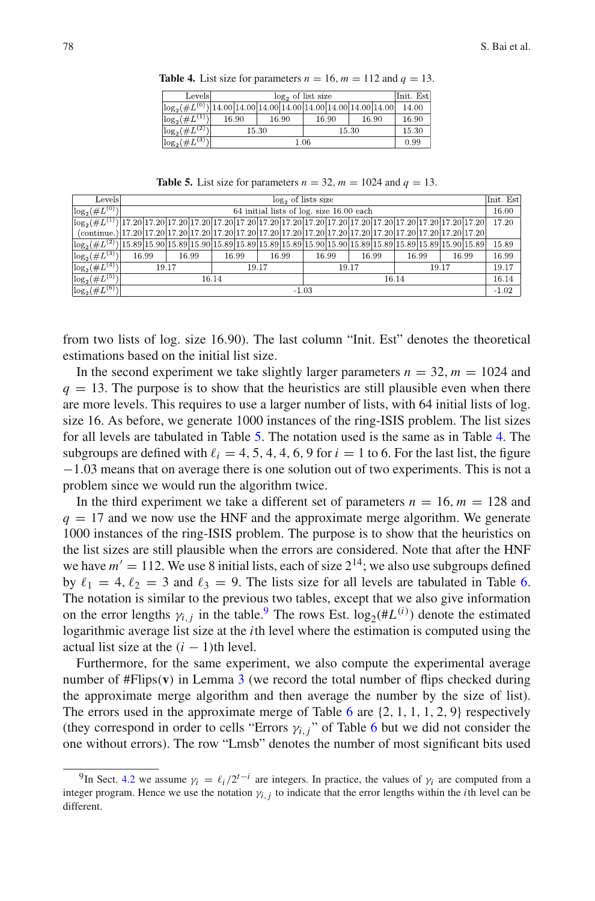**Table 4.** List size for parameters $n = 16$, $m = 112$ and $q = 13$.

| Levels | $\log_2$ of list size | | | | | | | | Init. Est |
|---|---|---|---|---|---|---|---|---|---|
| $\log_2(\#L^{(0)})$ | 14.00 | 14.00 | 14.00 | 14.00 | 14.00 | 14.00 | 14.00 | 14.00 | 14.00 |
| $\log_2(\#L^{(1)})$ | 16.90 | | 16.90 | | 16.90 | | 16.90 | | 16.90 |
| $\log_2(\#L^{(2)})$ | 15.30 | | | | 15.30 | | | | 15.30 |
| $\log_2(\#L^{(3)})$ | 1.06 | | | | | | | | 0.99 |

**Table 5.** List size for parameters $n = 32$, $m = 1024$ and $q = 13$.

| Levels | $\log_2$ of lists size | | | | | | | | | | | | | | | | Init. Est |
|---|---|---|---|---|---|---|---|---|---|---|---|---|---|---|---|---|---|
| $\log_2(\#L^{(0)})$ | 64 initial lists of log. size 16.00 each | | | | | | | | | | | | | | | | 16.00 |
| $\log_2(\#L^{(1)})$ | 17.20 | 17.20 | 17.20 | 17.20 | 17.20 | 17.20 | 17.20 | 17.20 | 17.20 | 17.20 | 17.20 | 17.20 | 17.20 | 17.20 | 17.20 | 17.20 | 17.20 |
| (continue.) | 17.20 | 17.20 | 17.20 | 17.20 | 17.20 | 17.20 | 17.20 | 17.20 | 17.20 | 17.20 | 17.20 | 17.20 | 17.20 | 17.20 | 17.20 | 17.20 | |
| $\log_2(\#L^{(2)})$ | 15.89 | 15.90 | 15.89 | 15.90 | 15.89 | 15.89 | 15.89 | 15.89 | 15.90 | 15.90 | 15.89 | 15.89 | 15.89 | 15.89 | 15.90 | 15.89 | 15.89 |
| $\log_2(\#L^{(3)})$ | 16.99 | | 16.99 | | 16.99 | | 16.99 | | 16.99 | | 16.99 | | 16.99 | | 16.99 | | 16.99 |
| $\log_2(\#L^{(4)})$ | 19.17 | | | | 19.17 | | | | 19.17 | | | | 19.17 | | | | 19.17 |
| $\log_2(\#L^{(5)})$ | 16.14 | | | | | | | | 16.14 | | | | | | | | 16.14 |
| $\log_2(\#L^{(6)})$ | -1.03 | | | | | | | | | | | | | | | | -1.02 |

from two lists of log. size 16.90). The last column "Init. Est" denotes the theoretical estimations based on the initial list size.

In the second experiment we take slightly larger parameters $n = 32, m = 1024$ and $q = 13$. The purpose is to show that the heuristics are still plausible even when there are more levels. This requires to use a larger number of lists, with 64 initial lists of log. size 16. As before, we generate 1000 instances of the ring-ISIS problem. The list sizes for all levels are tabulated in Table 5. The notation used is the same as in Table 4. The subgroups are defined with $\ell_i = 4, 5, 4, 4, 6, 9$ for $i = 1$ to 6. For the last list, the figure $-1.03$ means that on average there is one solution out of two experiments. This is not a problem since we would run the algorithm twice.

In the third experiment we take a different set of parameters $n = 16, m = 128$ and $q = 17$ and we now use the HNF and the approximate merge algorithm. We generate 1000 instances of the ring-ISIS problem. The purpose is to show that the heuristics on the list sizes are still plausible when the errors are considered. Note that after the HNF we have $m' = 112$. We use 8 initial lists, each of size $2^{14}$; we also use subgroups defined by $\ell_1 = 4$, $\ell_2 = 3$ and $\ell_3 = 9$. The lists size for all levels are tabulated in Table 6. The notation is similar to the previous two tables, except that we also give information on the error lengths $\gamma_{i,j}$ in the table.[9] The rows Est. $\log_2(\#L^{(i)})$ denote the estimated logarithmic average list size at the $i$th level where the estimation is computed using the actual list size at the $(i-1)$th level.

Furthermore, for the same experiment, we also compute the experimental average number of #Flips($\mathbf{v}$) in Lemma 3 (we record the total number of flips checked during the approximate merge algorithm and then average the number by the size of list). The errors used in the approximate merge of Table 6 are {2, 1, 1, 1, 2, 9} respectively (they correspond in order to cells "Errors $\gamma_{i,j}$" of Table 6 but we did not consider the one without errors). The row "Lmsb" denotes the number of most significant bits used

[9] In Sect. 4.2 we assume $\gamma_i = \ell_i/2^{t-i}$ are integers. In practice, the values of $\gamma_i$ are computed from a integer program. Hence we use the notation $\gamma_{i,j}$ to indicate that the error lengths within the $i$th level can be different.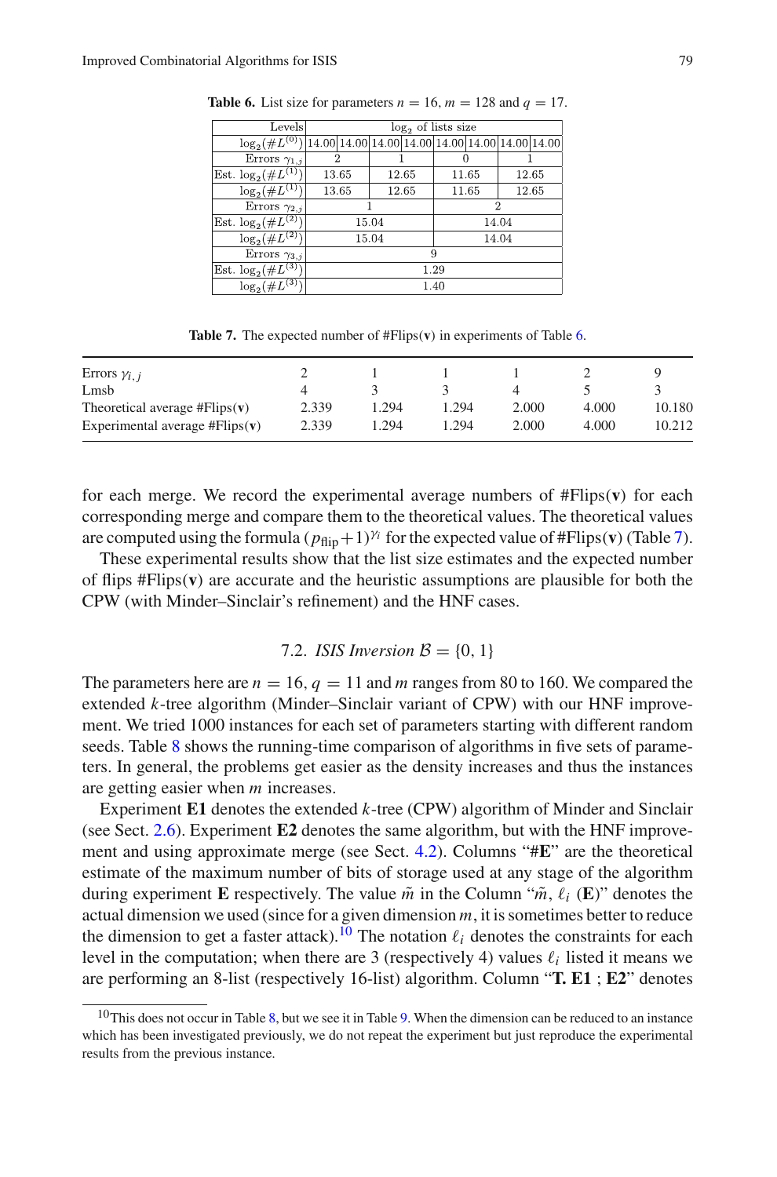**Table 6.** List size for parameters $n = 16$, $m = 128$ and $q = 17$.

| Levels | $\log_2$ of lists size | | | | | | | |
|---|---|---|---|---|---|---|---|---|
| $\log_2(\#L^{(0)})$ | 14.00 | 14.00 | 14.00 | 14.00 | 14.00 | 14.00 | 14.00 | 14.00 |
| Errors $\gamma_{1,j}$ | 2 | | 1 | | 0 | | 1 | |
| Est. $\log_2(\#L^{(1)})$ | 13.65 | | 12.65 | | 11.65 | | 12.65 | |
| $\log_2(\#L^{(1)})$ | 13.65 | | 12.65 | | 11.65 | | 12.65 | |
| Errors $\gamma_{2,j}$ | 1 | | | | 2 | | | |
| Est. $\log_2(\#L^{(2)})$ | 15.04 | | | | 14.04 | | | |
| $\log_2(\#L^{(2)})$ | 15.04 | | | | 14.04 | | | |
| Errors $\gamma_{3,j}$ | 9 | | | | | | | |
| Est. $\log_2(\#L^{(3)})$ | 1.29 | | | | | | | |
| $\log_2(\#L^{(3)})$ | 1.40 | | | | | | | |

**Table 7.** The expected number of #Flips($\mathbf{v}$) in experiments of Table 6.

| Errors $\gamma_{i,j}$ | 2 | 1 | 1 | 1 | 2 | 9 |
|---|---|---|---|---|---|---|
| Lmsb | 4 | 3 | 3 | 4 | 5 | 3 |
| Theoretical average #Flips($\mathbf{v}$) | 2.339 | 1.294 | 1.294 | 2.000 | 4.000 | 10.180 |
| Experimental average #Flips($\mathbf{v}$) | 2.339 | 1.294 | 1.294 | 2.000 | 4.000 | 10.212 |

for each merge. We record the experimental average numbers of #Flips($\mathbf{v}$) for each corresponding merge and compare them to the theoretical values. The theoretical values are computed using the formula $(p_{\text{flip}}+1)^{\gamma_i}$ for the expected value of #Flips($\mathbf{v}$) (Table 7).

These experimental results show that the list size estimates and the expected number of flips #Flips($\mathbf{v}$) are accurate and the heuristic assumptions are plausible for both the CPW (with Minder–Sinclair's refinement) and the HNF cases.

### 7.2. *ISIS Inversion* $\mathcal{B} = \{0, 1\}$

The parameters here are $n = 16$, $q = 11$ and $m$ ranges from 80 to 160. We compared the extended $k$-tree algorithm (Minder–Sinclair variant of CPW) with our HNF improvement. We tried 1000 instances for each set of parameters starting with different random seeds. Table 8 shows the running-time comparison of algorithms in five sets of parameters. In general, the problems get easier as the density increases and thus the instances are getting easier when $m$ increases.

Experiment **E1** denotes the extended $k$-tree (CPW) algorithm of Minder and Sinclair (see Sect. 2.6). Experiment **E2** denotes the same algorithm, but with the HNF improvement and using approximate merge (see Sect. 4.2). Columns "**#E**" are the theoretical estimate of the maximum number of bits of storage used at any stage of the algorithm during experiment **E** respectively. The value $\tilde{m}$ in the Column "$\tilde{m}$, $\ell_i$ (**E**)" denotes the actual dimension we used (since for a given dimension $m$, it is sometimes better to reduce the dimension to get a faster attack).[10] The notation $\ell_i$ denotes the constraints for each level in the computation; when there are 3 (respectively 4) values $\ell_i$ listed it means we are performing an 8-list (respectively 16-list) algorithm. Column "**T. E1** ; **E2**" denotes

[10] This does not occur in Table 8, but we see it in Table 9. When the dimension can be reduced to an instance which has been investigated previously, we do not repeat the experiment but just reproduce the experimental results from the previous instance.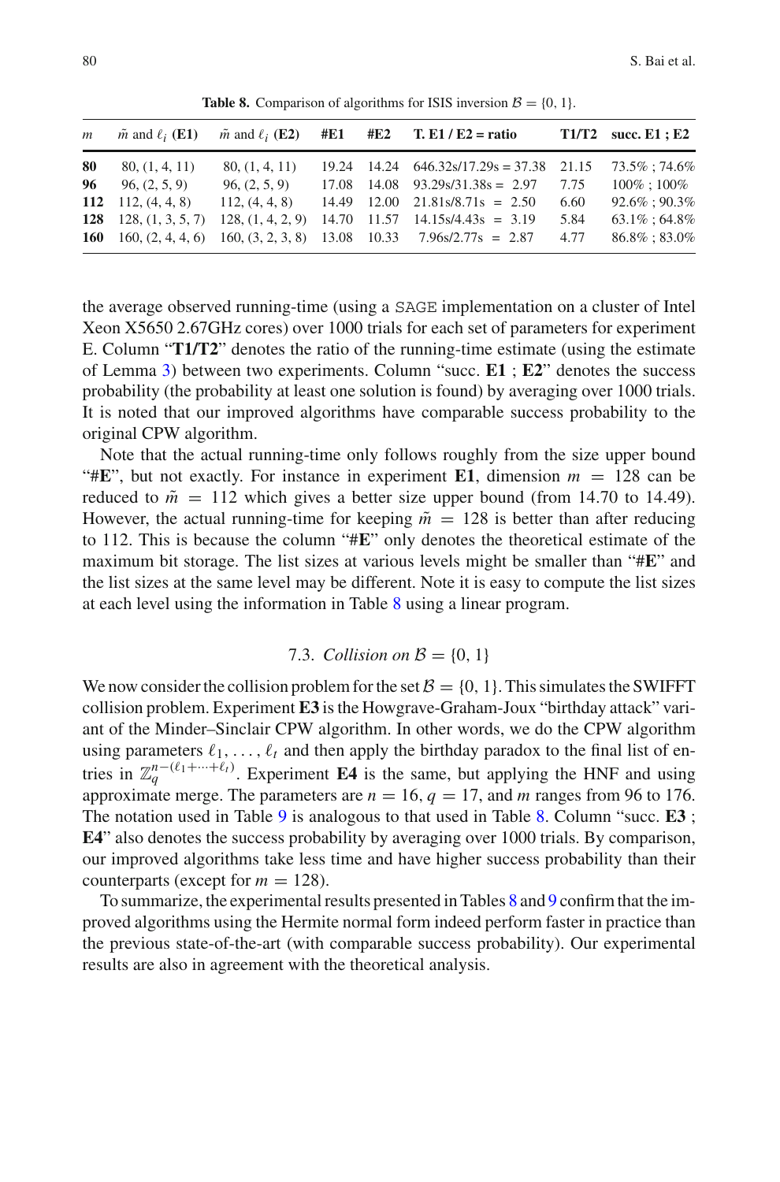**Table 8.** Comparison of algorithms for ISIS inversion $\mathcal{B} = \{0, 1\}$.

| $m$ | $\tilde{m}$ and $\ell_i$ (**E1**) | $\tilde{m}$ and $\ell_i$ (**E2**) | **#E1** | **#E2** | **T. E1 / E2 = ratio** | **T1/T2** | **succ. E1 ; E2** |
|---|---|---|---|---|---|---|---|
| **80** | 80, (1, 4, 11) | 80, (1, 4, 11) | 19.24 | 14.24 | 646.32s/17.29s = 37.38 | 21.15 | 73.5% ; 74.6% |
| **96** | 96, (2, 5, 9) | 96, (2, 5, 9) | 17.08 | 14.08 | 93.29s/31.38s = 2.97 | 7.75 | 100% ; 100% |
| **112** | 112, (4, 4, 8) | 112, (4, 4, 8) | 14.49 | 12.00 | 21.81s/8.71s = 2.50 | 6.60 | 92.6% ; 90.3% |
| **128** | 128, (1, 3, 5, 7) | 128, (1, 4, 2, 9) | 14.70 | 11.57 | 14.15s/4.43s = 3.19 | 5.84 | 63.1% ; 64.8% |
| **160** | 160, (2, 4, 4, 6) | 160, (3, 2, 3, 8) | 13.08 | 10.33 | 7.96s/2.77s = 2.87 | 4.77 | 86.8% ; 83.0% |

the average observed running-time (using a SAGE implementation on a cluster of Intel Xeon X5650 2.67GHz cores) over 1000 trials for each set of parameters for experiment E. Column "**T1/T2**" denotes the ratio of the running-time estimate (using the estimate of Lemma 3) between two experiments. Column "succ. **E1** ; **E2**" denotes the success probability (the probability at least one solution is found) by averaging over 1000 trials. It is noted that our improved algorithms have comparable success probability to the original CPW algorithm.

Note that the actual running-time only follows roughly from the size upper bound "**#E**", but not exactly. For instance in experiment **E1**, dimension $m = 128$ can be reduced to $\tilde{m} = 112$ which gives a better size upper bound (from 14.70 to 14.49). However, the actual running-time for keeping $\tilde{m} = 128$ is better than after reducing to 112. This is because the column "**#E**" only denotes the theoretical estimate of the maximum bit storage. The list sizes at various levels might be smaller than "**#E**" and the list sizes at the same level may be different. Note it is easy to compute the list sizes at each level using the information in Table 8 using a linear program.

### 7.3. *Collision on* $\mathcal{B} = \{0, 1\}$

We now consider the collision problem for the set $\mathcal{B} = \{0, 1\}$. This simulates the SWIFFT collision problem. Experiment **E3** is the Howgrave-Graham-Joux "birthday attack" variant of the Minder–Sinclair CPW algorithm. In other words, we do the CPW algorithm using parameters $\ell_1, \ldots, \ell_t$ and then apply the birthday paradox to the final list of entries in $\mathbb{Z}_q^{n-(\ell_1+\cdots+\ell_t)}$. Experiment **E4** is the same, but applying the HNF and using approximate merge. The parameters are $n = 16$, $q = 17$, and $m$ ranges from 96 to 176. The notation used in Table 9 is analogous to that used in Table 8. Column "succ. **E3** ; **E4**" also denotes the success probability by averaging over 1000 trials. By comparison, our improved algorithms take less time and have higher success probability than their counterparts (except for $m = 128$).

To summarize, the experimental results presented in Tables 8 and 9 confirm that the improved algorithms using the Hermite normal form indeed perform faster in practice than the previous state-of-the-art (with comparable success probability). Our experimental results are also in agreement with the theoretical analysis.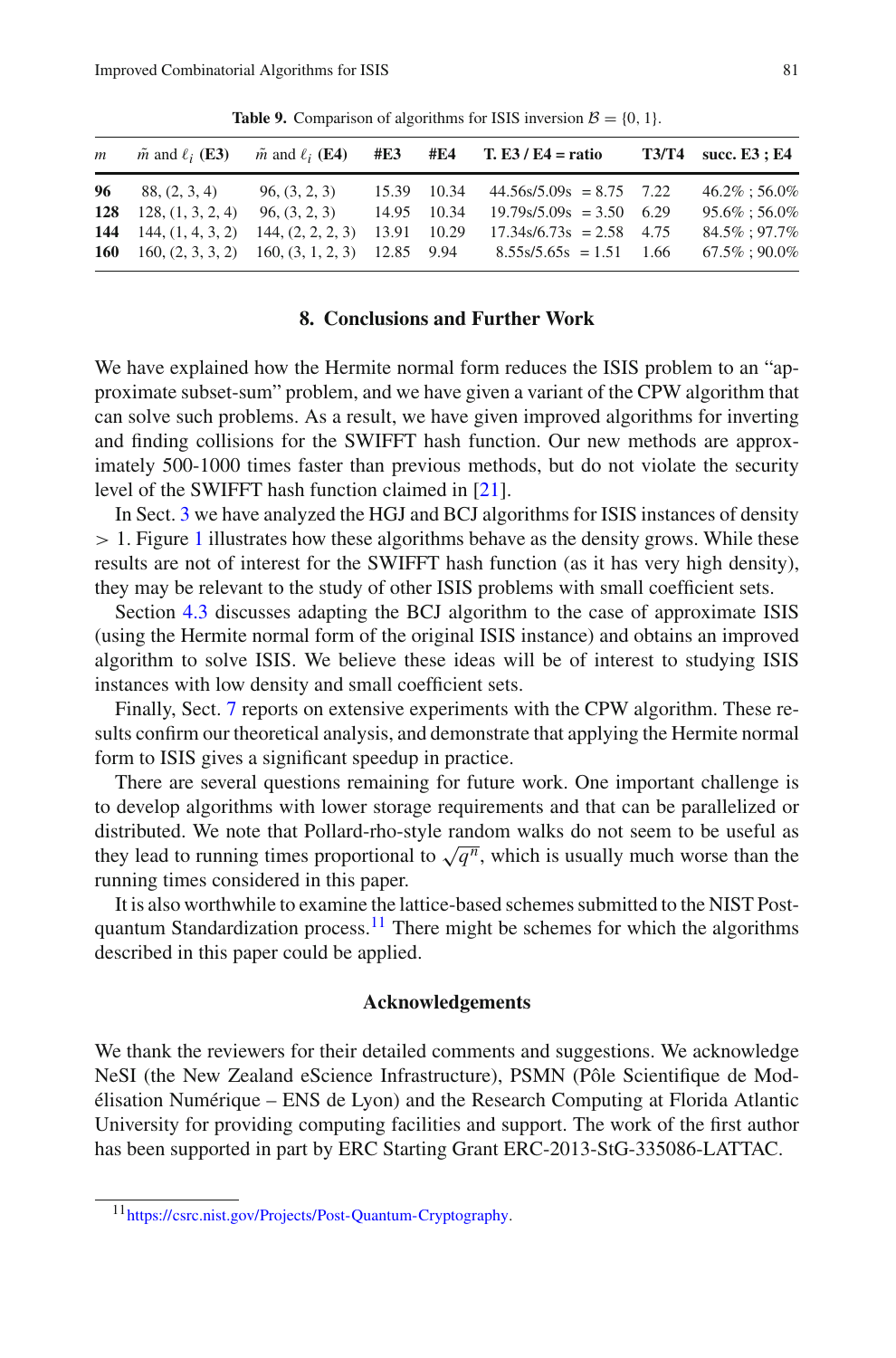**Table 9.** Comparison of algorithms for ISIS inversion $\mathcal{B} = \{0, 1\}$.

| $m$ | $\tilde{m}$ and $\ell_i$ (E3) | $\tilde{m}$ and $\ell_i$ (E4) | #E3 | #E4 | T. E3 / E4 = ratio | T3/T4 | succ. E3 ; E4 |
|---|---|---|---|---|---|---|---|
| **96** | 88, (2, 3, 4) | 96, (3, 2, 3) | 15.39 | 10.34 | 44.56s/5.09s = 8.75 | 7.22 | 46.2% ; 56.0% |
| **128** | 128, (1, 3, 2, 4) | 96, (3, 2, 3) | 14.95 | 10.34 | 19.79s/5.09s = 3.50 | 6.29 | 95.6% ; 56.0% |
| **144** | 144, (1, 4, 3, 2) | 144, (2, 2, 2, 3) | 13.91 | 10.29 | 17.34s/6.73s = 2.58 | 4.75 | 84.5% ; 97.7% |
| **160** | 160, (2, 3, 3, 2) | 160, (3, 1, 2, 3) | 12.85 | 9.94 | 8.55s/5.65s = 1.51 | 1.66 | 67.5% ; 90.0% |

## 8. Conclusions and Further Work

We have explained how the Hermite normal form reduces the ISIS problem to an "approximate subset-sum" problem, and we have given a variant of the CPW algorithm that can solve such problems. As a result, we have given improved algorithms for inverting and finding collisions for the SWIFFT hash function. Our new methods are approximately 500-1000 times faster than previous methods, but do not violate the security level of the SWIFFT hash function claimed in [21].

In Sect. 3 we have analyzed the HGJ and BCJ algorithms for ISIS instances of density $> 1$. Figure 1 illustrates how these algorithms behave as the density grows. While these results are not of interest for the SWIFFT hash function (as it has very high density), they may be relevant to the study of other ISIS problems with small coefficient sets.

Section 4.3 discusses adapting the BCJ algorithm to the case of approximate ISIS (using the Hermite normal form of the original ISIS instance) and obtains an improved algorithm to solve ISIS. We believe these ideas will be of interest to studying ISIS instances with low density and small coefficient sets.

Finally, Sect. 7 reports on extensive experiments with the CPW algorithm. These results confirm our theoretical analysis, and demonstrate that applying the Hermite normal form to ISIS gives a significant speedup in practice.

There are several questions remaining for future work. One important challenge is to develop algorithms with lower storage requirements and that can be parallelized or distributed. We note that Pollard-rho-style random walks do not seem to be useful as they lead to running times proportional to $\sqrt{q^n}$, which is usually much worse than the running times considered in this paper.

It is also worthwhile to examine the lattice-based schemes submitted to the NIST Post-quantum Standardization process.[11] There might be schemes for which the algorithms described in this paper could be applied.

### Acknowledgements

We thank the reviewers for their detailed comments and suggestions. We acknowledge NeSI (the New Zealand eScience Infrastructure), PSMN (Pôle Scientifique de Modélisation Numérique – ENS de Lyon) and the Research Computing at Florida Atlantic University for providing computing facilities and support. The work of the first author has been supported in part by ERC Starting Grant ERC-2013-StG-335086-LATTAC.

[11] https://csrc.nist.gov/Projects/Post-Quantum-Cryptography.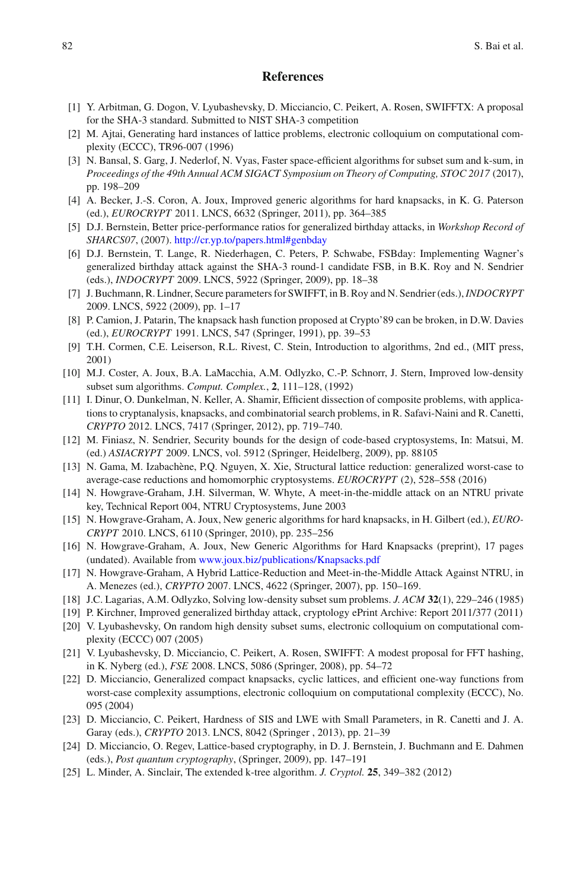## References

[1] Y. Arbitman, G. Dogon, V. Lyubashevsky, D. Micciancio, C. Peikert, A. Rosen, SWIFFTX: A proposal for the SHA-3 standard. Submitted to NIST SHA-3 competition

[2] M. Ajtai, Generating hard instances of lattice problems, electronic colloquium on computational complexity (ECCC), TR96-007 (1996)

[3] N. Bansal, S. Garg, J. Nederlof, N. Vyas, Faster space-efficient algorithms for subset sum and k-sum, in *Proceedings of the 49th Annual ACM SIGACT Symposium on Theory of Computing, STOC 2017* (2017), pp. 198–209

[4] A. Becker, J.-S. Coron, A. Joux, Improved generic algorithms for hard knapsacks, in K. G. Paterson (ed.), *EUROCRYPT* 2011. LNCS, 6632 (Springer, 2011), pp. 364–385

[5] D.J. Bernstein, Better price-performance ratios for generalized birthday attacks, in *Workshop Record of SHARCS07*, (2007). http://cr.yp.to/papers.html#genbday

[6] D.J. Bernstein, T. Lange, R. Niederhagen, C. Peters, P. Schwabe, FSBday: Implementing Wagner's generalized birthday attack against the SHA-3 round-1 candidate FSB, in B.K. Roy and N. Sendrier (eds.), *INDOCRYPT* 2009. LNCS, 5922 (Springer, 2009), pp. 18–38

[7] J. Buchmann, R. Lindner, Secure parameters for SWIFFT, in B. Roy and N. Sendrier (eds.), *INDOCRYPT* 2009. LNCS, 5922 (2009), pp. 1–17

[8] P. Camion, J. Patarin, The knapsack hash function proposed at Crypto'89 can be broken, in D.W. Davies (ed.), *EUROCRYPT* 1991. LNCS, 547 (Springer, 1991), pp. 39–53

[9] T.H. Cormen, C.E. Leiserson, R.L. Rivest, C. Stein, Introduction to algorithms, 2nd ed., (MIT press, 2001)

[10] M.J. Coster, A. Joux, B.A. LaMacchia, A.M. Odlyzko, C.-P. Schnorr, J. Stern, Improved low-density subset sum algorithms. *Comput. Complex.*, **2**, 111–128, (1992)

[11] I. Dinur, O. Dunkelman, N. Keller, A. Shamir, Efficient dissection of composite problems, with applications to cryptanalysis, knapsacks, and combinatorial search problems, in R. Safavi-Naini and R. Canetti, *CRYPTO* 2012. LNCS, 7417 (Springer, 2012), pp. 719–740.

[12] M. Finiasz, N. Sendrier, Security bounds for the design of code-based cryptosystems, In: Matsui, M. (ed.) *ASIACRYPT* 2009. LNCS, vol. 5912 (Springer, Heidelberg, 2009), pp. 88105

[13] N. Gama, M. Izabachène, P.Q. Nguyen, X. Xie, Structural lattice reduction: generalized worst-case to average-case reductions and homomorphic cryptosystems. *EUROCRYPT* (2), 528–558 (2016)

[14] N. Howgrave-Graham, J.H. Silverman, W. Whyte, A meet-in-the-middle attack on an NTRU private key, Technical Report 004, NTRU Cryptosystems, June 2003

[15] N. Howgrave-Graham, A. Joux, New generic algorithms for hard knapsacks, in H. Gilbert (ed.), *EUROCRYPT* 2010. LNCS, 6110 (Springer, 2010), pp. 235–256

[16] N. Howgrave-Graham, A. Joux, New Generic Algorithms for Hard Knapsacks (preprint), 17 pages (undated). Available from www.joux.biz/publications/Knapsacks.pdf

[17] N. Howgrave-Graham, A Hybrid Lattice-Reduction and Meet-in-the-Middle Attack Against NTRU, in A. Menezes (ed.), *CRYPTO* 2007. LNCS, 4622 (Springer, 2007), pp. 150–169.

[18] J.C. Lagarias, A.M. Odlyzko, Solving low-density subset sum problems. *J. ACM* **32**(1), 229–246 (1985)

[19] P. Kirchner, Improved generalized birthday attack, cryptology ePrint Archive: Report 2011/377 (2011)

[20] V. Lyubashevsky, On random high density subset sums, electronic colloquium on computational complexity (ECCC) 007 (2005)

[21] V. Lyubashevsky, D. Micciancio, C. Peikert, A. Rosen, SWIFFT: A modest proposal for FFT hashing, in K. Nyberg (ed.), *FSE* 2008. LNCS, 5086 (Springer, 2008), pp. 54–72

[22] D. Micciancio, Generalized compact knapsacks, cyclic lattices, and efficient one-way functions from worst-case complexity assumptions, electronic colloquium on computational complexity (ECCC), No. 095 (2004)

[23] D. Micciancio, C. Peikert, Hardness of SIS and LWE with Small Parameters, in R. Canetti and J. A. Garay (eds.), *CRYPTO* 2013. LNCS, 8042 (Springer , 2013), pp. 21–39

[24] D. Micciancio, O. Regev, Lattice-based cryptography, in D. J. Bernstein, J. Buchmann and E. Dahmen (eds.), *Post quantum cryptography*, (Springer, 2009), pp. 147–191

[25] L. Minder, A. Sinclair, The extended k-tree algorithm. *J. Cryptol.* **25**, 349–382 (2012)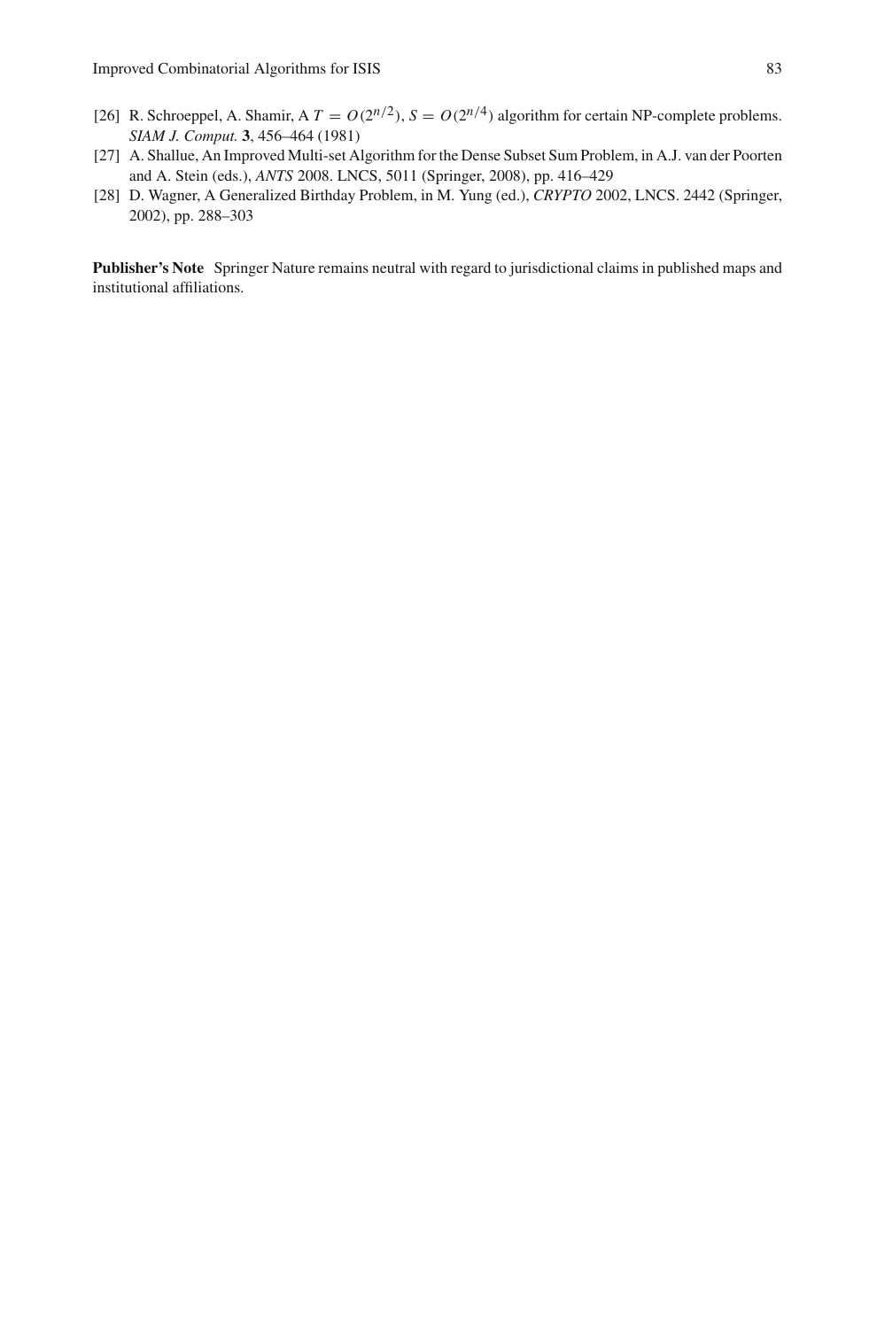[26] R. Schroeppel, A. Shamir, A $T = O(2^{n/2})$, $S = O(2^{n/4})$ algorithm for certain NP-complete problems. *SIAM J. Comput.* **3**, 456–464 (1981)

[27] A. Shallue, An Improved Multi-set Algorithm for the Dense Subset Sum Problem, in A.J. van der Poorten and A. Stein (eds.), *ANTS* 2008. LNCS, 5011 (Springer, 2008), pp. 416–429

[28] D. Wagner, A Generalized Birthday Problem, in M. Yung (ed.), *CRYPTO* 2002, LNCS. 2442 (Springer, 2002), pp. 288–303

**Publisher's Note** Springer Nature remains neutral with regard to jurisdictional claims in published maps and institutional affiliations.